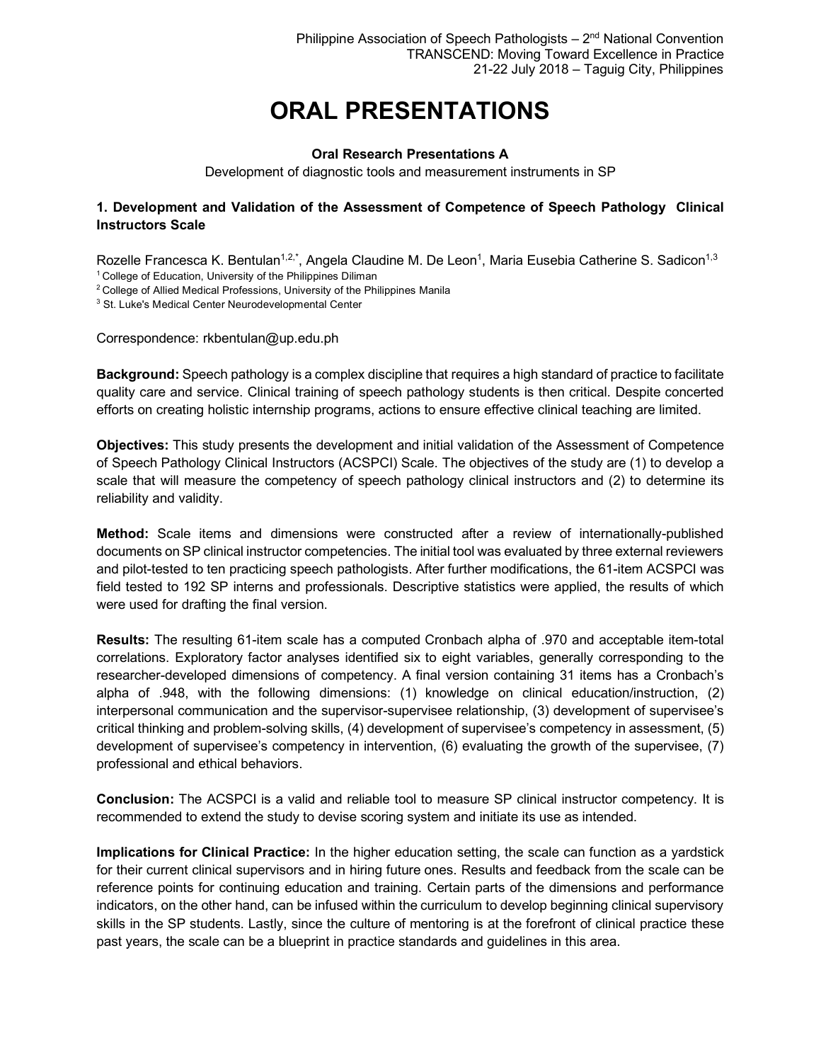# ORAL PRESENTATIONS

**Oral Research Presentations A**

Development of diagnostic tools and measurement instruments in SP

### 1. Development and Validation of the Assessment of Competence of Speech Pathology Clinical Instructors Scale

Rozelle Francesca K. Bentulan[1,2,*], Angela Claudine M. De Leon[1], Maria Eusebia Catherine S. Sadicon[1,3]

[1] College of Education, University of the Philippines Diliman
[2] College of Allied Medical Professions, University of the Philippines Manila
[3] St. Luke's Medical Center Neurodevelopmental Center

Correspondence: rkbentulan@up.edu.ph

**Background:** Speech pathology is a complex discipline that requires a high standard of practice to facilitate quality care and service. Clinical training of speech pathology students is then critical. Despite concerted efforts on creating holistic internship programs, actions to ensure effective clinical teaching are limited.

**Objectives:** This study presents the development and initial validation of the Assessment of Competence of Speech Pathology Clinical Instructors (ACSPCI) Scale. The objectives of the study are (1) to develop a scale that will measure the competency of speech pathology clinical instructors and (2) to determine its reliability and validity.

**Method:** Scale items and dimensions were constructed after a review of internationally-published documents on SP clinical instructor competencies. The initial tool was evaluated by three external reviewers and pilot-tested to ten practicing speech pathologists. After further modifications, the 61-item ACSPCI was field tested to 192 SP interns and professionals. Descriptive statistics were applied, the results of which were used for drafting the final version.

**Results:** The resulting 61-item scale has a computed Cronbach alpha of .970 and acceptable item-total correlations. Exploratory factor analyses identified six to eight variables, generally corresponding to the researcher-developed dimensions of competency. A final version containing 31 items has a Cronbach's alpha of .948, with the following dimensions: (1) knowledge on clinical education/instruction, (2) interpersonal communication and the supervisor-supervisee relationship, (3) development of supervisee's critical thinking and problem-solving skills, (4) development of supervisee's competency in assessment, (5) development of supervisee's competency in intervention, (6) evaluating the growth of the supervisee, (7) professional and ethical behaviors.

**Conclusion:** The ACSPCI is a valid and reliable tool to measure SP clinical instructor competency. It is recommended to extend the study to devise scoring system and initiate its use as intended.

**Implications for Clinical Practice:** In the higher education setting, the scale can function as a yardstick for their current clinical supervisors and in hiring future ones. Results and feedback from the scale can be reference points for continuing education and training. Certain parts of the dimensions and performance indicators, on the other hand, can be infused within the curriculum to develop beginning clinical supervisory skills in the SP students. Lastly, since the culture of mentoring is at the forefront of clinical practice these past years, the scale can be a blueprint in practice standards and guidelines in this area.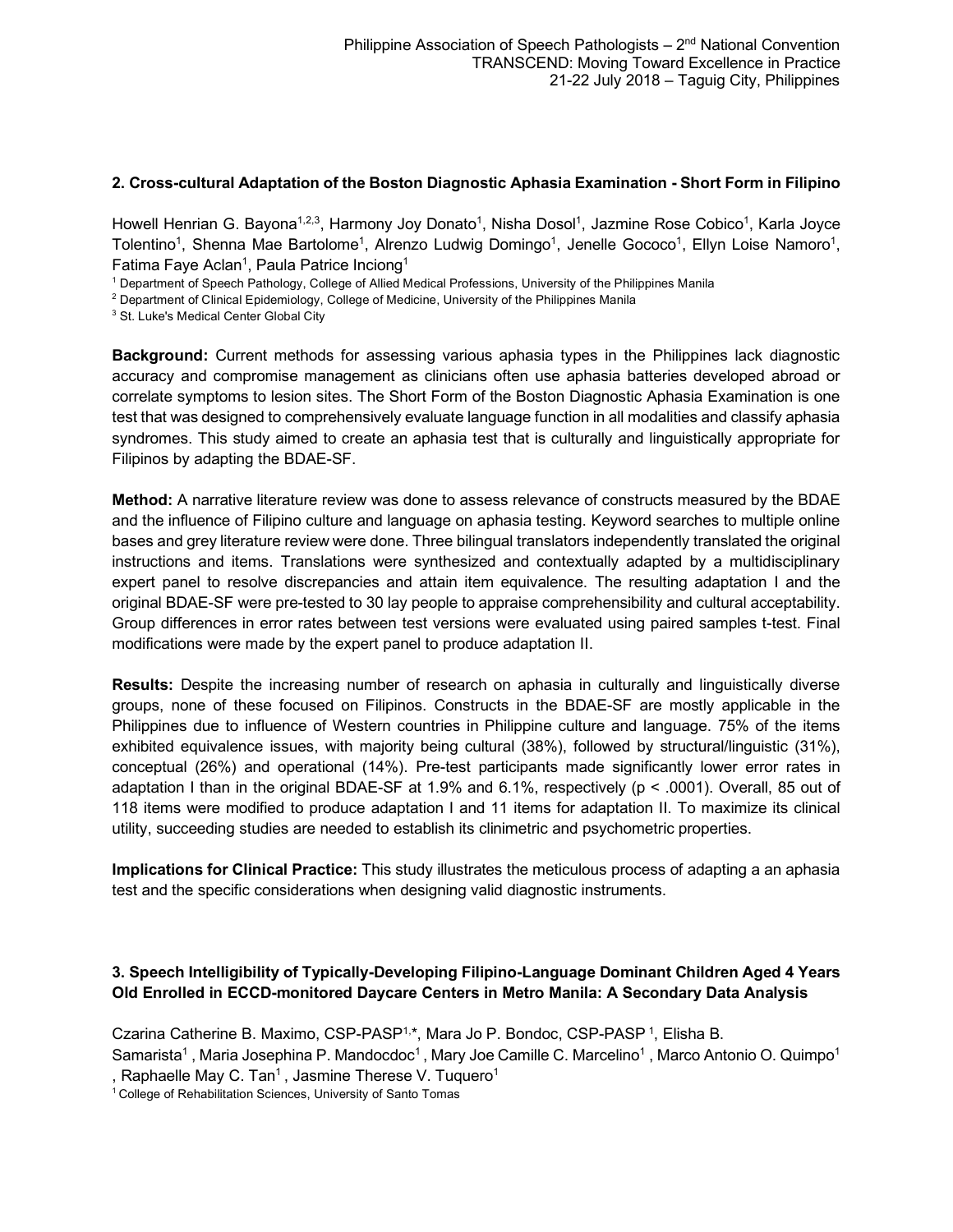## 2. Cross-cultural Adaptation of the Boston Diagnostic Aphasia Examination - Short Form in Filipino

Howell Henrian G. Bayona[1,2,3], Harmony Joy Donato[1], Nisha Dosol[1], Jazmine Rose Cobico[1], Karla Joyce Tolentino[1], Shenna Mae Bartolome[1], Alrenzo Ludwig Domingo[1], Jenelle Gococo[1], Ellyn Loise Namoro[1], Fatima Faye Aclan[1], Paula Patrice Inciong[1]

[1] Department of Speech Pathology, College of Allied Medical Professions, University of the Philippines Manila
[2] Department of Clinical Epidemiology, College of Medicine, University of the Philippines Manila
[3] St. Luke's Medical Center Global City

**Background:** Current methods for assessing various aphasia types in the Philippines lack diagnostic accuracy and compromise management as clinicians often use aphasia batteries developed abroad or correlate symptoms to lesion sites. The Short Form of the Boston Diagnostic Aphasia Examination is one test that was designed to comprehensively evaluate language function in all modalities and classify aphasia syndromes. This study aimed to create an aphasia test that is culturally and linguistically appropriate for Filipinos by adapting the BDAE-SF.

**Method:** A narrative literature review was done to assess relevance of constructs measured by the BDAE and the influence of Filipino culture and language on aphasia testing. Keyword searches to multiple online bases and grey literature review were done. Three bilingual translators independently translated the original instructions and items. Translations were synthesized and contextually adapted by a multidisciplinary expert panel to resolve discrepancies and attain item equivalence. The resulting adaptation I and the original BDAE-SF were pre-tested to 30 lay people to appraise comprehensibility and cultural acceptability. Group differences in error rates between test versions were evaluated using paired samples t-test. Final modifications were made by the expert panel to produce adaptation II.

**Results:** Despite the increasing number of research on aphasia in culturally and linguistically diverse groups, none of these focused on Filipinos. Constructs in the BDAE-SF are mostly applicable in the Philippines due to influence of Western countries in Philippine culture and language. 75% of the items exhibited equivalence issues, with majority being cultural (38%), followed by structural/linguistic (31%), conceptual (26%) and operational (14%). Pre-test participants made significantly lower error rates in adaptation I than in the original BDAE-SF at 1.9% and 6.1%, respectively ($p < .0001$). Overall, 85 out of 118 items were modified to produce adaptation I and 11 items for adaptation II. To maximize its clinical utility, succeeding studies are needed to establish its clinimetric and psychometric properties.

**Implications for Clinical Practice:** This study illustrates the meticulous process of adapting a an aphasia test and the specific considerations when designing valid diagnostic instruments.

## 3. Speech Intelligibility of Typically-Developing Filipino-Language Dominant Children Aged 4 Years Old Enrolled in ECCD-monitored Daycare Centers in Metro Manila: A Secondary Data Analysis

Czarina Catherine B. Maximo, CSP-PASP[1,*], Mara Jo P. Bondoc, CSP-PASP [1], Elisha B. Samarista[1] , Maria Josephina P. Mandocdoc[1] , Mary Joe Camille C. Marcelino[1] , Marco Antonio O. Quimpo[1] , Raphaelle May C. Tan[1] , Jasmine Therese V. Tuquero[1]

[1] College of Rehabilitation Sciences, University of Santo Tomas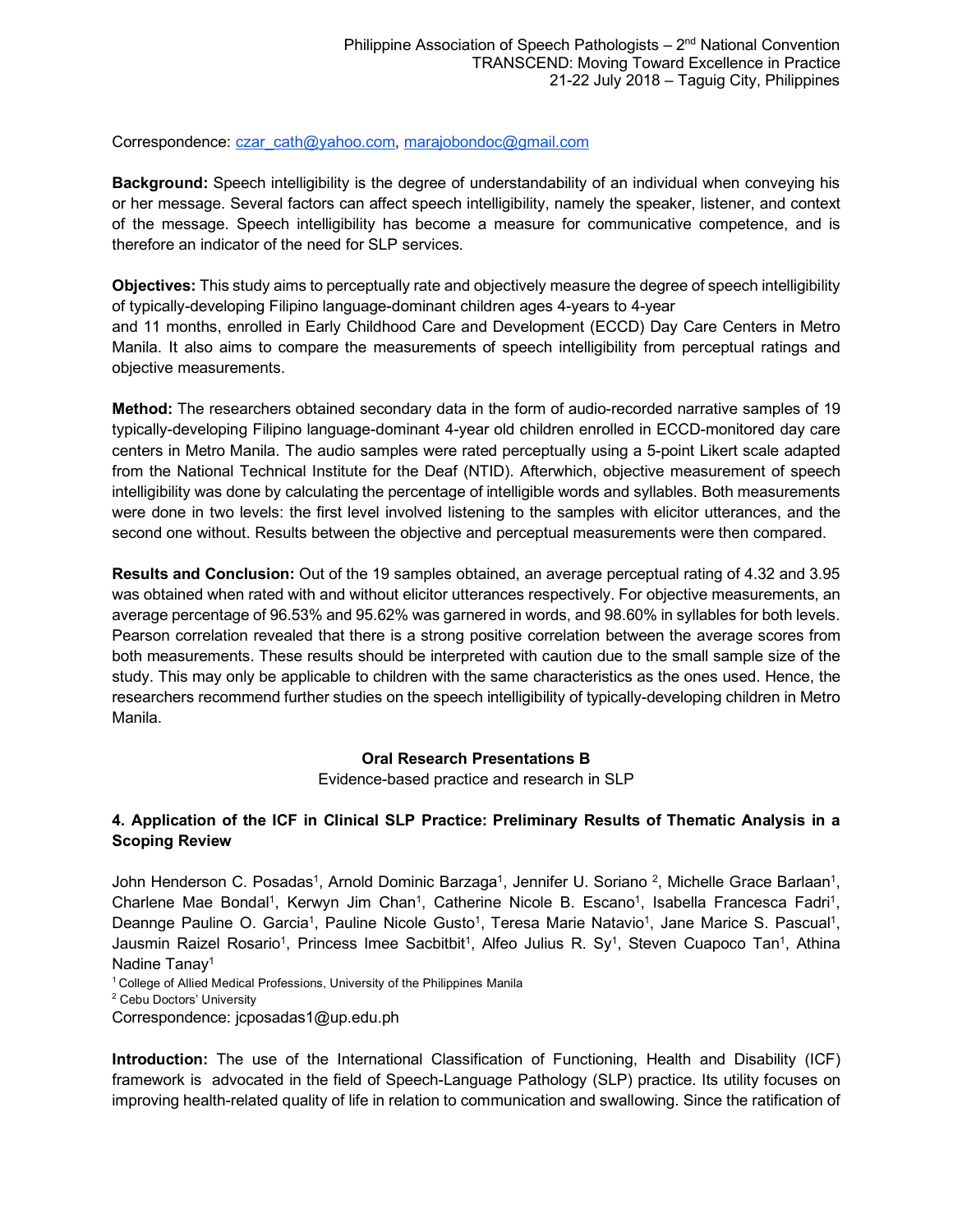Correspondence: czar_cath@yahoo.com, marajobondoc@gmail.com

**Background:** Speech intelligibility is the degree of understandability of an individual when conveying his or her message. Several factors can affect speech intelligibility, namely the speaker, listener, and context of the message. Speech intelligibility has become a measure for communicative competence, and is therefore an indicator of the need for SLP services.

**Objectives:** This study aims to perceptually rate and objectively measure the degree of speech intelligibility of typically-developing Filipino language-dominant children ages 4-years to 4-year and 11 months, enrolled in Early Childhood Care and Development (ECCD) Day Care Centers in Metro Manila. It also aims to compare the measurements of speech intelligibility from perceptual ratings and objective measurements.

**Method:** The researchers obtained secondary data in the form of audio-recorded narrative samples of 19 typically-developing Filipino language-dominant 4-year old children enrolled in ECCD-monitored day care centers in Metro Manila. The audio samples were rated perceptually using a 5-point Likert scale adapted from the National Technical Institute for the Deaf (NTID). Afterwhich, objective measurement of speech intelligibility was done by calculating the percentage of intelligible words and syllables. Both measurements were done in two levels: the first level involved listening to the samples with elicitor utterances, and the second one without. Results between the objective and perceptual measurements were then compared.

**Results and Conclusion:** Out of the 19 samples obtained, an average perceptual rating of 4.32 and 3.95 was obtained when rated with and without elicitor utterances respectively. For objective measurements, an average percentage of 96.53% and 95.62% was garnered in words, and 98.60% in syllables for both levels. Pearson correlation revealed that there is a strong positive correlation between the average scores from both measurements. These results should be interpreted with caution due to the small sample size of the study. This may only be applicable to children with the same characteristics as the ones used. Hence, the researchers recommend further studies on the speech intelligibility of typically-developing children in Metro Manila.

## Oral Research Presentations B

Evidence-based practice and research in SLP

### 4. Application of the ICF in Clinical SLP Practice: Preliminary Results of Thematic Analysis in a Scoping Review

John Henderson C. Posadas[1], Arnold Dominic Barzaga[1], Jennifer U. Soriano [2], Michelle Grace Barlaan[1], Charlene Mae Bondal[1], Kerwyn Jim Chan[1], Catherine Nicole B. Escano[1], Isabella Francesca Fadri[1], Deannge Pauline O. Garcia[1], Pauline Nicole Gusto[1], Teresa Marie Natavio[1], Jane Marice S. Pascual[1], Jausmin Raizel Rosario[1], Princess Imee Sacbitbit[1], Alfeo Julius R. Sy[1], Steven Cuapoco Tan[1], Athina Nadine Tanay[1]

[1] College of Allied Medical Professions, University of the Philippines Manila

[2] Cebu Doctors' University

Correspondence: jcposadas1@up.edu.ph

**Introduction:** The use of the International Classification of Functioning, Health and Disability (ICF) framework is advocated in the field of Speech-Language Pathology (SLP) practice. Its utility focuses on improving health-related quality of life in relation to communication and swallowing. Since the ratification of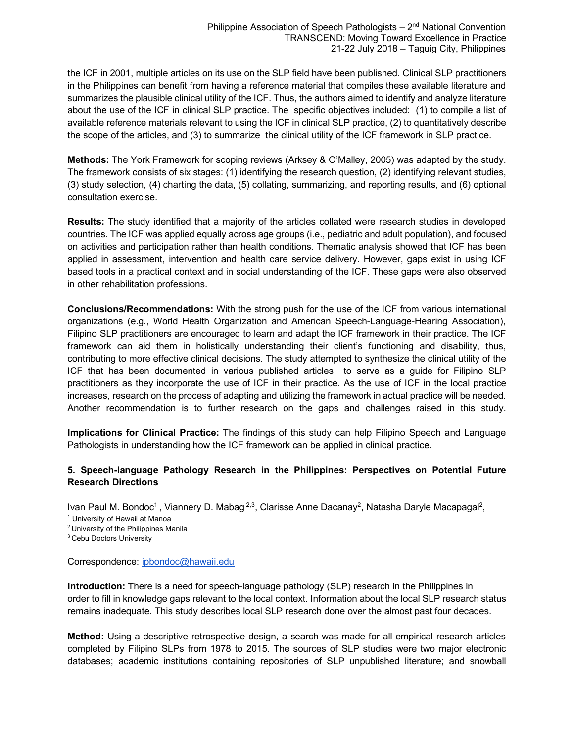the ICF in 2001, multiple articles on its use on the SLP field have been published. Clinical SLP practitioners in the Philippines can benefit from having a reference material that compiles these available literature and summarizes the plausible clinical utility of the ICF. Thus, the authors aimed to identify and analyze literature about the use of the ICF in clinical SLP practice. The specific objectives included: (1) to compile a list of available reference materials relevant to using the ICF in clinical SLP practice, (2) to quantitatively describe the scope of the articles, and (3) to summarize the clinical utility of the ICF framework in SLP practice.

**Methods:** The York Framework for scoping reviews (Arksey & O'Malley, 2005) was adapted by the study. The framework consists of six stages: (1) identifying the research question, (2) identifying relevant studies, (3) study selection, (4) charting the data, (5) collating, summarizing, and reporting results, and (6) optional consultation exercise.

**Results:** The study identified that a majority of the articles collated were research studies in developed countries. The ICF was applied equally across age groups (i.e., pediatric and adult population), and focused on activities and participation rather than health conditions. Thematic analysis showed that ICF has been applied in assessment, intervention and health care service delivery. However, gaps exist in using ICF based tools in a practical context and in social understanding of the ICF. These gaps were also observed in other rehabilitation professions.

**Conclusions/Recommendations:** With the strong push for the use of the ICF from various international organizations (e.g., World Health Organization and American Speech-Language-Hearing Association), Filipino SLP practitioners are encouraged to learn and adapt the ICF framework in their practice. The ICF framework can aid them in holistically understanding their client's functioning and disability, thus, contributing to more effective clinical decisions. The study attempted to synthesize the clinical utility of the ICF that has been documented in various published articles to serve as a guide for Filipino SLP practitioners as they incorporate the use of ICF in their practice. As the use of ICF in the local practice increases, research on the process of adapting and utilizing the framework in actual practice will be needed. Another recommendation is to further research on the gaps and challenges raised in this study.

**Implications for Clinical Practice:** The findings of this study can help Filipino Speech and Language Pathologists in understanding how the ICF framework can be applied in clinical practice.

### 5. Speech-language Pathology Research in the Philippines: Perspectives on Potential Future Research Directions

Ivan Paul M. Bondoc[1], Viannery D. Mabag[2,3], Clarisse Anne Dacanay[2], Natasha Daryle Macapagal[2],

[1] University of Hawaii at Manoa
[2] University of the Philippines Manila
[3] Cebu Doctors University

Correspondence: ipbondoc@hawaii.edu

**Introduction:** There is a need for speech-language pathology (SLP) research in the Philippines in order to fill in knowledge gaps relevant to the local context. Information about the local SLP research status remains inadequate. This study describes local SLP research done over the almost past four decades.

**Method:** Using a descriptive retrospective design, a search was made for all empirical research articles completed by Filipino SLPs from 1978 to 2015. The sources of SLP studies were two major electronic databases; academic institutions containing repositories of SLP unpublished literature; and snowball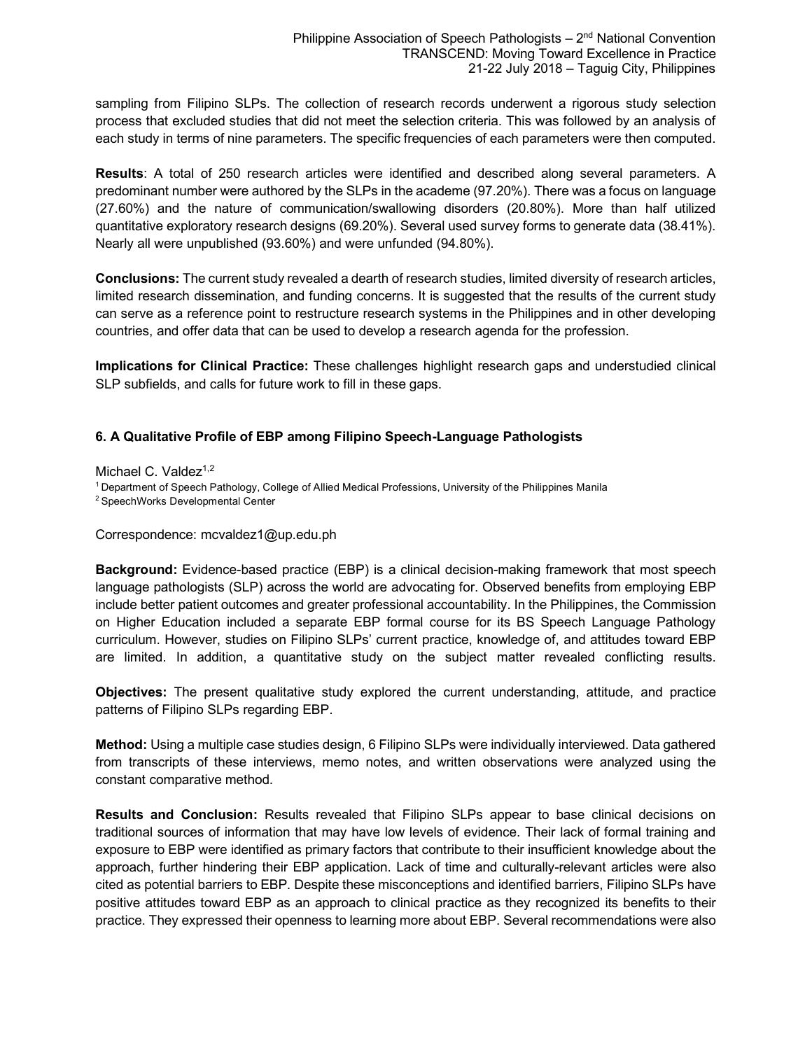sampling from Filipino SLPs. The collection of research records underwent a rigorous study selection process that excluded studies that did not meet the selection criteria. This was followed by an analysis of each study in terms of nine parameters. The specific frequencies of each parameters were then computed.

**Results**: A total of 250 research articles were identified and described along several parameters. A predominant number were authored by the SLPs in the academe (97.20%). There was a focus on language (27.60%) and the nature of communication/swallowing disorders (20.80%). More than half utilized quantitative exploratory research designs (69.20%). Several used survey forms to generate data (38.41%). Nearly all were unpublished (93.60%) and were unfunded (94.80%).

**Conclusions:** The current study revealed a dearth of research studies, limited diversity of research articles, limited research dissemination, and funding concerns. It is suggested that the results of the current study can serve as a reference point to restructure research systems in the Philippines and in other developing countries, and offer data that can be used to develop a research agenda for the profession.

**Implications for Clinical Practice:** These challenges highlight research gaps and understudied clinical SLP subfields, and calls for future work to fill in these gaps.

### 6. A Qualitative Profile of EBP among Filipino Speech-Language Pathologists

Michael C. Valdez[1,2]

[1] Department of Speech Pathology, College of Allied Medical Professions, University of the Philippines Manila
[2] SpeechWorks Developmental Center

Correspondence: mcvaldez1@up.edu.ph

**Background:** Evidence-based practice (EBP) is a clinical decision-making framework that most speech language pathologists (SLP) across the world are advocating for. Observed benefits from employing EBP include better patient outcomes and greater professional accountability. In the Philippines, the Commission on Higher Education included a separate EBP formal course for its BS Speech Language Pathology curriculum. However, studies on Filipino SLPs' current practice, knowledge of, and attitudes toward EBP are limited. In addition, a quantitative study on the subject matter revealed conflicting results.

**Objectives:** The present qualitative study explored the current understanding, attitude, and practice patterns of Filipino SLPs regarding EBP.

**Method:** Using a multiple case studies design, 6 Filipino SLPs were individually interviewed. Data gathered from transcripts of these interviews, memo notes, and written observations were analyzed using the constant comparative method.

**Results and Conclusion:** Results revealed that Filipino SLPs appear to base clinical decisions on traditional sources of information that may have low levels of evidence. Their lack of formal training and exposure to EBP were identified as primary factors that contribute to their insufficient knowledge about the approach, further hindering their EBP application. Lack of time and culturally-relevant articles were also cited as potential barriers to EBP. Despite these misconceptions and identified barriers, Filipino SLPs have positive attitudes toward EBP as an approach to clinical practice as they recognized its benefits to their practice. They expressed their openness to learning more about EBP. Several recommendations were also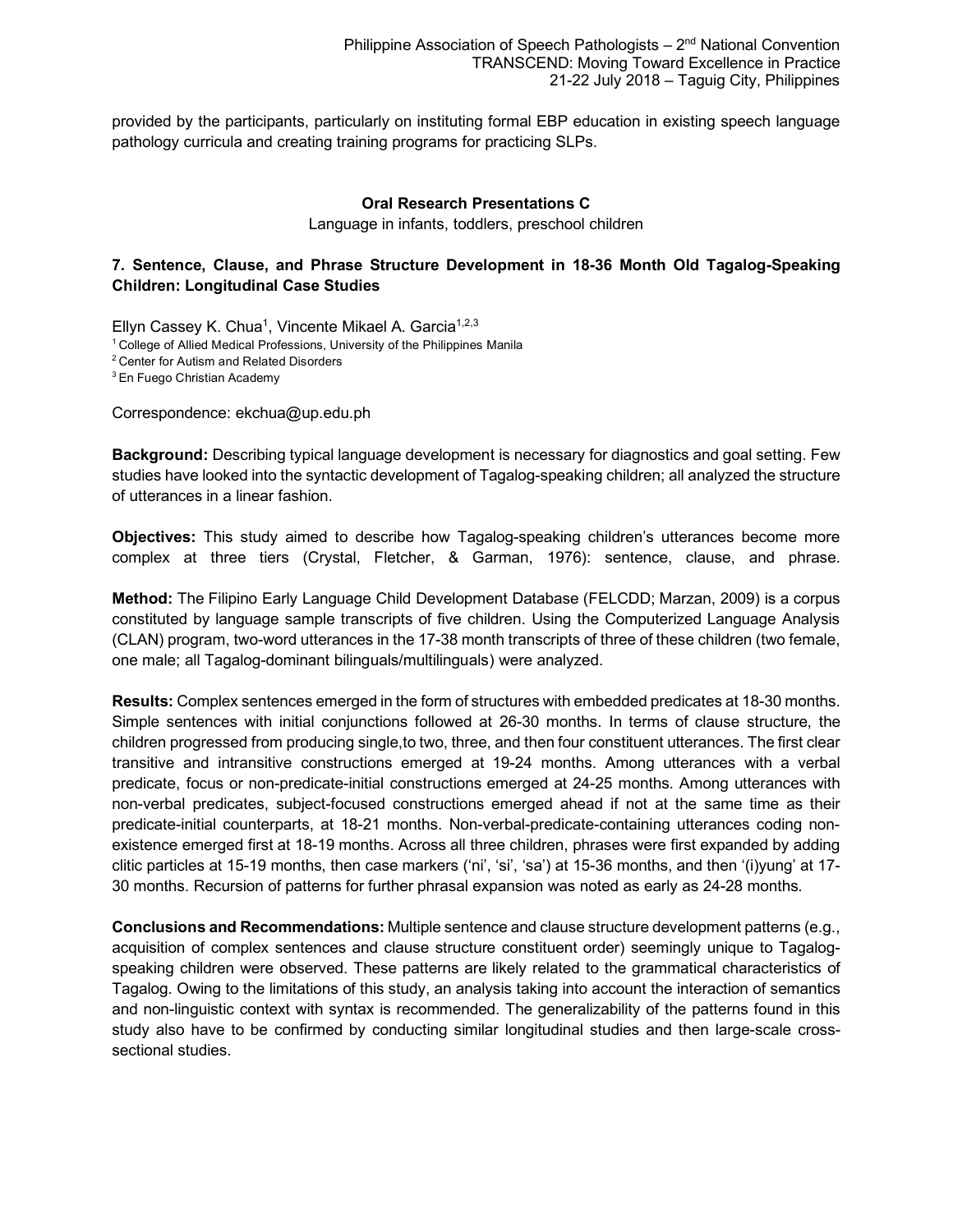provided by the participants, particularly on instituting formal EBP education in existing speech language pathology curricula and creating training programs for practicing SLPs.

### Oral Research Presentations C

Language in infants, toddlers, preschool children

### 7. Sentence, Clause, and Phrase Structure Development in 18-36 Month Old Tagalog-Speaking Children: Longitudinal Case Studies

Ellyn Cassey K. Chua[1], Vincente Mikael A. Garcia[1,2,3]

[1] College of Allied Medical Professions, University of the Philippines Manila
[2] Center for Autism and Related Disorders
[3] En Fuego Christian Academy

Correspondence: ekchua@up.edu.ph

**Background:** Describing typical language development is necessary for diagnostics and goal setting. Few studies have looked into the syntactic development of Tagalog-speaking children; all analyzed the structure of utterances in a linear fashion.

**Objectives:** This study aimed to describe how Tagalog-speaking children's utterances become more complex at three tiers (Crystal, Fletcher, & Garman, 1976): sentence, clause, and phrase.

**Method:** The Filipino Early Language Child Development Database (FELCDD; Marzan, 2009) is a corpus constituted by language sample transcripts of five children. Using the Computerized Language Analysis (CLAN) program, two-word utterances in the 17-38 month transcripts of three of these children (two female, one male; all Tagalog-dominant bilinguals/multilinguals) were analyzed.

**Results:** Complex sentences emerged in the form of structures with embedded predicates at 18-30 months. Simple sentences with initial conjunctions followed at 26-30 months. In terms of clause structure, the children progressed from producing single,to two, three, and then four constituent utterances. The first clear transitive and intransitive constructions emerged at 19-24 months. Among utterances with a verbal predicate, focus or non-predicate-initial constructions emerged at 24-25 months. Among utterances with non-verbal predicates, subject-focused constructions emerged ahead if not at the same time as their predicate-initial counterparts, at 18-21 months. Non-verbal-predicate-containing utterances coding non-existence emerged first at 18-19 months. Across all three children, phrases were first expanded by adding clitic particles at 15-19 months, then case markers ('ni', 'si', 'sa') at 15-36 months, and then '(i)yung' at 17-30 months. Recursion of patterns for further phrasal expansion was noted as early as 24-28 months.

**Conclusions and Recommendations:** Multiple sentence and clause structure development patterns (e.g., acquisition of complex sentences and clause structure constituent order) seemingly unique to Tagalog-speaking children were observed. These patterns are likely related to the grammatical characteristics of Tagalog. Owing to the limitations of this study, an analysis taking into account the interaction of semantics and non-linguistic context with syntax is recommended. The generalizability of the patterns found in this study also have to be confirmed by conducting similar longitudinal studies and then large-scale cross-sectional studies.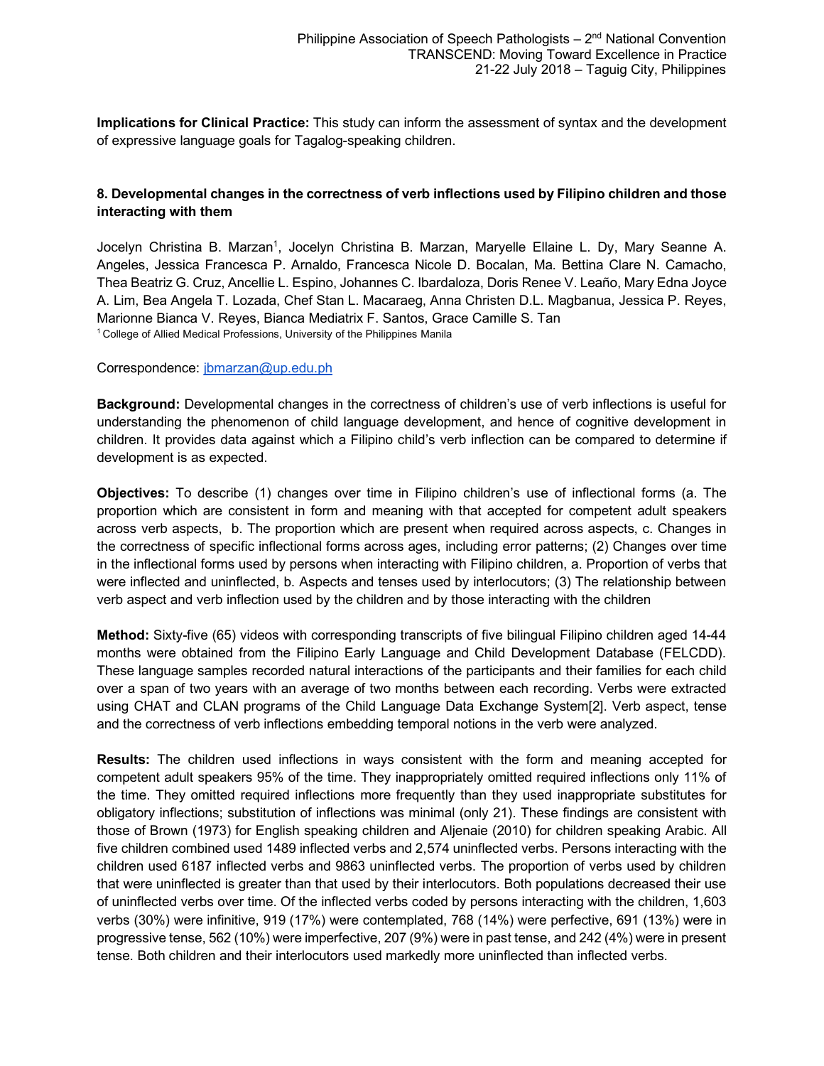**Implications for Clinical Practice:** This study can inform the assessment of syntax and the development of expressive language goals for Tagalog-speaking children.

### 8. Developmental changes in the correctness of verb inflections used by Filipino children and those interacting with them

Jocelyn Christina B. Marzan[1], Jocelyn Christina B. Marzan, Maryelle Ellaine L. Dy, Mary Seanne A. Angeles, Jessica Francesca P. Arnaldo, Francesca Nicole D. Bocalan, Ma. Bettina Clare N. Camacho, Thea Beatriz G. Cruz, Ancellie L. Espino, Johannes C. Ibardaloza, Doris Renee V. Leaño, Mary Edna Joyce A. Lim, Bea Angela T. Lozada, Chef Stan L. Macaraeg, Anna Christen D.L. Magbanua, Jessica P. Reyes, Marionne Bianca V. Reyes, Bianca Mediatrix F. Santos, Grace Camille S. Tan

[1] College of Allied Medical Professions, University of the Philippines Manila

Correspondence: jbmarzan@up.edu.ph

**Background:** Developmental changes in the correctness of children's use of verb inflections is useful for understanding the phenomenon of child language development, and hence of cognitive development in children. It provides data against which a Filipino child's verb inflection can be compared to determine if development is as expected.

**Objectives:** To describe (1) changes over time in Filipino children's use of inflectional forms (a. The proportion which are consistent in form and meaning with that accepted for competent adult speakers across verb aspects, b. The proportion which are present when required across aspects, c. Changes in the correctness of specific inflectional forms across ages, including error patterns; (2) Changes over time in the inflectional forms used by persons when interacting with Filipino children, a. Proportion of verbs that were inflected and uninflected, b. Aspects and tenses used by interlocutors; (3) The relationship between verb aspect and verb inflection used by the children and by those interacting with the children

**Method:** Sixty-five (65) videos with corresponding transcripts of five bilingual Filipino children aged 14-44 months were obtained from the Filipino Early Language and Child Development Database (FELCDD). These language samples recorded natural interactions of the participants and their families for each child over a span of two years with an average of two months between each recording. Verbs were extracted using CHAT and CLAN programs of the Child Language Data Exchange System[2]. Verb aspect, tense and the correctness of verb inflections embedding temporal notions in the verb were analyzed.

**Results:** The children used inflections in ways consistent with the form and meaning accepted for competent adult speakers 95% of the time. They inappropriately omitted required inflections only 11% of the time. They omitted required inflections more frequently than they used inappropriate substitutes for obligatory inflections; substitution of inflections was minimal (only 21). These findings are consistent with those of Brown (1973) for English speaking children and Aljenaie (2010) for children speaking Arabic. All five children combined used 1489 inflected verbs and 2,574 uninflected verbs. Persons interacting with the children used 6187 inflected verbs and 9863 uninflected verbs. The proportion of verbs used by children that were uninflected is greater than that used by their interlocutors. Both populations decreased their use of uninflected verbs over time. Of the inflected verbs coded by persons interacting with the children, 1,603 verbs (30%) were infinitive, 919 (17%) were contemplated, 768 (14%) were perfective, 691 (13%) were in progressive tense, 562 (10%) were imperfective, 207 (9%) were in past tense, and 242 (4%) were in present tense. Both children and their interlocutors used markedly more uninflected than inflected verbs.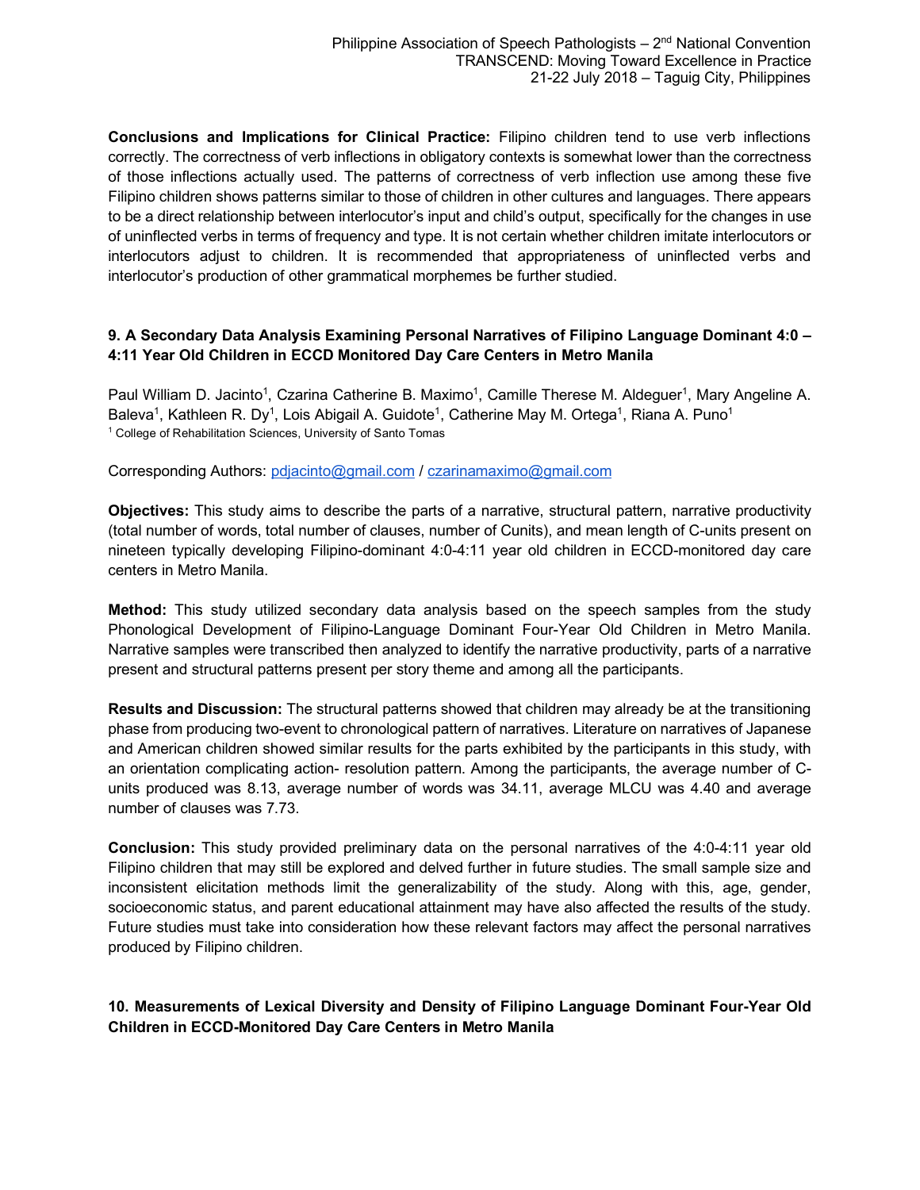**Conclusions and Implications for Clinical Practice:** Filipino children tend to use verb inflections correctly. The correctness of verb inflections in obligatory contexts is somewhat lower than the correctness of those inflections actually used. The patterns of correctness of verb inflection use among these five Filipino children shows patterns similar to those of children in other cultures and languages. There appears to be a direct relationship between interlocutor's input and child's output, specifically for the changes in use of uninflected verbs in terms of frequency and type. It is not certain whether children imitate interlocutors or interlocutors adjust to children. It is recommended that appropriateness of uninflected verbs and interlocutor's production of other grammatical morphemes be further studied.

### 9. A Secondary Data Analysis Examining Personal Narratives of Filipino Language Dominant 4:0 – 4:11 Year Old Children in ECCD Monitored Day Care Centers in Metro Manila

Paul William D. Jacinto[1], Czarina Catherine B. Maximo[1], Camille Therese M. Aldeguer[1], Mary Angeline A. Baleva[1], Kathleen R. Dy[1], Lois Abigail A. Guidote[1], Catherine May M. Ortega[1], Riana A. Puno[1]

[1] College of Rehabilitation Sciences, University of Santo Tomas

Corresponding Authors: pdjacinto@gmail.com / czarinamaximo@gmail.com

**Objectives:** This study aims to describe the parts of a narrative, structural pattern, narrative productivity (total number of words, total number of clauses, number of Cunits), and mean length of C-units present on nineteen typically developing Filipino-dominant 4:0-4:11 year old children in ECCD-monitored day care centers in Metro Manila.

**Method:** This study utilized secondary data analysis based on the speech samples from the study Phonological Development of Filipino-Language Dominant Four-Year Old Children in Metro Manila. Narrative samples were transcribed then analyzed to identify the narrative productivity, parts of a narrative present and structural patterns present per story theme and among all the participants.

**Results and Discussion:** The structural patterns showed that children may already be at the transitioning phase from producing two-event to chronological pattern of narratives. Literature on narratives of Japanese and American children showed similar results for the parts exhibited by the participants in this study, with an orientation complicating action- resolution pattern. Among the participants, the average number of C-units produced was 8.13, average number of words was 34.11, average MLCU was 4.40 and average number of clauses was 7.73.

**Conclusion:** This study provided preliminary data on the personal narratives of the 4:0-4:11 year old Filipino children that may still be explored and delved further in future studies. The small sample size and inconsistent elicitation methods limit the generalizability of the study. Along with this, age, gender, socioeconomic status, and parent educational attainment may have also affected the results of the study. Future studies must take into consideration how these relevant factors may affect the personal narratives produced by Filipino children.

### 10. Measurements of Lexical Diversity and Density of Filipino Language Dominant Four-Year Old Children in ECCD-Monitored Day Care Centers in Metro Manila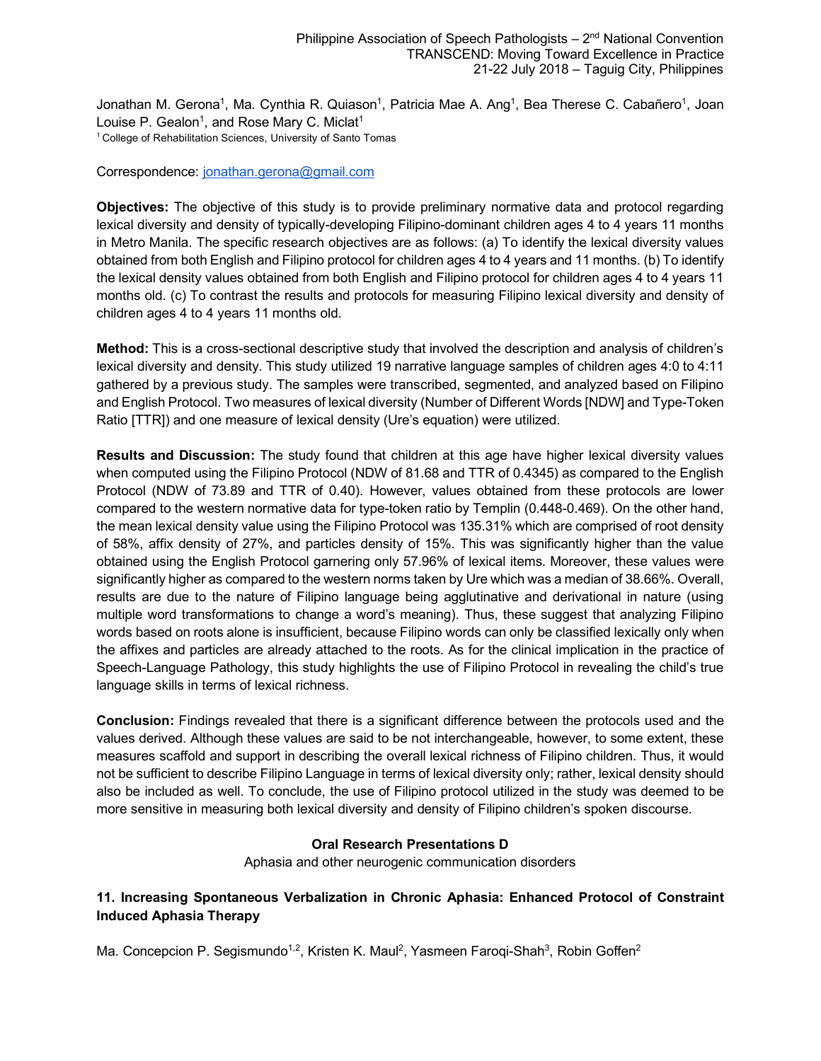Jonathan M. Gerona[1], Ma. Cynthia R. Quiason[1], Patricia Mae A. Ang[1], Bea Therese C. Cabañero[1], Joan Louise P. Gealon[1], and Rose Mary C. Miclat[1]

[1] College of Rehabilitation Sciences, University of Santo Tomas

Correspondence: jonathan.gerona@gmail.com

**Objectives:** The objective of this study is to provide preliminary normative data and protocol regarding lexical diversity and density of typically-developing Filipino-dominant children ages 4 to 4 years 11 months in Metro Manila. The specific research objectives are as follows: (a) To identify the lexical diversity values obtained from both English and Filipino protocol for children ages 4 to 4 years and 11 months. (b) To identify the lexical density values obtained from both English and Filipino protocol for children ages 4 to 4 years 11 months old. (c) To contrast the results and protocols for measuring Filipino lexical diversity and density of children ages 4 to 4 years 11 months old.

**Method:** This is a cross-sectional descriptive study that involved the description and analysis of children's lexical diversity and density. This study utilized 19 narrative language samples of children ages 4:0 to 4:11 gathered by a previous study. The samples were transcribed, segmented, and analyzed based on Filipino and English Protocol. Two measures of lexical diversity (Number of Different Words [NDW] and Type-Token Ratio [TTR]) and one measure of lexical density (Ure's equation) were utilized.

**Results and Discussion:** The study found that children at this age have higher lexical diversity values when computed using the Filipino Protocol (NDW of 81.68 and TTR of 0.4345) as compared to the English Protocol (NDW of 73.89 and TTR of 0.40). However, values obtained from these protocols are lower compared to the western normative data for type-token ratio by Templin (0.448-0.469). On the other hand, the mean lexical density value using the Filipino Protocol was 135.31% which are comprised of root density of 58%, affix density of 27%, and particles density of 15%. This was significantly higher than the value obtained using the English Protocol garnering only 57.96% of lexical items. Moreover, these values were significantly higher as compared to the western norms taken by Ure which was a median of 38.66%. Overall, results are due to the nature of Filipino language being agglutinative and derivational in nature (using multiple word transformations to change a word's meaning). Thus, these suggest that analyzing Filipino words based on roots alone is insufficient, because Filipino words can only be classified lexically only when the affixes and particles are already attached to the roots. As for the clinical implication in the practice of Speech-Language Pathology, this study highlights the use of Filipino Protocol in revealing the child's true language skills in terms of lexical richness.

**Conclusion:** Findings revealed that there is a significant difference between the protocols used and the values derived. Although these values are said to be not interchangeable, however, to some extent, these measures scaffold and support in describing the overall lexical richness of Filipino children. Thus, it would not be sufficient to describe Filipino Language in terms of lexical diversity only; rather, lexical density should also be included as well. To conclude, the use of Filipino protocol utilized in the study was deemed to be more sensitive in measuring both lexical diversity and density of Filipino children's spoken discourse.

## Oral Research Presentations D

Aphasia and other neurogenic communication disorders

### 11. Increasing Spontaneous Verbalization in Chronic Aphasia: Enhanced Protocol of Constraint Induced Aphasia Therapy

Ma. Concepcion P. Segismundo[1,2], Kristen K. Maul[2], Yasmeen Faroqi-Shah[3], Robin Goffen[2]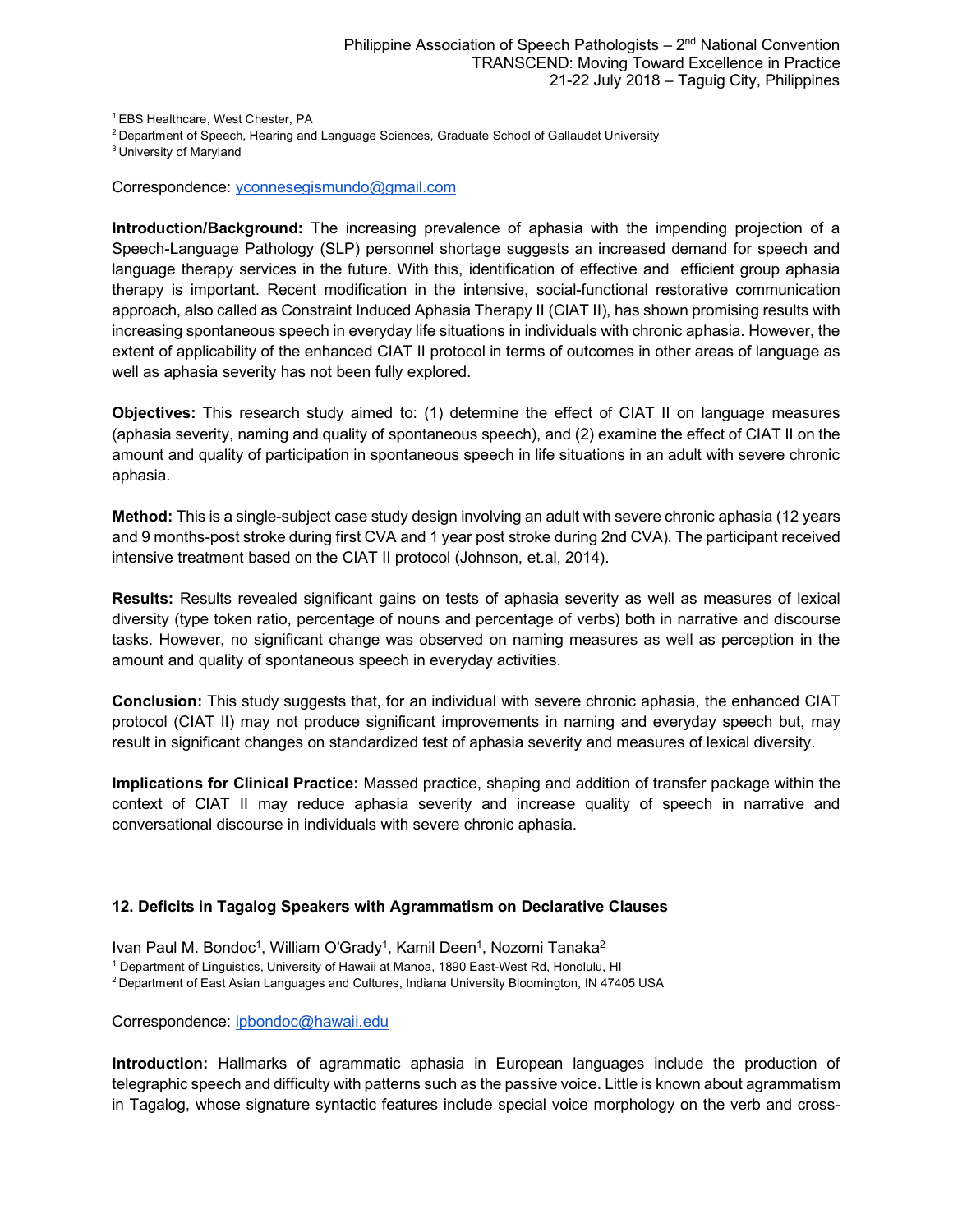[1] EBS Healthcare, West Chester, PA
[2] Department of Speech, Hearing and Language Sciences, Graduate School of Gallaudet University
[3] University of Maryland

Correspondence: yconnesegismundo@gmail.com

**Introduction/Background:** The increasing prevalence of aphasia with the impending projection of a Speech-Language Pathology (SLP) personnel shortage suggests an increased demand for speech and language therapy services in the future. With this, identification of effective and efficient group aphasia therapy is important. Recent modification in the intensive, social-functional restorative communication approach, also called as Constraint Induced Aphasia Therapy II (CIAT II), has shown promising results with increasing spontaneous speech in everyday life situations in individuals with chronic aphasia. However, the extent of applicability of the enhanced CIAT II protocol in terms of outcomes in other areas of language as well as aphasia severity has not been fully explored.

**Objectives:** This research study aimed to: (1) determine the effect of CIAT II on language measures (aphasia severity, naming and quality of spontaneous speech), and (2) examine the effect of CIAT II on the amount and quality of participation in spontaneous speech in life situations in an adult with severe chronic aphasia.

**Method:** This is a single-subject case study design involving an adult with severe chronic aphasia (12 years and 9 months-post stroke during first CVA and 1 year post stroke during 2nd CVA). The participant received intensive treatment based on the CIAT II protocol (Johnson, et.al, 2014).

**Results:** Results revealed significant gains on tests of aphasia severity as well as measures of lexical diversity (type token ratio, percentage of nouns and percentage of verbs) both in narrative and discourse tasks. However, no significant change was observed on naming measures as well as perception in the amount and quality of spontaneous speech in everyday activities.

**Conclusion:** This study suggests that, for an individual with severe chronic aphasia, the enhanced CIAT protocol (CIAT II) may not produce significant improvements in naming and everyday speech but, may result in significant changes on standardized test of aphasia severity and measures of lexical diversity.

**Implications for Clinical Practice:** Massed practice, shaping and addition of transfer package within the context of CIAT II may reduce aphasia severity and increase quality of speech in narrative and conversational discourse in individuals with severe chronic aphasia.

### 12. Deficits in Tagalog Speakers with Agrammatism on Declarative Clauses

Ivan Paul M. Bondoc[1], William O'Grady[1], Kamil Deen[1], Nozomi Tanaka[2]

[1] Department of Linguistics, University of Hawaii at Manoa, 1890 East-West Rd, Honolulu, HI
[2] Department of East Asian Languages and Cultures, Indiana University Bloomington, IN 47405 USA

Correspondence: ipbondoc@hawaii.edu

**Introduction:** Hallmarks of agrammatic aphasia in European languages include the production of telegraphic speech and difficulty with patterns such as the passive voice. Little is known about agrammatism in Tagalog, whose signature syntactic features include special voice morphology on the verb and cross-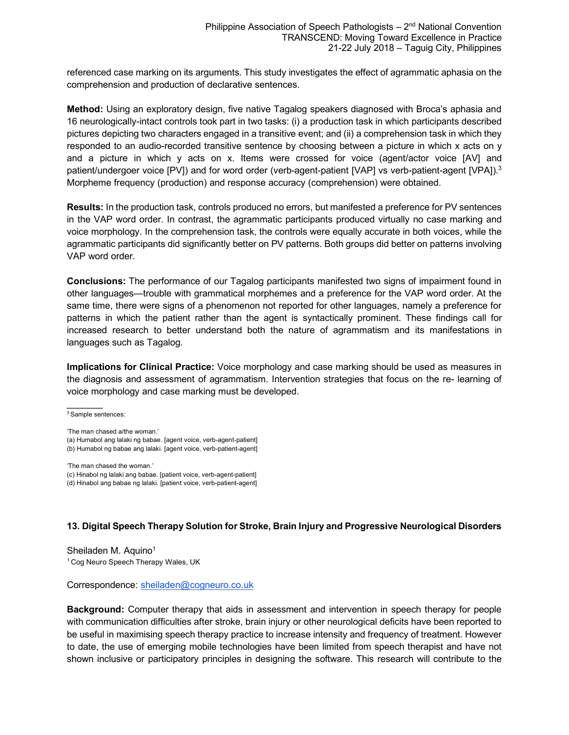referenced case marking on its arguments. This study investigates the effect of agrammatic aphasia on the comprehension and production of declarative sentences.

**Method:** Using an exploratory design, five native Tagalog speakers diagnosed with Broca's aphasia and 16 neurologically-intact controls took part in two tasks: (i) a production task in which participants described pictures depicting two characters engaged in a transitive event; and (ii) a comprehension task in which they responded to an audio-recorded transitive sentence by choosing between a picture in which x acts on y and a picture in which y acts on x. Items were crossed for voice (agent/actor voice [AV] and patient/undergoer voice [PV]) and for word order (verb-agent-patient [VAP] vs verb-patient-agent [VPA]).[3] Morpheme frequency (production) and response accuracy (comprehension) were obtained.

**Results:** In the production task, controls produced no errors, but manifested a preference for PV sentences in the VAP word order. In contrast, the agrammatic participants produced virtually no case marking and voice morphology. In the comprehension task, the controls were equally accurate in both voices, while the agrammatic participants did significantly better on PV patterns. Both groups did better on patterns involving VAP word order.

**Conclusions:** The performance of our Tagalog participants manifested two signs of impairment found in other languages—trouble with grammatical morphemes and a preference for the VAP word order. At the same time, there were signs of a phenomenon not reported for other languages, namely a preference for patterns in which the patient rather than the agent is syntactically prominent. These findings call for increased research to better understand both the nature of agrammatism and its manifestations in languages such as Tagalog.

**Implications for Clinical Practice:** Voice morphology and case marking should be used as measures in the diagnosis and assessment of agrammatism. Intervention strategies that focus on the re- learning of voice morphology and case marking must be developed.

---

[3] Sample sentences:

'The man chased a/the woman.'
(a) Humabol ang lalaki ng babae. [agent voice, verb-agent-patient]
(b) Humabol ng babae ang lalaki. [agent voice, verb-patient-agent]

'The man chased the woman.'
(c) Hinabol ng lalaki ang babae. [patient voice, verb-agent-patient]
(d) Hinabol ang babae ng lalaki. [patient voice, verb-patient-agent]

### 13. Digital Speech Therapy Solution for Stroke, Brain Injury and Progressive Neurological Disorders

Sheiladen M. Aquino[1]
[1] Cog Neuro Speech Therapy Wales, UK

Correspondence: sheiladen@cogneuro.co.uk

**Background:** Computer therapy that aids in assessment and intervention in speech therapy for people with communication difficulties after stroke, brain injury or other neurological deficits have been reported to be useful in maximising speech therapy practice to increase intensity and frequency of treatment. However to date, the use of emerging mobile technologies have been limited from speech therapist and have not shown inclusive or participatory principles in designing the software. This research will contribute to the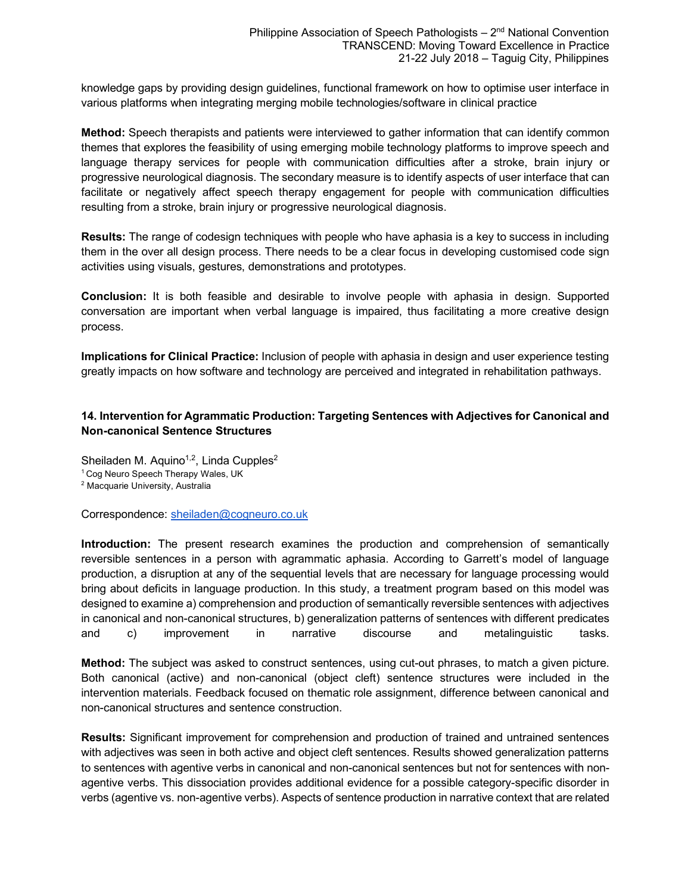knowledge gaps by providing design guidelines, functional framework on how to optimise user interface in various platforms when integrating merging mobile technologies/software in clinical practice

**Method:** Speech therapists and patients were interviewed to gather information that can identify common themes that explores the feasibility of using emerging mobile technology platforms to improve speech and language therapy services for people with communication difficulties after a stroke, brain injury or progressive neurological diagnosis. The secondary measure is to identify aspects of user interface that can facilitate or negatively affect speech therapy engagement for people with communication difficulties resulting from a stroke, brain injury or progressive neurological diagnosis.

**Results:** The range of codesign techniques with people who have aphasia is a key to success in including them in the over all design process. There needs to be a clear focus in developing customised code sign activities using visuals, gestures, demonstrations and prototypes.

**Conclusion:** It is both feasible and desirable to involve people with aphasia in design. Supported conversation are important when verbal language is impaired, thus facilitating a more creative design process.

**Implications for Clinical Practice:** Inclusion of people with aphasia in design and user experience testing greatly impacts on how software and technology are perceived and integrated in rehabilitation pathways.

### 14. Intervention for Agrammatic Production: Targeting Sentences with Adjectives for Canonical and Non-canonical Sentence Structures

Sheiladen M. Aquino[1,2], Linda Cupples[2]

[1] Cog Neuro Speech Therapy Wales, UK

[2] Macquarie University, Australia

Correspondence: sheiladen@cogneuro.co.uk

**Introduction:** The present research examines the production and comprehension of semantically reversible sentences in a person with agrammatic aphasia. According to Garrett's model of language production, a disruption at any of the sequential levels that are necessary for language processing would bring about deficits in language production. In this study, a treatment program based on this model was designed to examine a) comprehension and production of semantically reversible sentences with adjectives in canonical and non-canonical structures, b) generalization patterns of sentences with different predicates and c) improvement in narrative discourse and metalinguistic tasks.

**Method:** The subject was asked to construct sentences, using cut-out phrases, to match a given picture. Both canonical (active) and non-canonical (object cleft) sentence structures were included in the intervention materials. Feedback focused on thematic role assignment, difference between canonical and non-canonical structures and sentence construction.

**Results:** Significant improvement for comprehension and production of trained and untrained sentences with adjectives was seen in both active and object cleft sentences. Results showed generalization patterns to sentences with agentive verbs in canonical and non-canonical sentences but not for sentences with non-agentive verbs. This dissociation provides additional evidence for a possible category-specific disorder in verbs (agentive vs. non-agentive verbs). Aspects of sentence production in narrative context that are related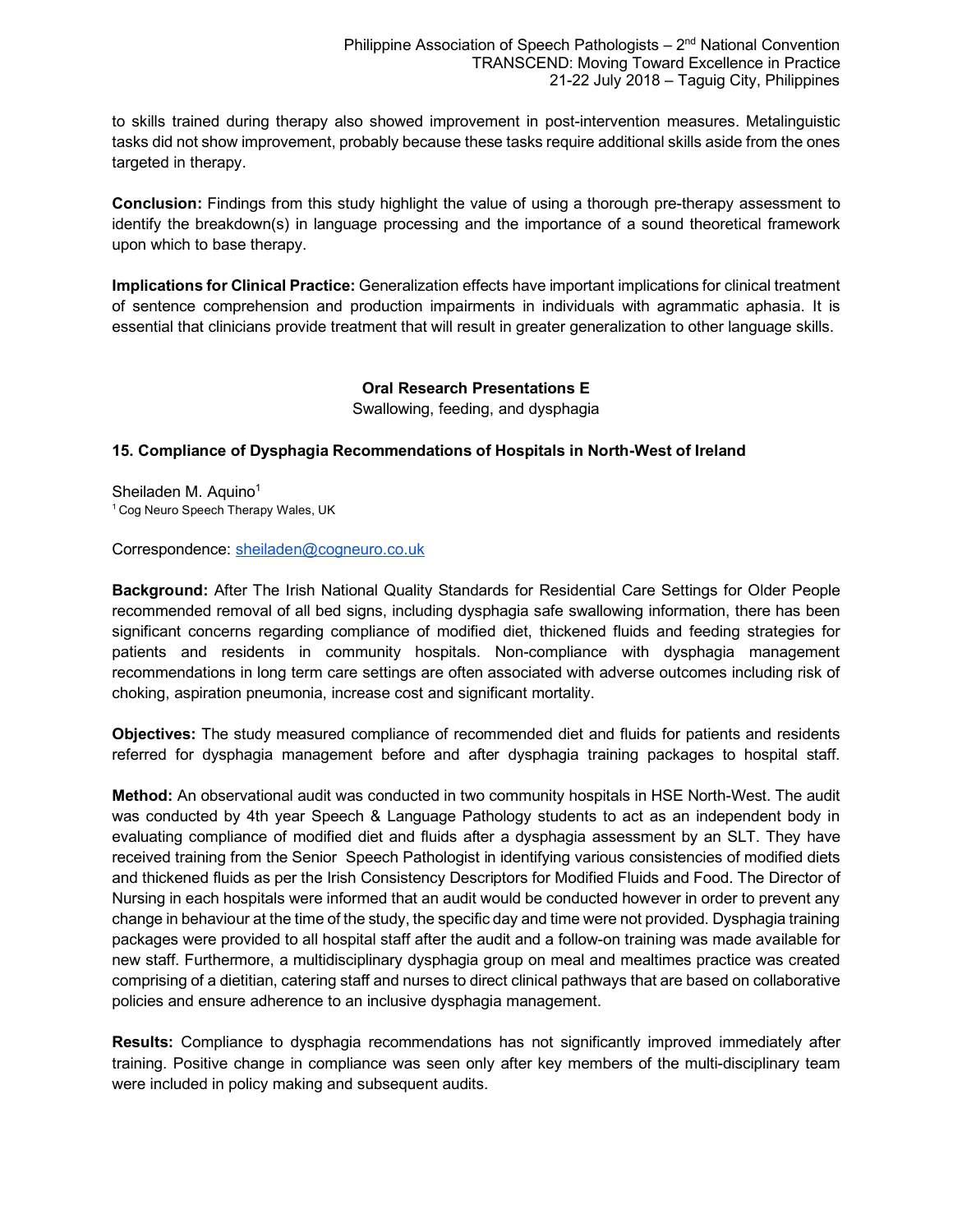to skills trained during therapy also showed improvement in post-intervention measures. Metalinguistic tasks did not show improvement, probably because these tasks require additional skills aside from the ones targeted in therapy.

**Conclusion:** Findings from this study highlight the value of using a thorough pre-therapy assessment to identify the breakdown(s) in language processing and the importance of a sound theoretical framework upon which to base therapy.

**Implications for Clinical Practice:** Generalization effects have important implications for clinical treatment of sentence comprehension and production impairments in individuals with agrammatic aphasia. It is essential that clinicians provide treatment that will result in greater generalization to other language skills.

## Oral Research Presentations E

Swallowing, feeding, and dysphagia

### 15. Compliance of Dysphagia Recommendations of Hospitals in North-West of Ireland

Sheiladen M. Aquino[1]

[1] Cog Neuro Speech Therapy Wales, UK

Correspondence: sheiladen@cogneuro.co.uk

**Background:** After The Irish National Quality Standards for Residential Care Settings for Older People recommended removal of all bed signs, including dysphagia safe swallowing information, there has been significant concerns regarding compliance of modified diet, thickened fluids and feeding strategies for patients and residents in community hospitals. Non-compliance with dysphagia management recommendations in long term care settings are often associated with adverse outcomes including risk of choking, aspiration pneumonia, increase cost and significant mortality.

**Objectives:** The study measured compliance of recommended diet and fluids for patients and residents referred for dysphagia management before and after dysphagia training packages to hospital staff.

**Method:** An observational audit was conducted in two community hospitals in HSE North-West. The audit was conducted by 4th year Speech & Language Pathology students to act as an independent body in evaluating compliance of modified diet and fluids after a dysphagia assessment by an SLT. They have received training from the Senior Speech Pathologist in identifying various consistencies of modified diets and thickened fluids as per the Irish Consistency Descriptors for Modified Fluids and Food. The Director of Nursing in each hospitals were informed that an audit would be conducted however in order to prevent any change in behaviour at the time of the study, the specific day and time were not provided. Dysphagia training packages were provided to all hospital staff after the audit and a follow-on training was made available for new staff. Furthermore, a multidisciplinary dysphagia group on meal and mealtimes practice was created comprising of a dietitian, catering staff and nurses to direct clinical pathways that are based on collaborative policies and ensure adherence to an inclusive dysphagia management.

**Results:** Compliance to dysphagia recommendations has not significantly improved immediately after training. Positive change in compliance was seen only after key members of the multi-disciplinary team were included in policy making and subsequent audits.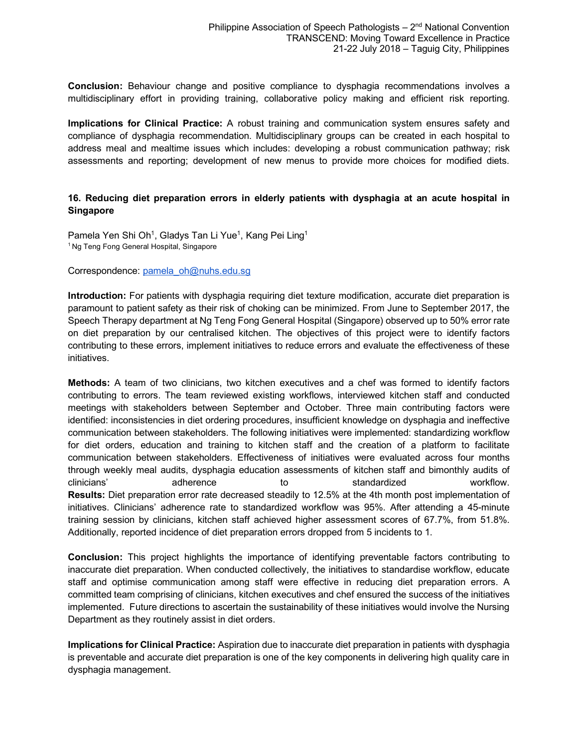**Conclusion:** Behaviour change and positive compliance to dysphagia recommendations involves a multidisciplinary effort in providing training, collaborative policy making and efficient risk reporting.

**Implications for Clinical Practice:** A robust training and communication system ensures safety and compliance of dysphagia recommendation. Multidisciplinary groups can be created in each hospital to address meal and mealtime issues which includes: developing a robust communication pathway; risk assessments and reporting; development of new menus to provide more choices for modified diets.

### 16. Reducing diet preparation errors in elderly patients with dysphagia at an acute hospital in Singapore

Pamela Yen Shi Oh[1], Gladys Tan Li Yue[1], Kang Pei Ling[1]

[1] Ng Teng Fong General Hospital, Singapore

Correspondence: pamela_oh@nuhs.edu.sg

**Introduction:** For patients with dysphagia requiring diet texture modification, accurate diet preparation is paramount to patient safety as their risk of choking can be minimized. From June to September 2017, the Speech Therapy department at Ng Teng Fong General Hospital (Singapore) observed up to 50% error rate on diet preparation by our centralised kitchen. The objectives of this project were to identify factors contributing to these errors, implement initiatives to reduce errors and evaluate the effectiveness of these initiatives.

**Methods:** A team of two clinicians, two kitchen executives and a chef was formed to identify factors contributing to errors. The team reviewed existing workflows, interviewed kitchen staff and conducted meetings with stakeholders between September and October. Three main contributing factors were identified: inconsistencies in diet ordering procedures, insufficient knowledge on dysphagia and ineffective communication between stakeholders. The following initiatives were implemented: standardizing workflow for diet orders, education and training to kitchen staff and the creation of a platform to facilitate communication between stakeholders. Effectiveness of initiatives were evaluated across four months through weekly meal audits, dysphagia education assessments of kitchen staff and bimonthly audits of clinicians' adherence to standardized workflow.

**Results:** Diet preparation error rate decreased steadily to 12.5% at the 4th month post implementation of initiatives. Clinicians' adherence rate to standardized workflow was 95%. After attending a 45-minute training session by clinicians, kitchen staff achieved higher assessment scores of 67.7%, from 51.8%. Additionally, reported incidence of diet preparation errors dropped from 5 incidents to 1.

**Conclusion:** This project highlights the importance of identifying preventable factors contributing to inaccurate diet preparation. When conducted collectively, the initiatives to standardise workflow, educate staff and optimise communication among staff were effective in reducing diet preparation errors. A committed team comprising of clinicians, kitchen executives and chef ensured the success of the initiatives implemented. Future directions to ascertain the sustainability of these initiatives would involve the Nursing Department as they routinely assist in diet orders.

**Implications for Clinical Practice:** Aspiration due to inaccurate diet preparation in patients with dysphagia is preventable and accurate diet preparation is one of the key components in delivering high quality care in dysphagia management.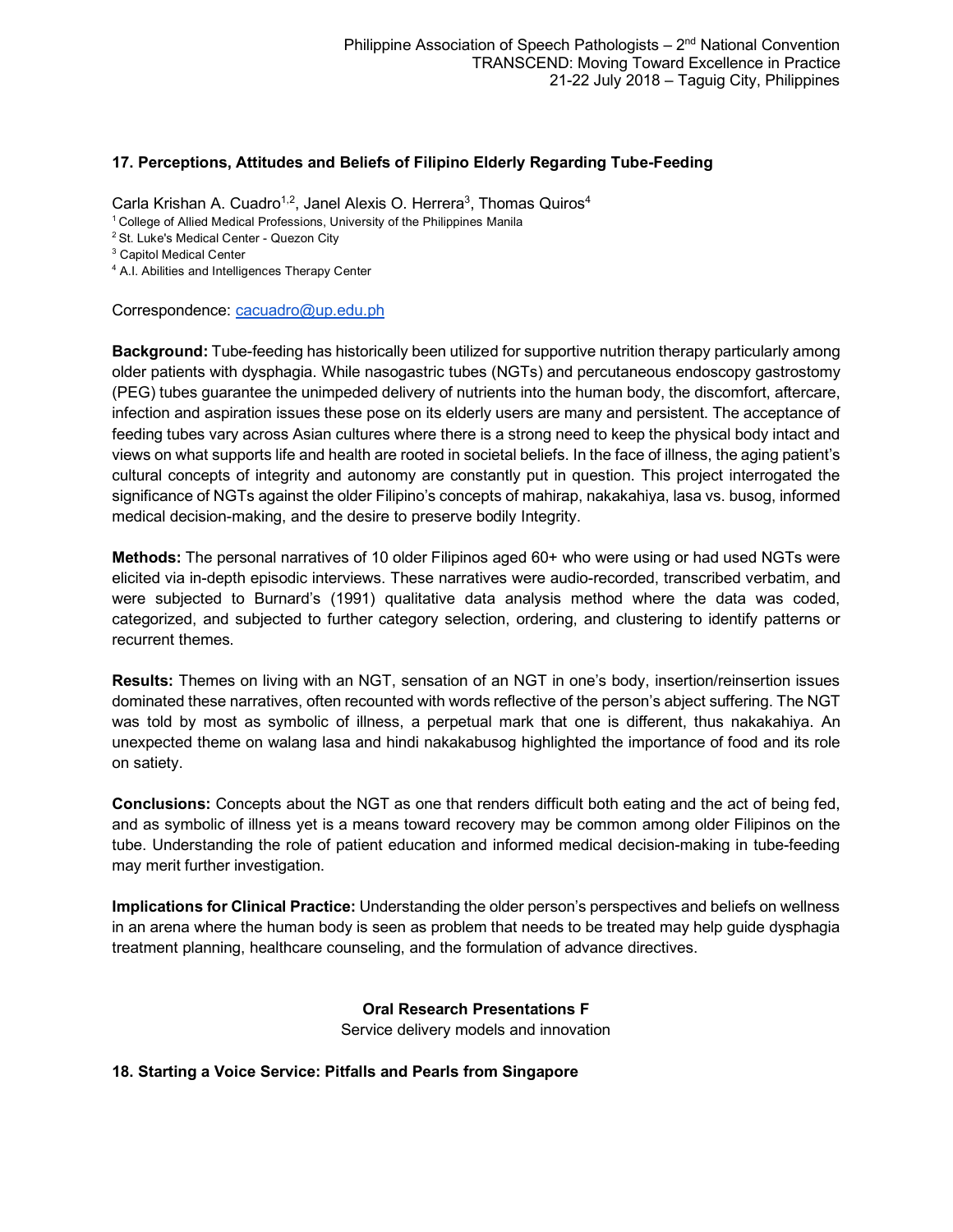### 17. Perceptions, Attitudes and Beliefs of Filipino Elderly Regarding Tube-Feeding

Carla Krishan A. Cuadro[1,2], Janel Alexis O. Herrera[3], Thomas Quiros[4]

[1] College of Allied Medical Professions, University of the Philippines Manila
[2] St. Luke's Medical Center - Quezon City
[3] Capitol Medical Center
[4] A.I. Abilities and Intelligences Therapy Center

Correspondence: cacuadro@up.edu.ph

**Background:** Tube-feeding has historically been utilized for supportive nutrition therapy particularly among older patients with dysphagia. While nasogastric tubes (NGTs) and percutaneous endoscopy gastrostomy (PEG) tubes guarantee the unimpeded delivery of nutrients into the human body, the discomfort, aftercare, infection and aspiration issues these pose on its elderly users are many and persistent. The acceptance of feeding tubes vary across Asian cultures where there is a strong need to keep the physical body intact and views on what supports life and health are rooted in societal beliefs. In the face of illness, the aging patient's cultural concepts of integrity and autonomy are constantly put in question. This project interrogated the significance of NGTs against the older Filipino's concepts of mahirap, nakakahiya, lasa vs. busog, informed medical decision-making, and the desire to preserve bodily Integrity.

**Methods:** The personal narratives of 10 older Filipinos aged 60+ who were using or had used NGTs were elicited via in-depth episodic interviews. These narratives were audio-recorded, transcribed verbatim, and were subjected to Burnard's (1991) qualitative data analysis method where the data was coded, categorized, and subjected to further category selection, ordering, and clustering to identify patterns or recurrent themes.

**Results:** Themes on living with an NGT, sensation of an NGT in one's body, insertion/reinsertion issues dominated these narratives, often recounted with words reflective of the person's abject suffering. The NGT was told by most as symbolic of illness, a perpetual mark that one is different, thus nakakahiya. An unexpected theme on walang lasa and hindi nakakabusog highlighted the importance of food and its role on satiety.

**Conclusions:** Concepts about the NGT as one that renders difficult both eating and the act of being fed, and as symbolic of illness yet is a means toward recovery may be common among older Filipinos on the tube. Understanding the role of patient education and informed medical decision-making in tube-feeding may merit further investigation.

**Implications for Clinical Practice:** Understanding the older person's perspectives and beliefs on wellness in an arena where the human body is seen as problem that needs to be treated may help guide dysphagia treatment planning, healthcare counseling, and the formulation of advance directives.

## Oral Research Presentations F

Service delivery models and innovation

### 18. Starting a Voice Service: Pitfalls and Pearls from Singapore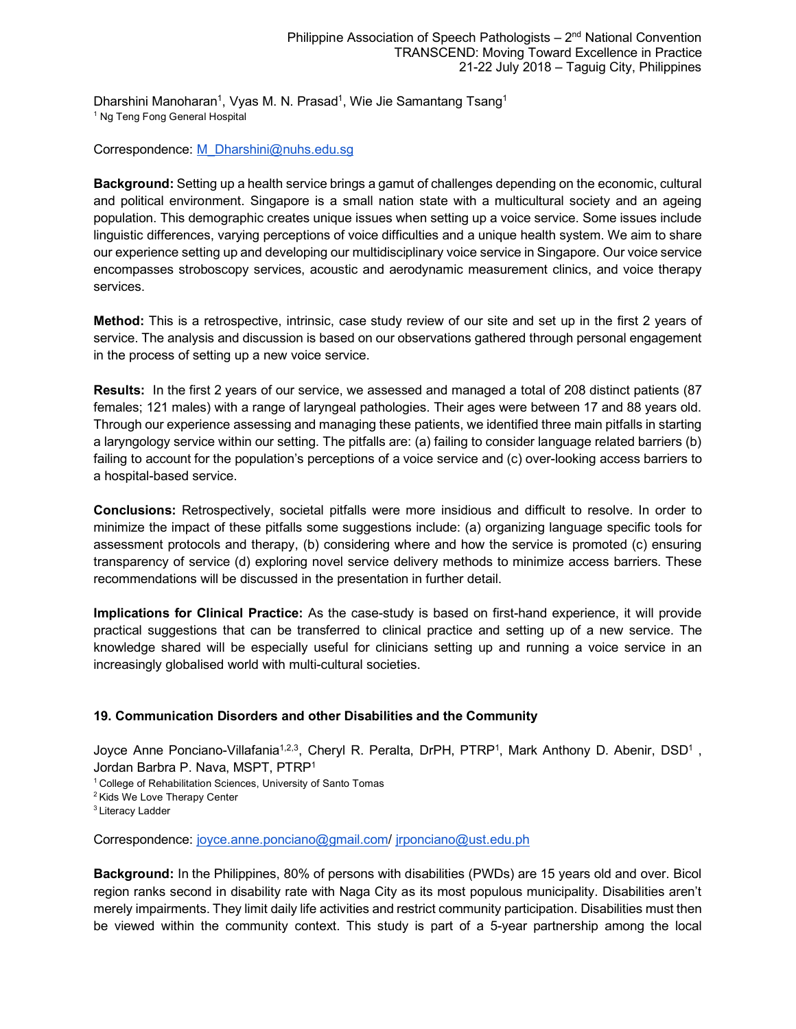Dharshini Manoharan[1], Vyas M. N. Prasad[1], Wie Jie Samantang Tsang[1]
[1] Ng Teng Fong General Hospital

Correspondence: M_Dharshini@nuhs.edu.sg

**Background:** Setting up a health service brings a gamut of challenges depending on the economic, cultural and political environment. Singapore is a small nation state with a multicultural society and an ageing population. This demographic creates unique issues when setting up a voice service. Some issues include linguistic differences, varying perceptions of voice difficulties and a unique health system. We aim to share our experience setting up and developing our multidisciplinary voice service in Singapore. Our voice service encompasses stroboscopy services, acoustic and aerodynamic measurement clinics, and voice therapy services.

**Method:** This is a retrospective, intrinsic, case study review of our site and set up in the first 2 years of service. The analysis and discussion is based on our observations gathered through personal engagement in the process of setting up a new voice service.

**Results:** In the first 2 years of our service, we assessed and managed a total of 208 distinct patients (87 females; 121 males) with a range of laryngeal pathologies. Their ages were between 17 and 88 years old. Through our experience assessing and managing these patients, we identified three main pitfalls in starting a laryngology service within our setting. The pitfalls are: (a) failing to consider language related barriers (b) failing to account for the population's perceptions of a voice service and (c) over-looking access barriers to a hospital-based service.

**Conclusions:** Retrospectively, societal pitfalls were more insidious and difficult to resolve. In order to minimize the impact of these pitfalls some suggestions include: (a) organizing language specific tools for assessment protocols and therapy, (b) considering where and how the service is promoted (c) ensuring transparency of service (d) exploring novel service delivery methods to minimize access barriers. These recommendations will be discussed in the presentation in further detail.

**Implications for Clinical Practice:** As the case-study is based on first-hand experience, it will provide practical suggestions that can be transferred to clinical practice and setting up of a new service. The knowledge shared will be especially useful for clinicians setting up and running a voice service in an increasingly globalised world with multi-cultural societies.

### 19. Communication Disorders and other Disabilities and the Community

Joyce Anne Ponciano-Villafania[1,2,3], Cheryl R. Peralta, DrPH, PTRP[1], Mark Anthony D. Abenir, DSD[1], Jordan Barbra P. Nava, MSPT, PTRP[1]
[1] College of Rehabilitation Sciences, University of Santo Tomas
[2] Kids We Love Therapy Center
[3] Literacy Ladder

Correspondence: joyce.anne.ponciano@gmail.com/ jrponciano@ust.edu.ph

**Background:** In the Philippines, 80% of persons with disabilities (PWDs) are 15 years old and over. Bicol region ranks second in disability rate with Naga City as its most populous municipality. Disabilities aren't merely impairments. They limit daily life activities and restrict community participation. Disabilities must then be viewed within the community context. This study is part of a 5-year partnership among the local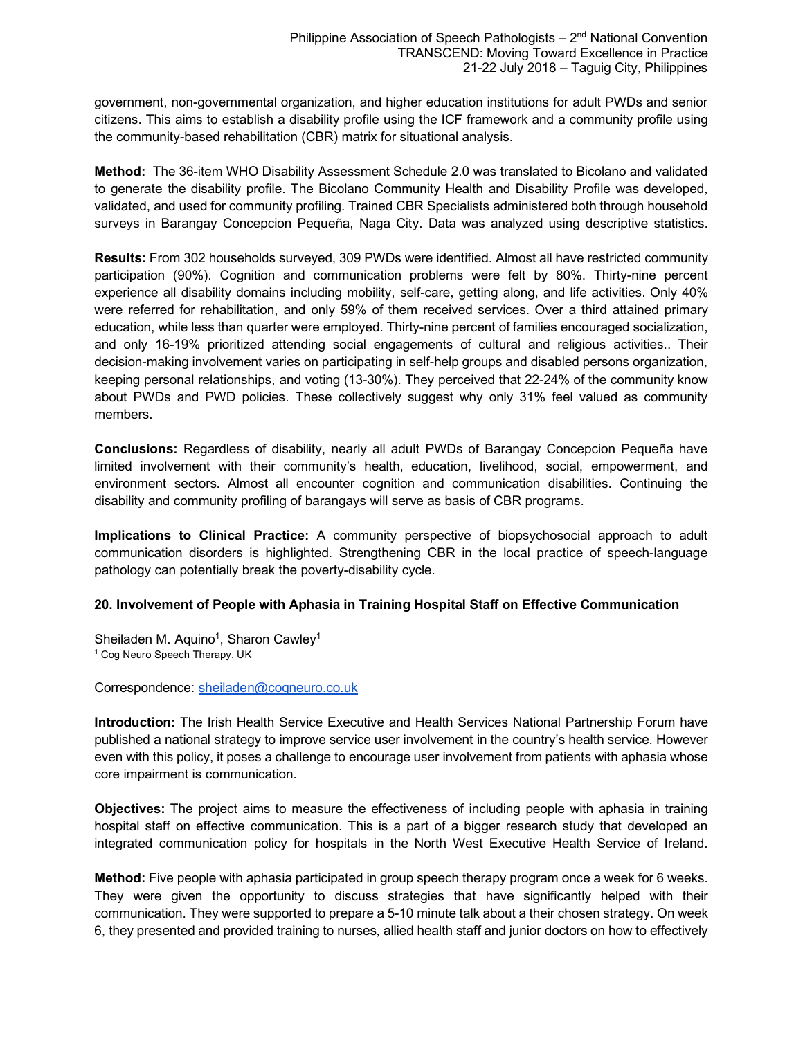government, non-governmental organization, and higher education institutions for adult PWDs and senior citizens. This aims to establish a disability profile using the ICF framework and a community profile using the community-based rehabilitation (CBR) matrix for situational analysis.

**Method:** The 36-item WHO Disability Assessment Schedule 2.0 was translated to Bicolano and validated to generate the disability profile. The Bicolano Community Health and Disability Profile was developed, validated, and used for community profiling. Trained CBR Specialists administered both through household surveys in Barangay Concepcion Pequeña, Naga City. Data was analyzed using descriptive statistics.

**Results:** From 302 households surveyed, 309 PWDs were identified. Almost all have restricted community participation (90%). Cognition and communication problems were felt by 80%. Thirty-nine percent experience all disability domains including mobility, self-care, getting along, and life activities. Only 40% were referred for rehabilitation, and only 59% of them received services. Over a third attained primary education, while less than quarter were employed. Thirty-nine percent of families encouraged socialization, and only 16-19% prioritized attending social engagements of cultural and religious activities.. Their decision-making involvement varies on participating in self-help groups and disabled persons organization, keeping personal relationships, and voting (13-30%). They perceived that 22-24% of the community know about PWDs and PWD policies. These collectively suggest why only 31% feel valued as community members.

**Conclusions:** Regardless of disability, nearly all adult PWDs of Barangay Concepcion Pequeña have limited involvement with their community's health, education, livelihood, social, empowerment, and environment sectors. Almost all encounter cognition and communication disabilities. Continuing the disability and community profiling of barangays will serve as basis of CBR programs.

**Implications to Clinical Practice:** A community perspective of biopsychosocial approach to adult communication disorders is highlighted. Strengthening CBR in the local practice of speech-language pathology can potentially break the poverty-disability cycle.

### 20. Involvement of People with Aphasia in Training Hospital Staff on Effective Communication

Sheiladen M. Aquino[1], Sharon Cawley[1]
[1] Cog Neuro Speech Therapy, UK

Correspondence: sheiladen@cogneuro.co.uk

**Introduction:** The Irish Health Service Executive and Health Services National Partnership Forum have published a national strategy to improve service user involvement in the country's health service. However even with this policy, it poses a challenge to encourage user involvement from patients with aphasia whose core impairment is communication.

**Objectives:** The project aims to measure the effectiveness of including people with aphasia in training hospital staff on effective communication. This is a part of a bigger research study that developed an integrated communication policy for hospitals in the North West Executive Health Service of Ireland.

**Method:** Five people with aphasia participated in group speech therapy program once a week for 6 weeks. They were given the opportunity to discuss strategies that have significantly helped with their communication. They were supported to prepare a 5-10 minute talk about a their chosen strategy. On week 6, they presented and provided training to nurses, allied health staff and junior doctors on how to effectively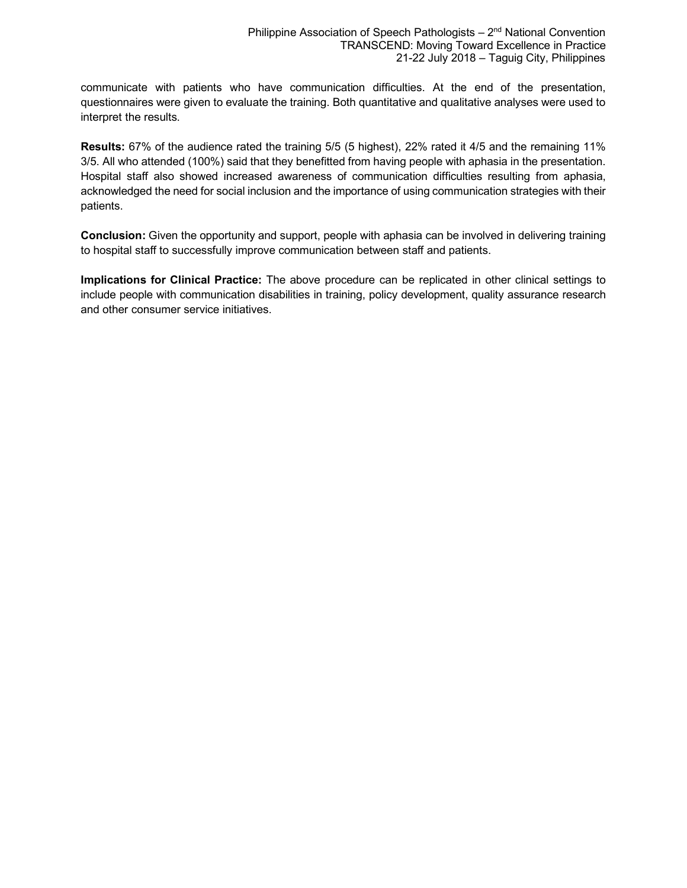communicate with patients who have communication difficulties. At the end of the presentation, questionnaires were given to evaluate the training. Both quantitative and qualitative analyses were used to interpret the results.

**Results:** 67% of the audience rated the training 5/5 (5 highest), 22% rated it 4/5 and the remaining 11% 3/5. All who attended (100%) said that they benefitted from having people with aphasia in the presentation. Hospital staff also showed increased awareness of communication difficulties resulting from aphasia, acknowledged the need for social inclusion and the importance of using communication strategies with their patients.

**Conclusion:** Given the opportunity and support, people with aphasia can be involved in delivering training to hospital staff to successfully improve communication between staff and patients.

**Implications for Clinical Practice:** The above procedure can be replicated in other clinical settings to include people with communication disabilities in training, policy development, quality assurance research and other consumer service initiatives.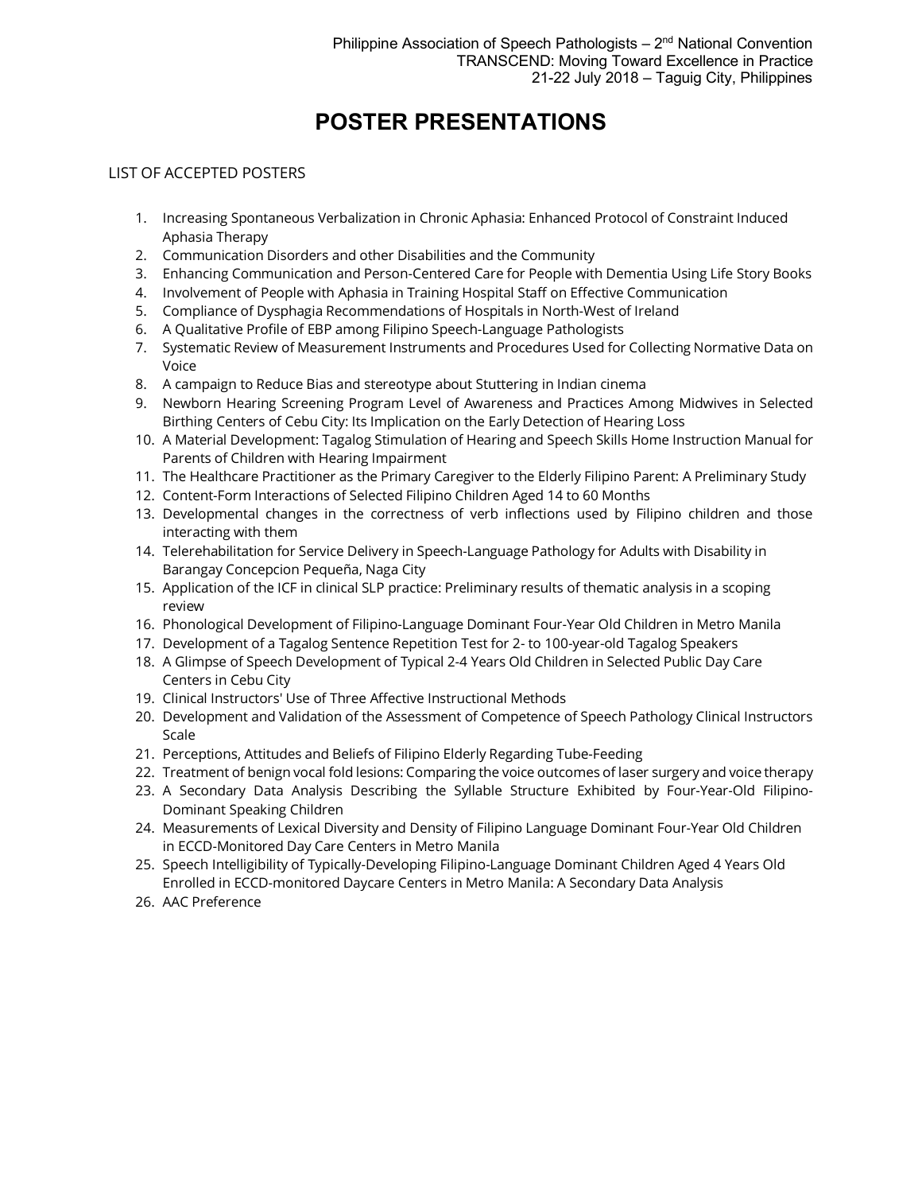# POSTER PRESENTATIONS

LIST OF ACCEPTED POSTERS

1. Increasing Spontaneous Verbalization in Chronic Aphasia: Enhanced Protocol of Constraint Induced Aphasia Therapy
2. Communication Disorders and other Disabilities and the Community
3. Enhancing Communication and Person-Centered Care for People with Dementia Using Life Story Books
4. Involvement of People with Aphasia in Training Hospital Staff on Effective Communication
5. Compliance of Dysphagia Recommendations of Hospitals in North-West of Ireland
6. A Qualitative Profile of EBP among Filipino Speech-Language Pathologists
7. Systematic Review of Measurement Instruments and Procedures Used for Collecting Normative Data on Voice
8. A campaign to Reduce Bias and stereotype about Stuttering in Indian cinema
9. Newborn Hearing Screening Program Level of Awareness and Practices Among Midwives in Selected Birthing Centers of Cebu City: Its Implication on the Early Detection of Hearing Loss
10. A Material Development: Tagalog Stimulation of Hearing and Speech Skills Home Instruction Manual for Parents of Children with Hearing Impairment
11. The Healthcare Practitioner as the Primary Caregiver to the Elderly Filipino Parent: A Preliminary Study
12. Content-Form Interactions of Selected Filipino Children Aged 14 to 60 Months
13. Developmental changes in the correctness of verb inflections used by Filipino children and those interacting with them
14. Telerehabilitation for Service Delivery in Speech-Language Pathology for Adults with Disability in Barangay Concepcion Pequeña, Naga City
15. Application of the ICF in clinical SLP practice: Preliminary results of thematic analysis in a scoping review
16. Phonological Development of Filipino-Language Dominant Four-Year Old Children in Metro Manila
17. Development of a Tagalog Sentence Repetition Test for 2- to 100-year-old Tagalog Speakers
18. A Glimpse of Speech Development of Typical 2-4 Years Old Children in Selected Public Day Care Centers in Cebu City
19. Clinical Instructors' Use of Three Affective Instructional Methods
20. Development and Validation of the Assessment of Competence of Speech Pathology Clinical Instructors Scale
21. Perceptions, Attitudes and Beliefs of Filipino Elderly Regarding Tube-Feeding
22. Treatment of benign vocal fold lesions: Comparing the voice outcomes of laser surgery and voice therapy
23. A Secondary Data Analysis Describing the Syllable Structure Exhibited by Four-Year-Old Filipino-Dominant Speaking Children
24. Measurements of Lexical Diversity and Density of Filipino Language Dominant Four-Year Old Children in ECCD-Monitored Day Care Centers in Metro Manila
25. Speech Intelligibility of Typically-Developing Filipino-Language Dominant Children Aged 4 Years Old Enrolled in ECCD-monitored Daycare Centers in Metro Manila: A Secondary Data Analysis
26. AAC Preference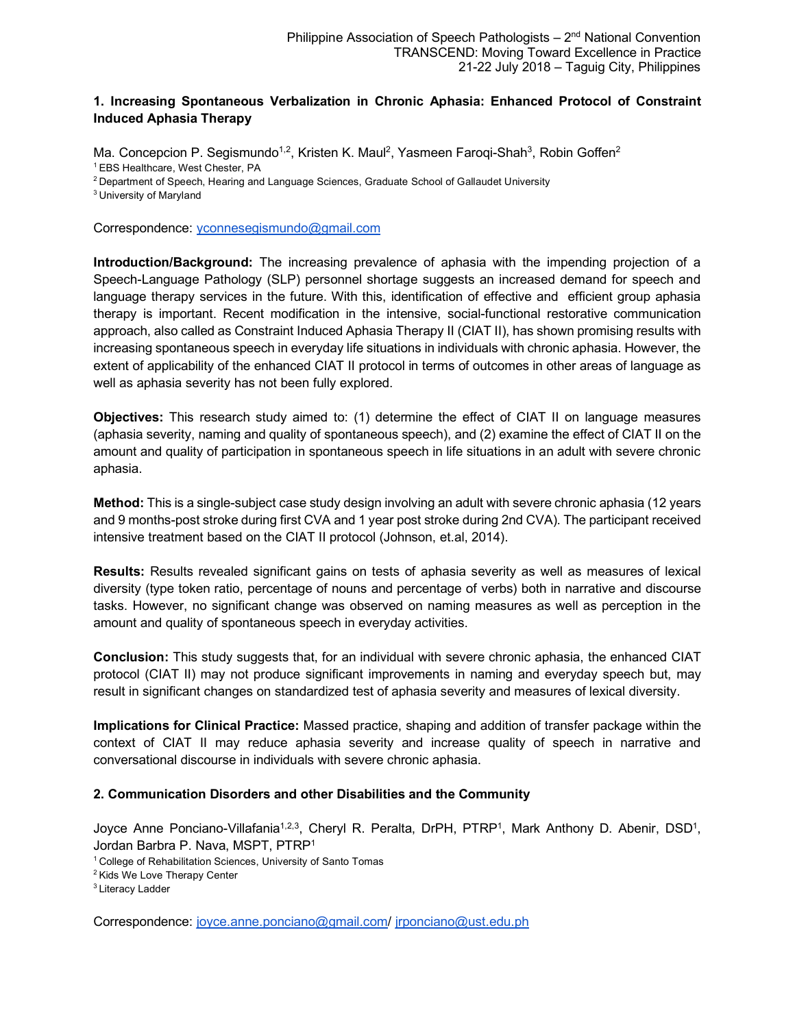### 1. Increasing Spontaneous Verbalization in Chronic Aphasia: Enhanced Protocol of Constraint Induced Aphasia Therapy

Ma. Concepcion P. Segismundo[1,2], Kristen K. Maul[2], Yasmeen Faroqi-Shah[3], Robin Goffen[2]

[1] EBS Healthcare, West Chester, PA
[2] Department of Speech, Hearing and Language Sciences, Graduate School of Gallaudet University
[3] University of Maryland

Correspondence: yconnesegismundo@gmail.com

**Introduction/Background:** The increasing prevalence of aphasia with the impending projection of a Speech-Language Pathology (SLP) personnel shortage suggests an increased demand for speech and language therapy services in the future. With this, identification of effective and efficient group aphasia therapy is important. Recent modification in the intensive, social-functional restorative communication approach, also called as Constraint Induced Aphasia Therapy II (CIAT II), has shown promising results with increasing spontaneous speech in everyday life situations in individuals with chronic aphasia. However, the extent of applicability of the enhanced CIAT II protocol in terms of outcomes in other areas of language as well as aphasia severity has not been fully explored.

**Objectives:** This research study aimed to: (1) determine the effect of CIAT II on language measures (aphasia severity, naming and quality of spontaneous speech), and (2) examine the effect of CIAT II on the amount and quality of participation in spontaneous speech in life situations in an adult with severe chronic aphasia.

**Method:** This is a single-subject case study design involving an adult with severe chronic aphasia (12 years and 9 months-post stroke during first CVA and 1 year post stroke during 2nd CVA). The participant received intensive treatment based on the CIAT II protocol (Johnson, et.al, 2014).

**Results:** Results revealed significant gains on tests of aphasia severity as well as measures of lexical diversity (type token ratio, percentage of nouns and percentage of verbs) both in narrative and discourse tasks. However, no significant change was observed on naming measures as well as perception in the amount and quality of spontaneous speech in everyday activities.

**Conclusion:** This study suggests that, for an individual with severe chronic aphasia, the enhanced CIAT protocol (CIAT II) may not produce significant improvements in naming and everyday speech but, may result in significant changes on standardized test of aphasia severity and measures of lexical diversity.

**Implications for Clinical Practice:** Massed practice, shaping and addition of transfer package within the context of CIAT II may reduce aphasia severity and increase quality of speech in narrative and conversational discourse in individuals with severe chronic aphasia.

### 2. Communication Disorders and other Disabilities and the Community

Joyce Anne Ponciano-Villafania[1,2,3], Cheryl R. Peralta, DrPH, PTRP[1], Mark Anthony D. Abenir, DSD[1], Jordan Barbra P. Nava, MSPT, PTRP[1]

[1] College of Rehabilitation Sciences, University of Santo Tomas
[2] Kids We Love Therapy Center
[3] Literacy Ladder

Correspondence: joyce.anne.ponciano@gmail.com/ jrponciano@ust.edu.ph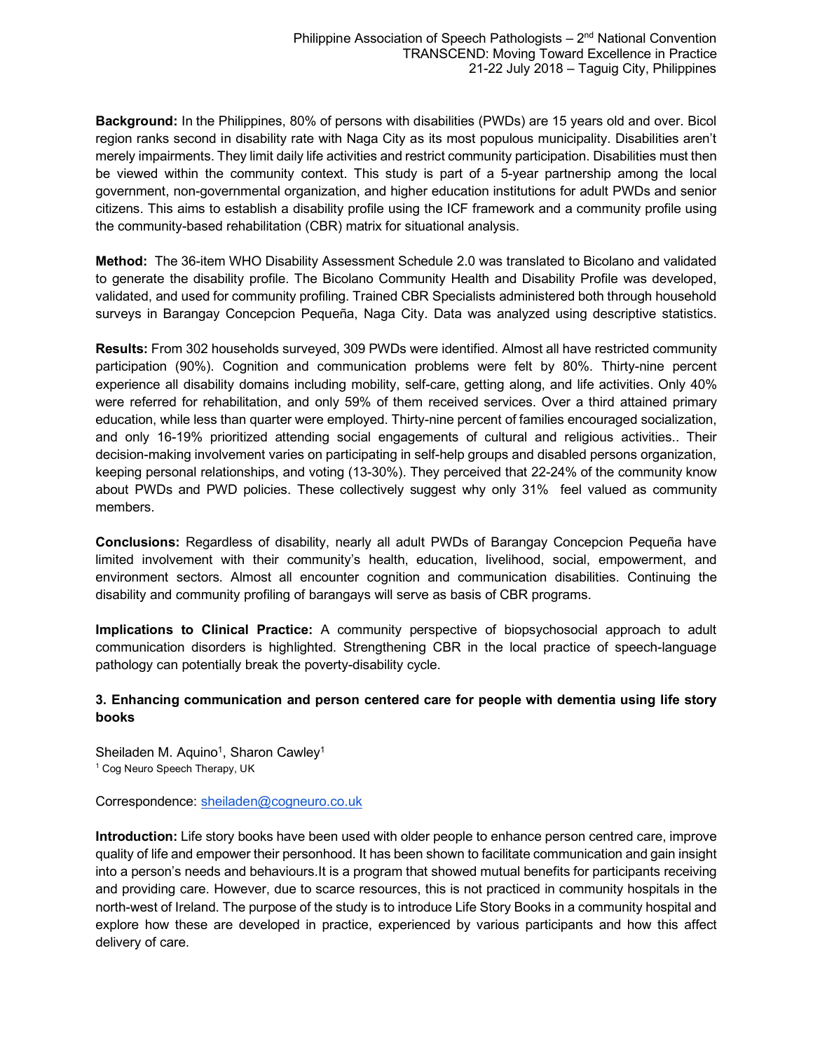**Background:** In the Philippines, 80% of persons with disabilities (PWDs) are 15 years old and over. Bicol region ranks second in disability rate with Naga City as its most populous municipality. Disabilities aren't merely impairments. They limit daily life activities and restrict community participation. Disabilities must then be viewed within the community context. This study is part of a 5-year partnership among the local government, non-governmental organization, and higher education institutions for adult PWDs and senior citizens. This aims to establish a disability profile using the ICF framework and a community profile using the community-based rehabilitation (CBR) matrix for situational analysis.

**Method:** The 36-item WHO Disability Assessment Schedule 2.0 was translated to Bicolano and validated to generate the disability profile. The Bicolano Community Health and Disability Profile was developed, validated, and used for community profiling. Trained CBR Specialists administered both through household surveys in Barangay Concepcion Pequeña, Naga City. Data was analyzed using descriptive statistics.

**Results:** From 302 households surveyed, 309 PWDs were identified. Almost all have restricted community participation (90%). Cognition and communication problems were felt by 80%. Thirty-nine percent experience all disability domains including mobility, self-care, getting along, and life activities. Only 40% were referred for rehabilitation, and only 59% of them received services. Over a third attained primary education, while less than quarter were employed. Thirty-nine percent of families encouraged socialization, and only 16-19% prioritized attending social engagements of cultural and religious activities.. Their decision-making involvement varies on participating in self-help groups and disabled persons organization, keeping personal relationships, and voting (13-30%). They perceived that 22-24% of the community know about PWDs and PWD policies. These collectively suggest why only 31% feel valued as community members.

**Conclusions:** Regardless of disability, nearly all adult PWDs of Barangay Concepcion Pequeña have limited involvement with their community's health, education, livelihood, social, empowerment, and environment sectors. Almost all encounter cognition and communication disabilities. Continuing the disability and community profiling of barangays will serve as basis of CBR programs.

**Implications to Clinical Practice:** A community perspective of biopsychosocial approach to adult communication disorders is highlighted. Strengthening CBR in the local practice of speech-language pathology can potentially break the poverty-disability cycle.

### 3. Enhancing communication and person centered care for people with dementia using life story books

Sheiladen M. Aquino[1], Sharon Cawley[1]

[1] Cog Neuro Speech Therapy, UK

Correspondence: sheiladen@cogneuro.co.uk

**Introduction:** Life story books have been used with older people to enhance person centred care, improve quality of life and empower their personhood. It has been shown to facilitate communication and gain insight into a person's needs and behaviours.It is a program that showed mutual benefits for participants receiving and providing care. However, due to scarce resources, this is not practiced in community hospitals in the north-west of Ireland. The purpose of the study is to introduce Life Story Books in a community hospital and explore how these are developed in practice, experienced by various participants and how this affect delivery of care.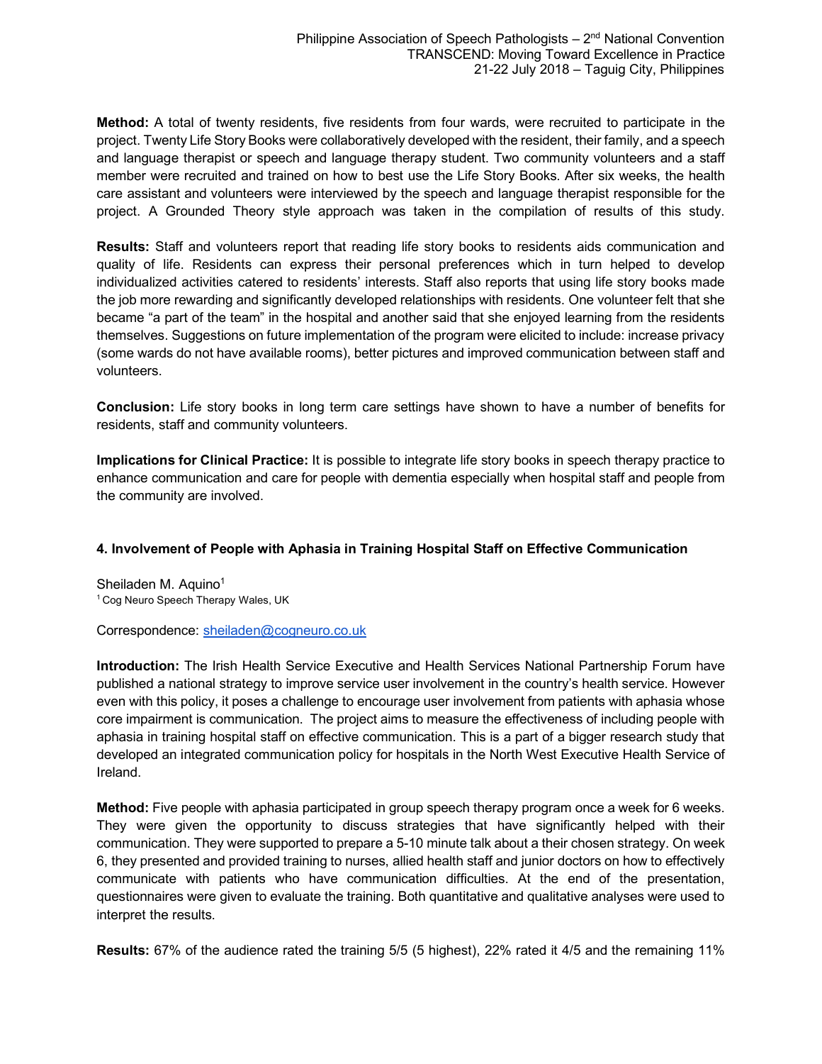**Method:** A total of twenty residents, five residents from four wards, were recruited to participate in the project. Twenty Life Story Books were collaboratively developed with the resident, their family, and a speech and language therapist or speech and language therapy student. Two community volunteers and a staff member were recruited and trained on how to best use the Life Story Books. After six weeks, the health care assistant and volunteers were interviewed by the speech and language therapist responsible for the project. A Grounded Theory style approach was taken in the compilation of results of this study.

**Results:** Staff and volunteers report that reading life story books to residents aids communication and quality of life. Residents can express their personal preferences which in turn helped to develop individualized activities catered to residents' interests. Staff also reports that using life story books made the job more rewarding and significantly developed relationships with residents. One volunteer felt that she became "a part of the team" in the hospital and another said that she enjoyed learning from the residents themselves. Suggestions on future implementation of the program were elicited to include: increase privacy (some wards do not have available rooms), better pictures and improved communication between staff and volunteers.

**Conclusion:** Life story books in long term care settings have shown to have a number of benefits for residents, staff and community volunteers.

**Implications for Clinical Practice:** It is possible to integrate life story books in speech therapy practice to enhance communication and care for people with dementia especially when hospital staff and people from the community are involved.

### 4. Involvement of People with Aphasia in Training Hospital Staff on Effective Communication

Sheiladen M. Aquino[1]
[1] Cog Neuro Speech Therapy Wales, UK

Correspondence: sheiladen@cogneuro.co.uk

**Introduction:** The Irish Health Service Executive and Health Services National Partnership Forum have published a national strategy to improve service user involvement in the country's health service. However even with this policy, it poses a challenge to encourage user involvement from patients with aphasia whose core impairment is communication. The project aims to measure the effectiveness of including people with aphasia in training hospital staff on effective communication. This is a part of a bigger research study that developed an integrated communication policy for hospitals in the North West Executive Health Service of Ireland.

**Method:** Five people with aphasia participated in group speech therapy program once a week for 6 weeks. They were given the opportunity to discuss strategies that have significantly helped with their communication. They were supported to prepare a 5-10 minute talk about a their chosen strategy. On week 6, they presented and provided training to nurses, allied health staff and junior doctors on how to effectively communicate with patients who have communication difficulties. At the end of the presentation, questionnaires were given to evaluate the training. Both quantitative and qualitative analyses were used to interpret the results.

**Results:** 67% of the audience rated the training 5/5 (5 highest), 22% rated it 4/5 and the remaining 11%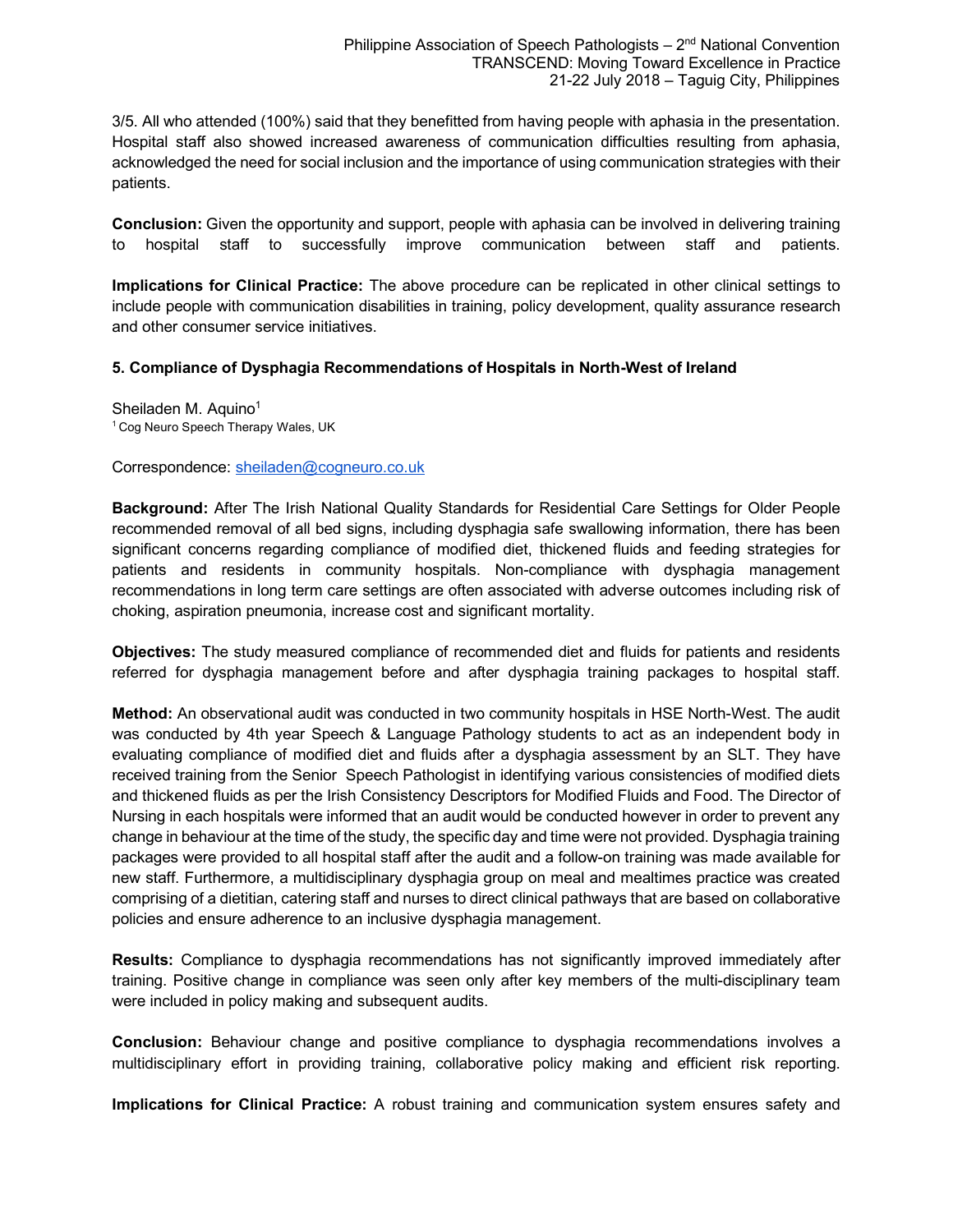3/5. All who attended (100%) said that they benefitted from having people with aphasia in the presentation. Hospital staff also showed increased awareness of communication difficulties resulting from aphasia, acknowledged the need for social inclusion and the importance of using communication strategies with their patients.

**Conclusion:** Given the opportunity and support, people with aphasia can be involved in delivering training to hospital staff to successfully improve communication between staff and patients.

**Implications for Clinical Practice:** The above procedure can be replicated in other clinical settings to include people with communication disabilities in training, policy development, quality assurance research and other consumer service initiatives.

### 5. Compliance of Dysphagia Recommendations of Hospitals in North-West of Ireland

Sheiladen M. Aquino[1]
[1] Cog Neuro Speech Therapy Wales, UK

Correspondence: sheiladen@cogneuro.co.uk

**Background:** After The Irish National Quality Standards for Residential Care Settings for Older People recommended removal of all bed signs, including dysphagia safe swallowing information, there has been significant concerns regarding compliance of modified diet, thickened fluids and feeding strategies for patients and residents in community hospitals. Non-compliance with dysphagia management recommendations in long term care settings are often associated with adverse outcomes including risk of choking, aspiration pneumonia, increase cost and significant mortality.

**Objectives:** The study measured compliance of recommended diet and fluids for patients and residents referred for dysphagia management before and after dysphagia training packages to hospital staff.

**Method:** An observational audit was conducted in two community hospitals in HSE North-West. The audit was conducted by 4th year Speech & Language Pathology students to act as an independent body in evaluating compliance of modified diet and fluids after a dysphagia assessment by an SLT. They have received training from the Senior Speech Pathologist in identifying various consistencies of modified diets and thickened fluids as per the Irish Consistency Descriptors for Modified Fluids and Food. The Director of Nursing in each hospitals were informed that an audit would be conducted however in order to prevent any change in behaviour at the time of the study, the specific day and time were not provided. Dysphagia training packages were provided to all hospital staff after the audit and a follow-on training was made available for new staff. Furthermore, a multidisciplinary dysphagia group on meal and mealtimes practice was created comprising of a dietitian, catering staff and nurses to direct clinical pathways that are based on collaborative policies and ensure adherence to an inclusive dysphagia management.

**Results:** Compliance to dysphagia recommendations has not significantly improved immediately after training. Positive change in compliance was seen only after key members of the multi-disciplinary team were included in policy making and subsequent audits.

**Conclusion:** Behaviour change and positive compliance to dysphagia recommendations involves a multidisciplinary effort in providing training, collaborative policy making and efficient risk reporting.

**Implications for Clinical Practice:** A robust training and communication system ensures safety and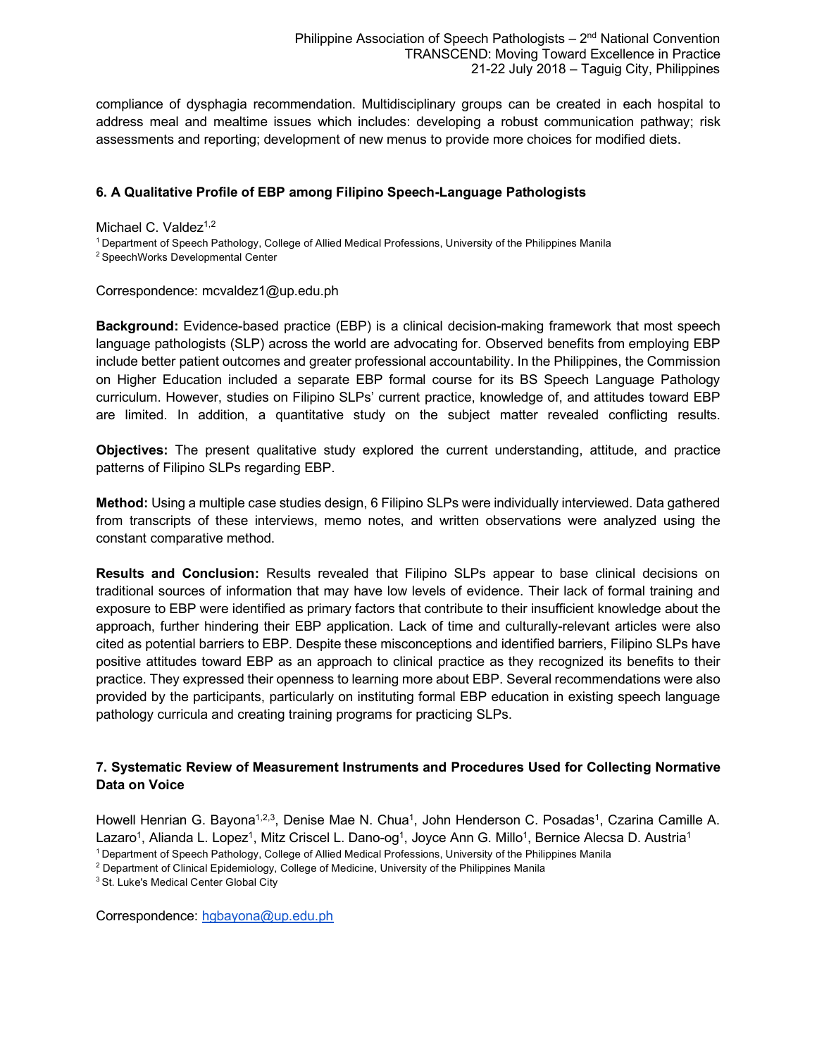compliance of dysphagia recommendation. Multidisciplinary groups can be created in each hospital to address meal and mealtime issues which includes: developing a robust communication pathway; risk assessments and reporting; development of new menus to provide more choices for modified diets.

### 6. A Qualitative Profile of EBP among Filipino Speech-Language Pathologists

Michael C. Valdez[1,2]

[1] Department of Speech Pathology, College of Allied Medical Professions, University of the Philippines Manila
[2] SpeechWorks Developmental Center

Correspondence: mcvaldez1@up.edu.ph

**Background:** Evidence-based practice (EBP) is a clinical decision-making framework that most speech language pathologists (SLP) across the world are advocating for. Observed benefits from employing EBP include better patient outcomes and greater professional accountability. In the Philippines, the Commission on Higher Education included a separate EBP formal course for its BS Speech Language Pathology curriculum. However, studies on Filipino SLPs' current practice, knowledge of, and attitudes toward EBP are limited. In addition, a quantitative study on the subject matter revealed conflicting results.

**Objectives:** The present qualitative study explored the current understanding, attitude, and practice patterns of Filipino SLPs regarding EBP.

**Method:** Using a multiple case studies design, 6 Filipino SLPs were individually interviewed. Data gathered from transcripts of these interviews, memo notes, and written observations were analyzed using the constant comparative method.

**Results and Conclusion:** Results revealed that Filipino SLPs appear to base clinical decisions on traditional sources of information that may have low levels of evidence. Their lack of formal training and exposure to EBP were identified as primary factors that contribute to their insufficient knowledge about the approach, further hindering their EBP application. Lack of time and culturally-relevant articles were also cited as potential barriers to EBP. Despite these misconceptions and identified barriers, Filipino SLPs have positive attitudes toward EBP as an approach to clinical practice as they recognized its benefits to their practice. They expressed their openness to learning more about EBP. Several recommendations were also provided by the participants, particularly on instituting formal EBP education in existing speech language pathology curricula and creating training programs for practicing SLPs.

### 7. Systematic Review of Measurement Instruments and Procedures Used for Collecting Normative Data on Voice

Howell Henrian G. Bayona[1,2,3], Denise Mae N. Chua[1], John Henderson C. Posadas[1], Czarina Camille A. Lazaro[1], Alianda L. Lopez[1], Mitz Criscel L. Dano-og[1], Joyce Ann G. Millo[1], Bernice Alecsa D. Austria[1]

[1] Department of Speech Pathology, College of Allied Medical Professions, University of the Philippines Manila
[2] Department of Clinical Epidemiology, College of Medicine, University of the Philippines Manila
[3] St. Luke's Medical Center Global City

Correspondence: hgbayona@up.edu.ph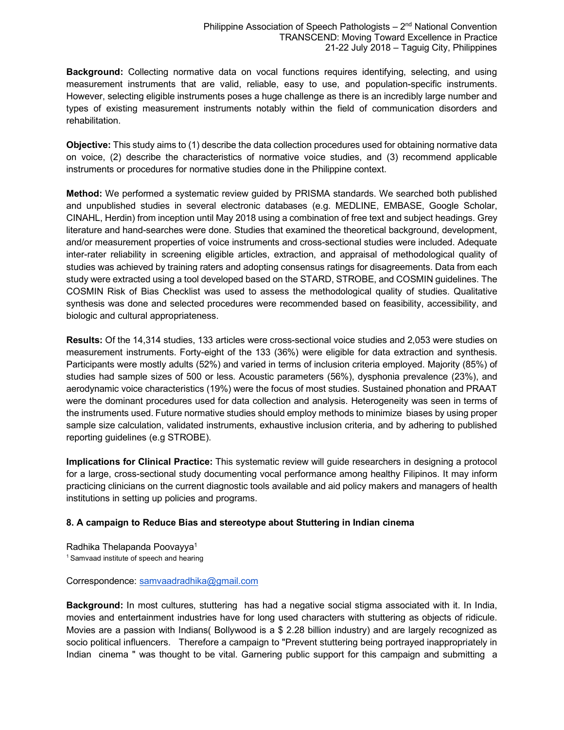**Background:** Collecting normative data on vocal functions requires identifying, selecting, and using measurement instruments that are valid, reliable, easy to use, and population-specific instruments. However, selecting eligible instruments poses a huge challenge as there is an incredibly large number and types of existing measurement instruments notably within the field of communication disorders and rehabilitation.

**Objective:** This study aims to (1) describe the data collection procedures used for obtaining normative data on voice, (2) describe the characteristics of normative voice studies, and (3) recommend applicable instruments or procedures for normative studies done in the Philippine context.

**Method:** We performed a systematic review guided by PRISMA standards. We searched both published and unpublished studies in several electronic databases (e.g. MEDLINE, EMBASE, Google Scholar, CINAHL, Herdin) from inception until May 2018 using a combination of free text and subject headings. Grey literature and hand-searches were done. Studies that examined the theoretical background, development, and/or measurement properties of voice instruments and cross-sectional studies were included. Adequate inter-rater reliability in screening eligible articles, extraction, and appraisal of methodological quality of studies was achieved by training raters and adopting consensus ratings for disagreements. Data from each study were extracted using a tool developed based on the STARD, STROBE, and COSMIN guidelines. The COSMIN Risk of Bias Checklist was used to assess the methodological quality of studies. Qualitative synthesis was done and selected procedures were recommended based on feasibility, accessibility, and biologic and cultural appropriateness.

**Results:** Of the 14,314 studies, 133 articles were cross-sectional voice studies and 2,053 were studies on measurement instruments. Forty-eight of the 133 (36%) were eligible for data extraction and synthesis. Participants were mostly adults (52%) and varied in terms of inclusion criteria employed. Majority (85%) of studies had sample sizes of 500 or less. Acoustic parameters (56%), dysphonia prevalence (23%), and aerodynamic voice characteristics (19%) were the focus of most studies. Sustained phonation and PRAAT were the dominant procedures used for data collection and analysis. Heterogeneity was seen in terms of the instruments used. Future normative studies should employ methods to minimize biases by using proper sample size calculation, validated instruments, exhaustive inclusion criteria, and by adhering to published reporting guidelines (e.g STROBE).

**Implications for Clinical Practice:** This systematic review will guide researchers in designing a protocol for a large, cross-sectional study documenting vocal performance among healthy Filipinos. It may inform practicing clinicians on the current diagnostic tools available and aid policy makers and managers of health institutions in setting up policies and programs.

### 8. A campaign to Reduce Bias and stereotype about Stuttering in Indian cinema

Radhika Thelapanda Poovayya[1]

[1] Samvaad institute of speech and hearing

Correspondence: samvaadradhika@gmail.com

**Background:** In most cultures, stuttering has had a negative social stigma associated with it. In India, movies and entertainment industries have for long used characters with stuttering as objects of ridicule. Movies are a passion with Indians( Bollywood is a $ 2.28 billion industry) and are largely recognized as socio political influencers. Therefore a campaign to "Prevent stuttering being portrayed inappropriately in Indian cinema " was thought to be vital. Garnering public support for this campaign and submitting a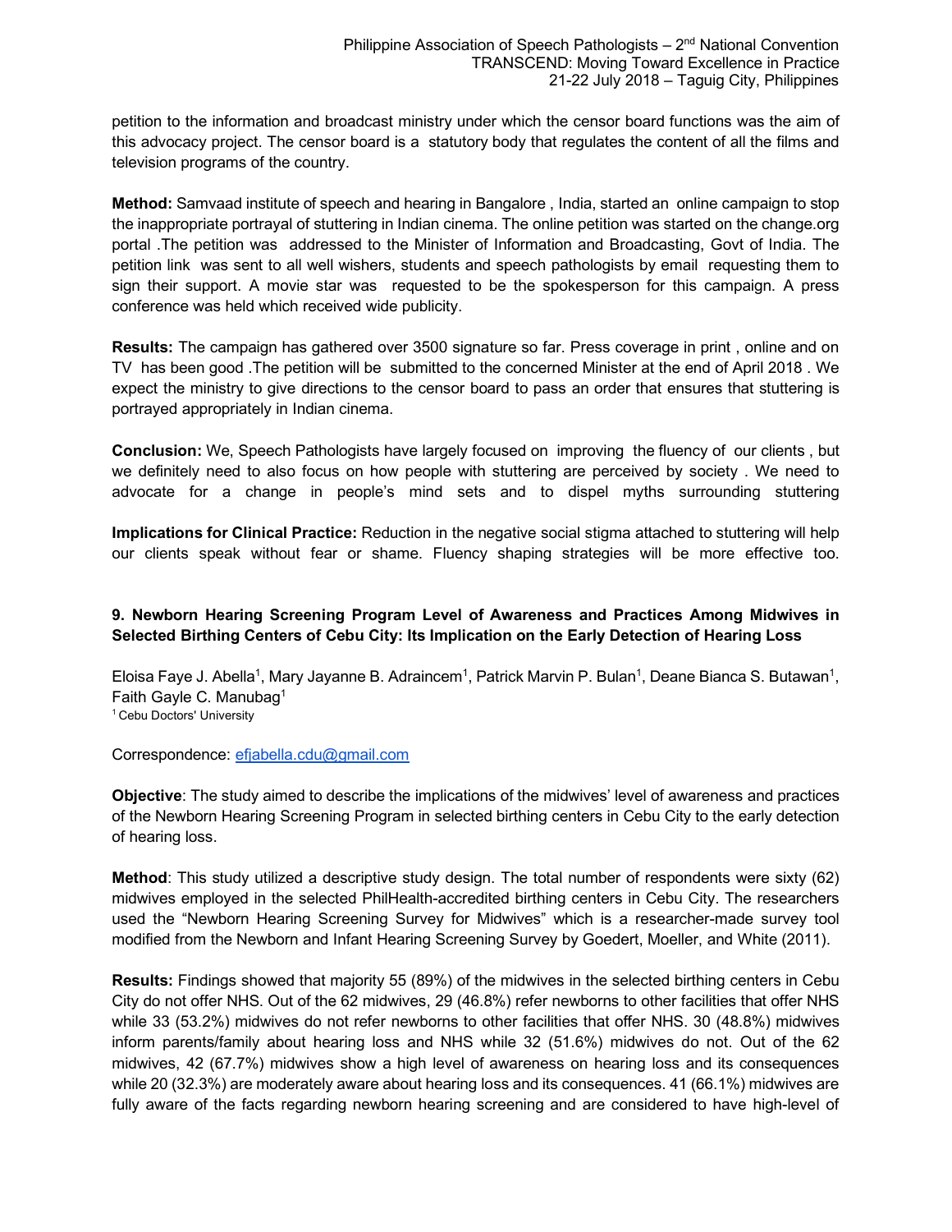petition to the information and broadcast ministry under which the censor board functions was the aim of this advocacy project. The censor board is a statutory body that regulates the content of all the films and television programs of the country.

**Method:** Samvaad institute of speech and hearing in Bangalore , India, started an online campaign to stop the inappropriate portrayal of stuttering in Indian cinema. The online petition was started on the change.org portal .The petition was addressed to the Minister of Information and Broadcasting, Govt of India. The petition link was sent to all well wishers, students and speech pathologists by email requesting them to sign their support. A movie star was requested to be the spokesperson for this campaign. A press conference was held which received wide publicity.

**Results:** The campaign has gathered over 3500 signature so far. Press coverage in print , online and on TV has been good .The petition will be submitted to the concerned Minister at the end of April 2018 . We expect the ministry to give directions to the censor board to pass an order that ensures that stuttering is portrayed appropriately in Indian cinema.

**Conclusion:** We, Speech Pathologists have largely focused on improving the fluency of our clients , but we definitely need to also focus on how people with stuttering are perceived by society . We need to advocate for a change in people's mind sets and to dispel myths surrounding stuttering

**Implications for Clinical Practice:** Reduction in the negative social stigma attached to stuttering will help our clients speak without fear or shame. Fluency shaping strategies will be more effective too.

### 9. Newborn Hearing Screening Program Level of Awareness and Practices Among Midwives in Selected Birthing Centers of Cebu City: Its Implication on the Early Detection of Hearing Loss

Eloisa Faye J. Abella[1], Mary Jayanne B. Adraincem[1], Patrick Marvin P. Bulan[1], Deane Bianca S. Butawan[1], Faith Gayle C. Manubag[1]
[1] Cebu Doctors' University

Correspondence: efjabella.cdu@gmail.com

**Objective**: The study aimed to describe the implications of the midwives' level of awareness and practices of the Newborn Hearing Screening Program in selected birthing centers in Cebu City to the early detection of hearing loss.

**Method**: This study utilized a descriptive study design. The total number of respondents were sixty (62) midwives employed in the selected PhilHealth-accredited birthing centers in Cebu City. The researchers used the "Newborn Hearing Screening Survey for Midwives" which is a researcher-made survey tool modified from the Newborn and Infant Hearing Screening Survey by Goedert, Moeller, and White (2011).

**Results:** Findings showed that majority 55 (89%) of the midwives in the selected birthing centers in Cebu City do not offer NHS. Out of the 62 midwives, 29 (46.8%) refer newborns to other facilities that offer NHS while 33 (53.2%) midwives do not refer newborns to other facilities that offer NHS. 30 (48.8%) midwives inform parents/family about hearing loss and NHS while 32 (51.6%) midwives do not. Out of the 62 midwives, 42 (67.7%) midwives show a high level of awareness on hearing loss and its consequences while 20 (32.3%) are moderately aware about hearing loss and its consequences. 41 (66.1%) midwives are fully aware of the facts regarding newborn hearing screening and are considered to have high-level of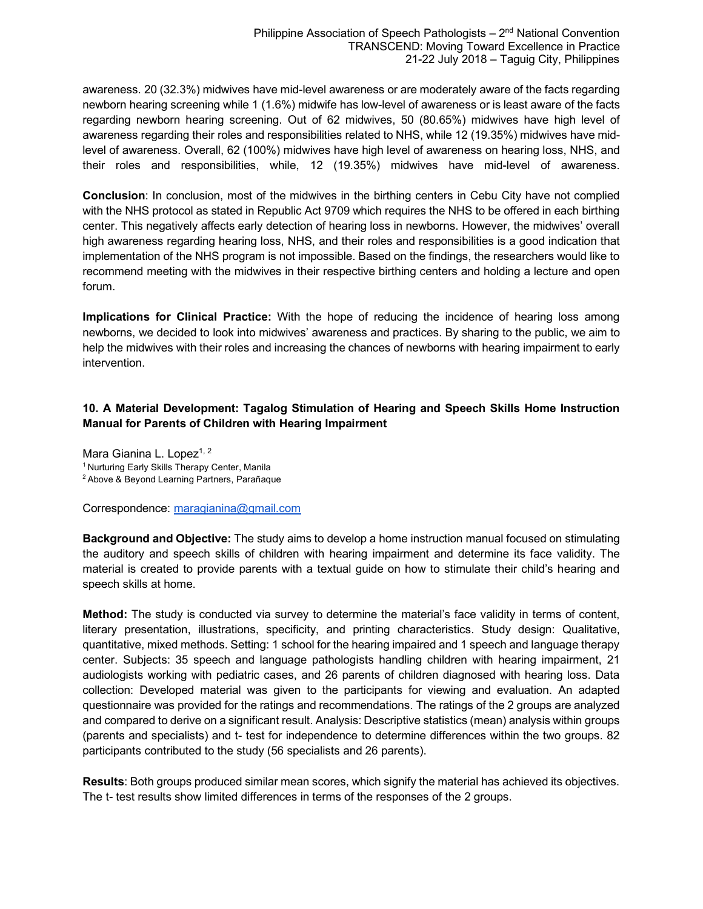awareness. 20 (32.3%) midwives have mid-level awareness or are moderately aware of the facts regarding newborn hearing screening while 1 (1.6%) midwife has low-level of awareness or is least aware of the facts regarding newborn hearing screening. Out of 62 midwives, 50 (80.65%) midwives have high level of awareness regarding their roles and responsibilities related to NHS, while 12 (19.35%) midwives have mid-level of awareness. Overall, 62 (100%) midwives have high level of awareness on hearing loss, NHS, and their roles and responsibilities, while, 12 (19.35%) midwives have mid-level of awareness.

**Conclusion**: In conclusion, most of the midwives in the birthing centers in Cebu City have not complied with the NHS protocol as stated in Republic Act 9709 which requires the NHS to be offered in each birthing center. This negatively affects early detection of hearing loss in newborns. However, the midwives' overall high awareness regarding hearing loss, NHS, and their roles and responsibilities is a good indication that implementation of the NHS program is not impossible. Based on the findings, the researchers would like to recommend meeting with the midwives in their respective birthing centers and holding a lecture and open forum.

**Implications for Clinical Practice:** With the hope of reducing the incidence of hearing loss among newborns, we decided to look into midwives' awareness and practices. By sharing to the public, we aim to help the midwives with their roles and increasing the chances of newborns with hearing impairment to early intervention.

### 10. A Material Development: Tagalog Stimulation of Hearing and Speech Skills Home Instruction Manual for Parents of Children with Hearing Impairment

Mara Gianina L. Lopez[1, 2]

[1] Nurturing Early Skills Therapy Center, Manila
[2] Above & Beyond Learning Partners, Parañaque

Correspondence: maragianina@gmail.com

**Background and Objective:** The study aims to develop a home instruction manual focused on stimulating the auditory and speech skills of children with hearing impairment and determine its face validity. The material is created to provide parents with a textual guide on how to stimulate their child's hearing and speech skills at home.

**Method:** The study is conducted via survey to determine the material's face validity in terms of content, literary presentation, illustrations, specificity, and printing characteristics. Study design: Qualitative, quantitative, mixed methods. Setting: 1 school for the hearing impaired and 1 speech and language therapy center. Subjects: 35 speech and language pathologists handling children with hearing impairment, 21 audiologists working with pediatric cases, and 26 parents of children diagnosed with hearing loss. Data collection: Developed material was given to the participants for viewing and evaluation. An adapted questionnaire was provided for the ratings and recommendations. The ratings of the 2 groups are analyzed and compared to derive on a significant result. Analysis: Descriptive statistics (mean) analysis within groups (parents and specialists) and t- test for independence to determine differences within the two groups. 82 participants contributed to the study (56 specialists and 26 parents).

**Results**: Both groups produced similar mean scores, which signify the material has achieved its objectives. The t- test results show limited differences in terms of the responses of the 2 groups.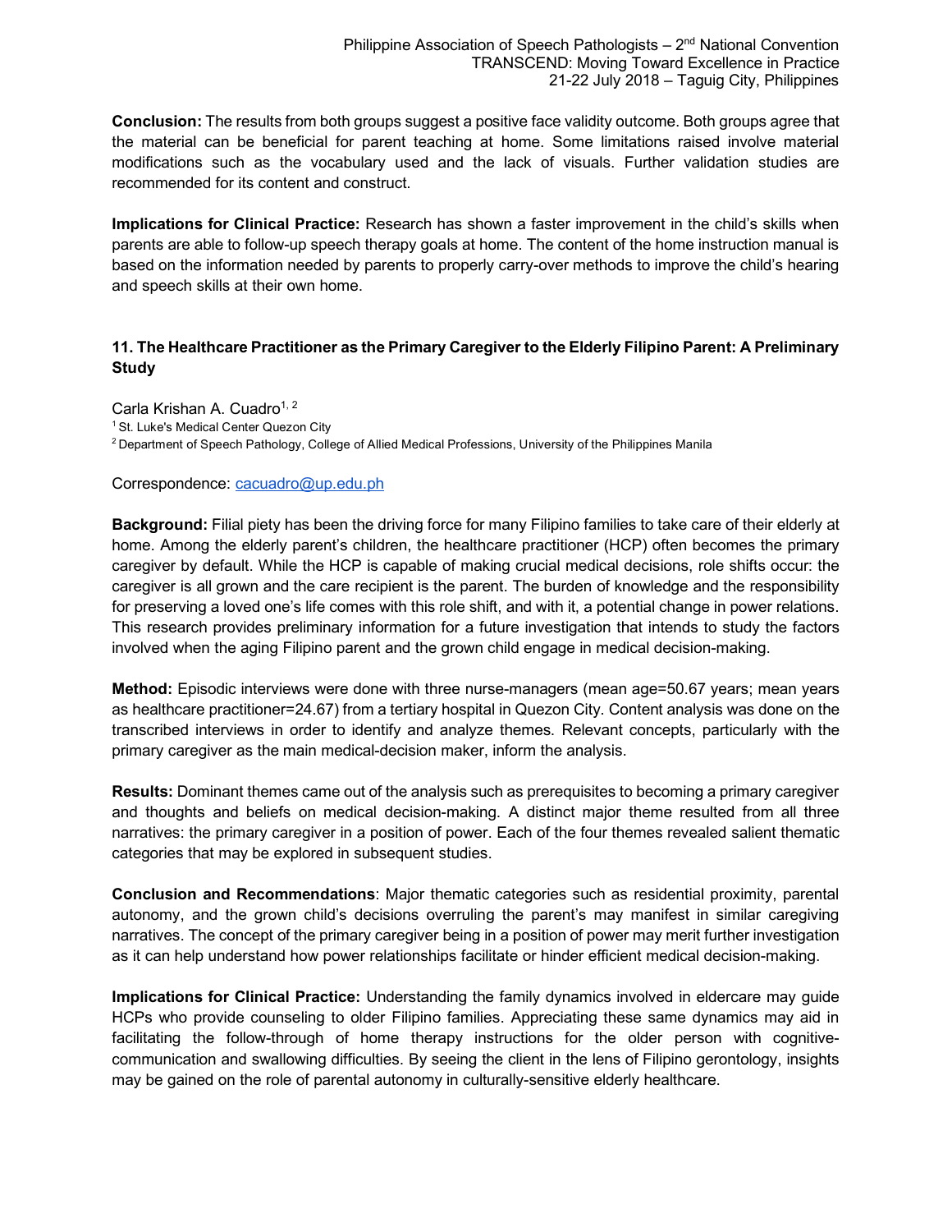**Conclusion:** The results from both groups suggest a positive face validity outcome. Both groups agree that the material can be beneficial for parent teaching at home. Some limitations raised involve material modifications such as the vocabulary used and the lack of visuals. Further validation studies are recommended for its content and construct.

**Implications for Clinical Practice:** Research has shown a faster improvement in the child's skills when parents are able to follow-up speech therapy goals at home. The content of the home instruction manual is based on the information needed by parents to properly carry-over methods to improve the child's hearing and speech skills at their own home.

### 11. The Healthcare Practitioner as the Primary Caregiver to the Elderly Filipino Parent: A Preliminary Study

Carla Krishan A. Cuadro[1, 2]

[1] St. Luke's Medical Center Quezon City

[2] Department of Speech Pathology, College of Allied Medical Professions, University of the Philippines Manila

Correspondence: cacuadro@up.edu.ph

**Background:** Filial piety has been the driving force for many Filipino families to take care of their elderly at home. Among the elderly parent's children, the healthcare practitioner (HCP) often becomes the primary caregiver by default. While the HCP is capable of making crucial medical decisions, role shifts occur: the caregiver is all grown and the care recipient is the parent. The burden of knowledge and the responsibility for preserving a loved one's life comes with this role shift, and with it, a potential change in power relations. This research provides preliminary information for a future investigation that intends to study the factors involved when the aging Filipino parent and the grown child engage in medical decision-making.

**Method:** Episodic interviews were done with three nurse-managers (mean age=50.67 years; mean years as healthcare practitioner=24.67) from a tertiary hospital in Quezon City. Content analysis was done on the transcribed interviews in order to identify and analyze themes. Relevant concepts, particularly with the primary caregiver as the main medical-decision maker, inform the analysis.

**Results:** Dominant themes came out of the analysis such as prerequisites to becoming a primary caregiver and thoughts and beliefs on medical decision-making. A distinct major theme resulted from all three narratives: the primary caregiver in a position of power. Each of the four themes revealed salient thematic categories that may be explored in subsequent studies.

**Conclusion and Recommendations**: Major thematic categories such as residential proximity, parental autonomy, and the grown child's decisions overruling the parent's may manifest in similar caregiving narratives. The concept of the primary caregiver being in a position of power may merit further investigation as it can help understand how power relationships facilitate or hinder efficient medical decision-making.

**Implications for Clinical Practice:** Understanding the family dynamics involved in eldercare may guide HCPs who provide counseling to older Filipino families. Appreciating these same dynamics may aid in facilitating the follow-through of home therapy instructions for the older person with cognitive-communication and swallowing difficulties. By seeing the client in the lens of Filipino gerontology, insights may be gained on the role of parental autonomy in culturally-sensitive elderly healthcare.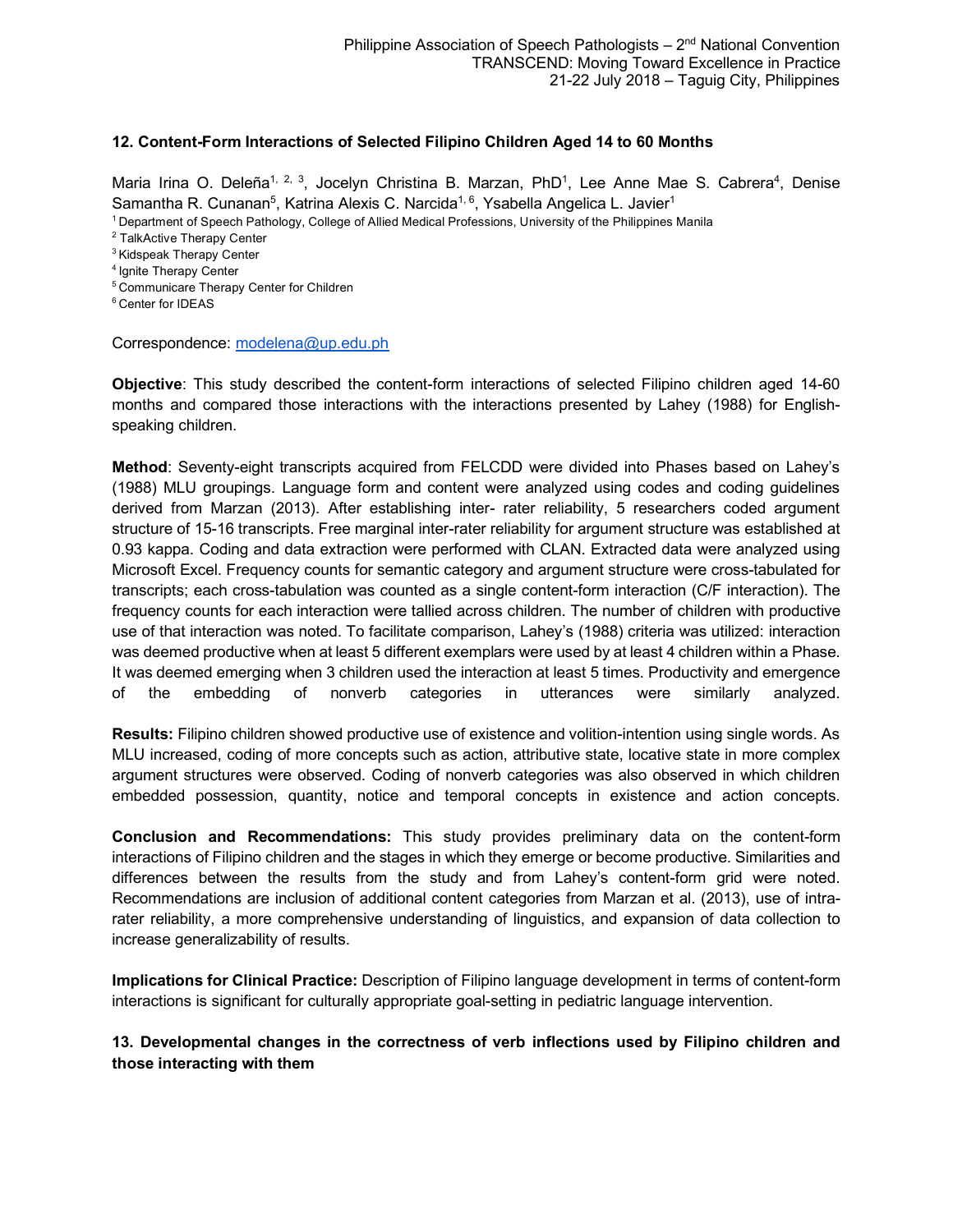### 12. Content-Form Interactions of Selected Filipino Children Aged 14 to 60 Months

Maria Irina O. Deleña[1, 2, 3], Jocelyn Christina B. Marzan, PhD[1], Lee Anne Mae S. Cabrera[4], Denise Samantha R. Cunanan[5], Katrina Alexis C. Narcida[1, 6], Ysabella Angelica L. Javier[1]

[1] Department of Speech Pathology, College of Allied Medical Professions, University of the Philippines Manila
[2] TalkActive Therapy Center
[3] Kidspeak Therapy Center
[4] Ignite Therapy Center
[5] Communicare Therapy Center for Children
[6] Center for IDEAS

Correspondence: modelena@up.edu.ph

**Objective**: This study described the content-form interactions of selected Filipino children aged 14-60 months and compared those interactions with the interactions presented by Lahey (1988) for English-speaking children.

**Method**: Seventy-eight transcripts acquired from FELCDD were divided into Phases based on Lahey's (1988) MLU groupings. Language form and content were analyzed using codes and coding guidelines derived from Marzan (2013). After establishing inter- rater reliability, 5 researchers coded argument structure of 15-16 transcripts. Free marginal inter-rater reliability for argument structure was established at 0.93 kappa. Coding and data extraction were performed with CLAN. Extracted data were analyzed using Microsoft Excel. Frequency counts for semantic category and argument structure were cross-tabulated for transcripts; each cross-tabulation was counted as a single content-form interaction (C/F interaction). The frequency counts for each interaction were tallied across children. The number of children with productive use of that interaction was noted. To facilitate comparison, Lahey's (1988) criteria was utilized: interaction was deemed productive when at least 5 different exemplars were used by at least 4 children within a Phase. It was deemed emerging when 3 children used the interaction at least 5 times. Productivity and emergence of the embedding of nonverb categories in utterances were similarly analyzed.

**Results:** Filipino children showed productive use of existence and volition-intention using single words. As MLU increased, coding of more concepts such as action, attributive state, locative state in more complex argument structures were observed. Coding of nonverb categories was also observed in which children embedded possession, quantity, notice and temporal concepts in existence and action concepts.

**Conclusion and Recommendations:** This study provides preliminary data on the content-form interactions of Filipino children and the stages in which they emerge or become productive. Similarities and differences between the results from the study and from Lahey's content-form grid were noted. Recommendations are inclusion of additional content categories from Marzan et al. (2013), use of intra-rater reliability, a more comprehensive understanding of linguistics, and expansion of data collection to increase generalizability of results.

**Implications for Clinical Practice:** Description of Filipino language development in terms of content-form interactions is significant for culturally appropriate goal-setting in pediatric language intervention.

### 13. Developmental changes in the correctness of verb inflections used by Filipino children and those interacting with them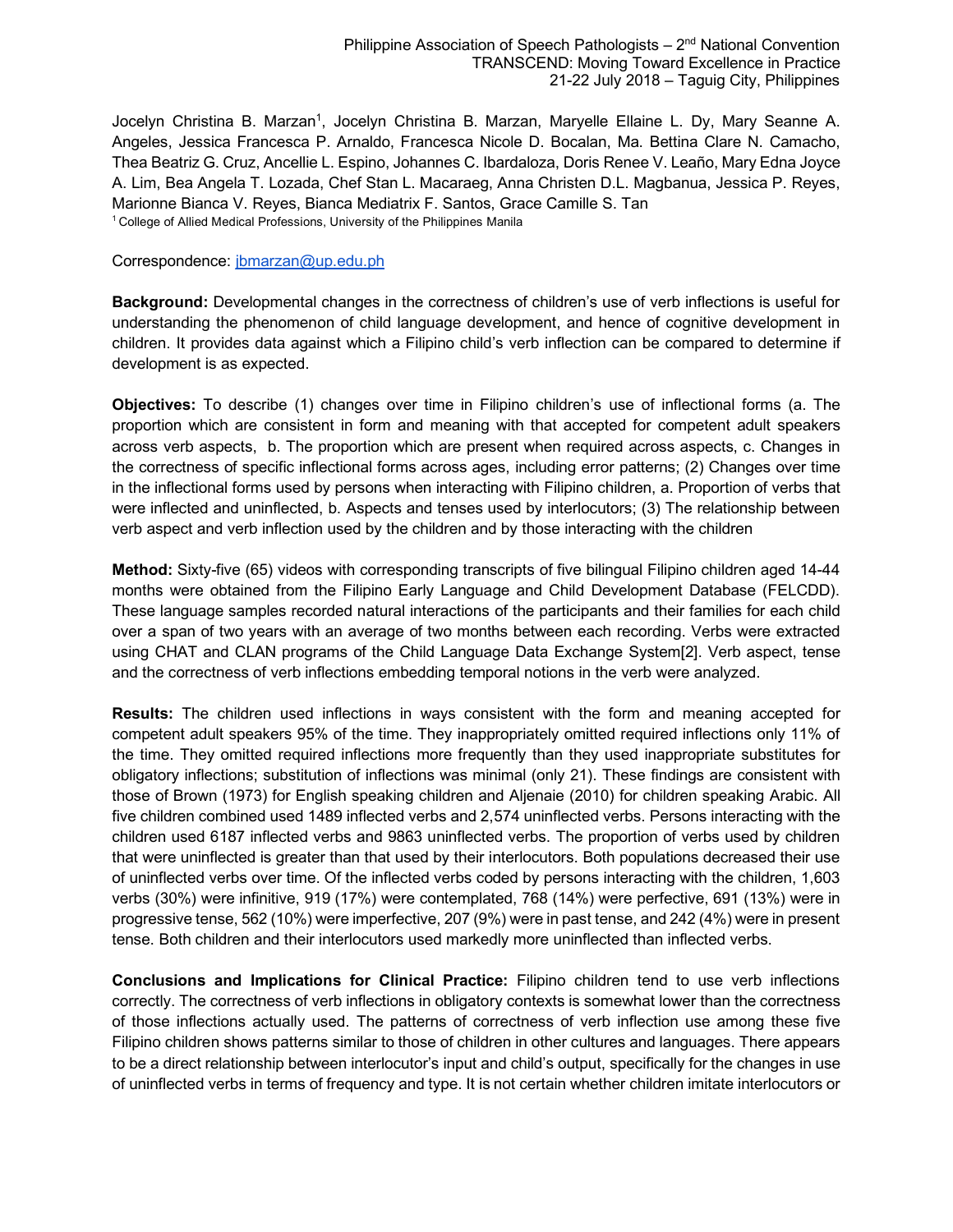Jocelyn Christina B. Marzan[1], Jocelyn Christina B. Marzan, Maryelle Ellaine L. Dy, Mary Seanne A. Angeles, Jessica Francesca P. Arnaldo, Francesca Nicole D. Bocalan, Ma. Bettina Clare N. Camacho, Thea Beatriz G. Cruz, Ancellie L. Espino, Johannes C. Ibardaloza, Doris Renee V. Leaño, Mary Edna Joyce A. Lim, Bea Angela T. Lozada, Chef Stan L. Macaraeg, Anna Christen D.L. Magbanua, Jessica P. Reyes, Marionne Bianca V. Reyes, Bianca Mediatrix F. Santos, Grace Camille S. Tan

[1] College of Allied Medical Professions, University of the Philippines Manila

Correspondence: jbmarzan@up.edu.ph

**Background:** Developmental changes in the correctness of children's use of verb inflections is useful for understanding the phenomenon of child language development, and hence of cognitive development in children. It provides data against which a Filipino child's verb inflection can be compared to determine if development is as expected.

**Objectives:** To describe (1) changes over time in Filipino children's use of inflectional forms (a. The proportion which are consistent in form and meaning with that accepted for competent adult speakers across verb aspects, b. The proportion which are present when required across aspects, c. Changes in the correctness of specific inflectional forms across ages, including error patterns; (2) Changes over time in the inflectional forms used by persons when interacting with Filipino children, a. Proportion of verbs that were inflected and uninflected, b. Aspects and tenses used by interlocutors; (3) The relationship between verb aspect and verb inflection used by the children and by those interacting with the children

**Method:** Sixty-five (65) videos with corresponding transcripts of five bilingual Filipino children aged 14-44 months were obtained from the Filipino Early Language and Child Development Database (FELCDD). These language samples recorded natural interactions of the participants and their families for each child over a span of two years with an average of two months between each recording. Verbs were extracted using CHAT and CLAN programs of the Child Language Data Exchange System[2]. Verb aspect, tense and the correctness of verb inflections embedding temporal notions in the verb were analyzed.

**Results:** The children used inflections in ways consistent with the form and meaning accepted for competent adult speakers 95% of the time. They inappropriately omitted required inflections only 11% of the time. They omitted required inflections more frequently than they used inappropriate substitutes for obligatory inflections; substitution of inflections was minimal (only 21). These findings are consistent with those of Brown (1973) for English speaking children and Aljenaie (2010) for children speaking Arabic. All five children combined used 1489 inflected verbs and 2,574 uninflected verbs. Persons interacting with the children used 6187 inflected verbs and 9863 uninflected verbs. The proportion of verbs used by children that were uninflected is greater than that used by their interlocutors. Both populations decreased their use of uninflected verbs over time. Of the inflected verbs coded by persons interacting with the children, 1,603 verbs (30%) were infinitive, 919 (17%) were contemplated, 768 (14%) were perfective, 691 (13%) were in progressive tense, 562 (10%) were imperfective, 207 (9%) were in past tense, and 242 (4%) were in present tense. Both children and their interlocutors used markedly more uninflected than inflected verbs.

**Conclusions and Implications for Clinical Practice:** Filipino children tend to use verb inflections correctly. The correctness of verb inflections in obligatory contexts is somewhat lower than the correctness of those inflections actually used. The patterns of correctness of verb inflection use among these five Filipino children shows patterns similar to those of children in other cultures and languages. There appears to be a direct relationship between interlocutor's input and child's output, specifically for the changes in use of uninflected verbs in terms of frequency and type. It is not certain whether children imitate interlocutors or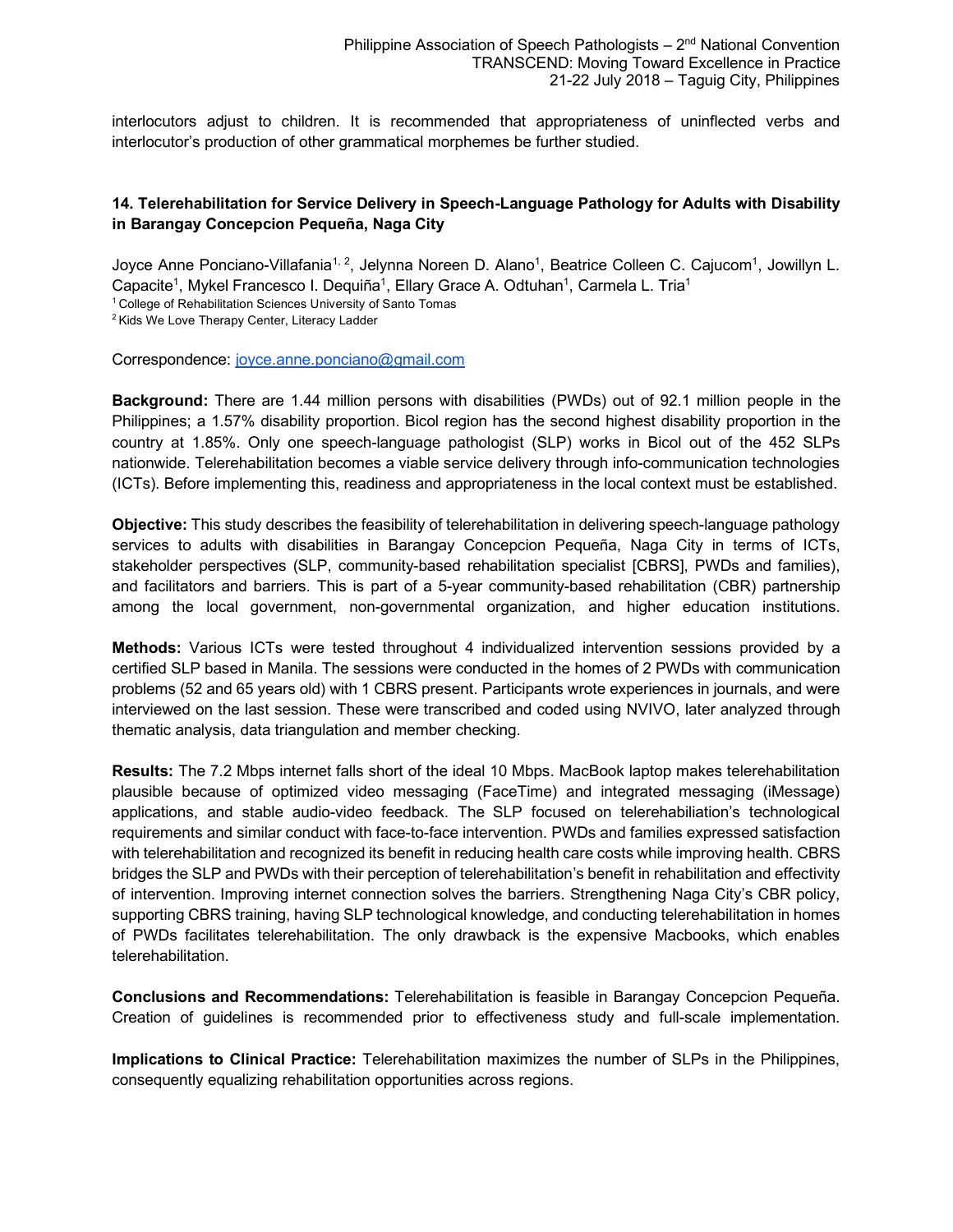interlocutors adjust to children. It is recommended that appropriateness of uninflected verbs and interlocutor's production of other grammatical morphemes be further studied.

### 14. Telerehabilitation for Service Delivery in Speech-Language Pathology for Adults with Disability in Barangay Concepcion Pequeña, Naga City

Joyce Anne Ponciano-Villafania[1, 2], Jelynna Noreen D. Alano[1], Beatrice Colleen C. Cajucom[1], Jowillyn L. Capacite[1], Mykel Francesco I. Dequiña[1], Ellary Grace A. Odtuhan[1], Carmela L. Tria[1]

[1] College of Rehabilitation Sciences University of Santo Tomas
[2] Kids We Love Therapy Center, Literacy Ladder

Correspondence: joyce.anne.ponciano@gmail.com

**Background:** There are 1.44 million persons with disabilities (PWDs) out of 92.1 million people in the Philippines; a 1.57% disability proportion. Bicol region has the second highest disability proportion in the country at 1.85%. Only one speech-language pathologist (SLP) works in Bicol out of the 452 SLPs nationwide. Telerehabilitation becomes a viable service delivery through info-communication technologies (ICTs). Before implementing this, readiness and appropriateness in the local context must be established.

**Objective:** This study describes the feasibility of telerehabilitation in delivering speech-language pathology services to adults with disabilities in Barangay Concepcion Pequeña, Naga City in terms of ICTs, stakeholder perspectives (SLP, community-based rehabilitation specialist [CBRS], PWDs and families), and facilitators and barriers. This is part of a 5-year community-based rehabilitation (CBR) partnership among the local government, non-governmental organization, and higher education institutions.

**Methods:** Various ICTs were tested throughout 4 individualized intervention sessions provided by a certified SLP based in Manila. The sessions were conducted in the homes of 2 PWDs with communication problems (52 and 65 years old) with 1 CBRS present. Participants wrote experiences in journals, and were interviewed on the last session. These were transcribed and coded using NVIVO, later analyzed through thematic analysis, data triangulation and member checking.

**Results:** The 7.2 Mbps internet falls short of the ideal 10 Mbps. MacBook laptop makes telerehabilitation plausible because of optimized video messaging (FaceTime) and integrated messaging (iMessage) applications, and stable audio-video feedback. The SLP focused on telerehabiliation's technological requirements and similar conduct with face-to-face intervention. PWDs and families expressed satisfaction with telerehabilitation and recognized its benefit in reducing health care costs while improving health. CBRS bridges the SLP and PWDs with their perception of telerehabilitation's benefit in rehabilitation and effectivity of intervention. Improving internet connection solves the barriers. Strengthening Naga City's CBR policy, supporting CBRS training, having SLP technological knowledge, and conducting telerehabilitation in homes of PWDs facilitates telerehabilitation. The only drawback is the expensive Macbooks, which enables telerehabilitation.

**Conclusions and Recommendations:** Telerehabilitation is feasible in Barangay Concepcion Pequeña. Creation of guidelines is recommended prior to effectiveness study and full-scale implementation.

**Implications to Clinical Practice:** Telerehabilitation maximizes the number of SLPs in the Philippines, consequently equalizing rehabilitation opportunities across regions.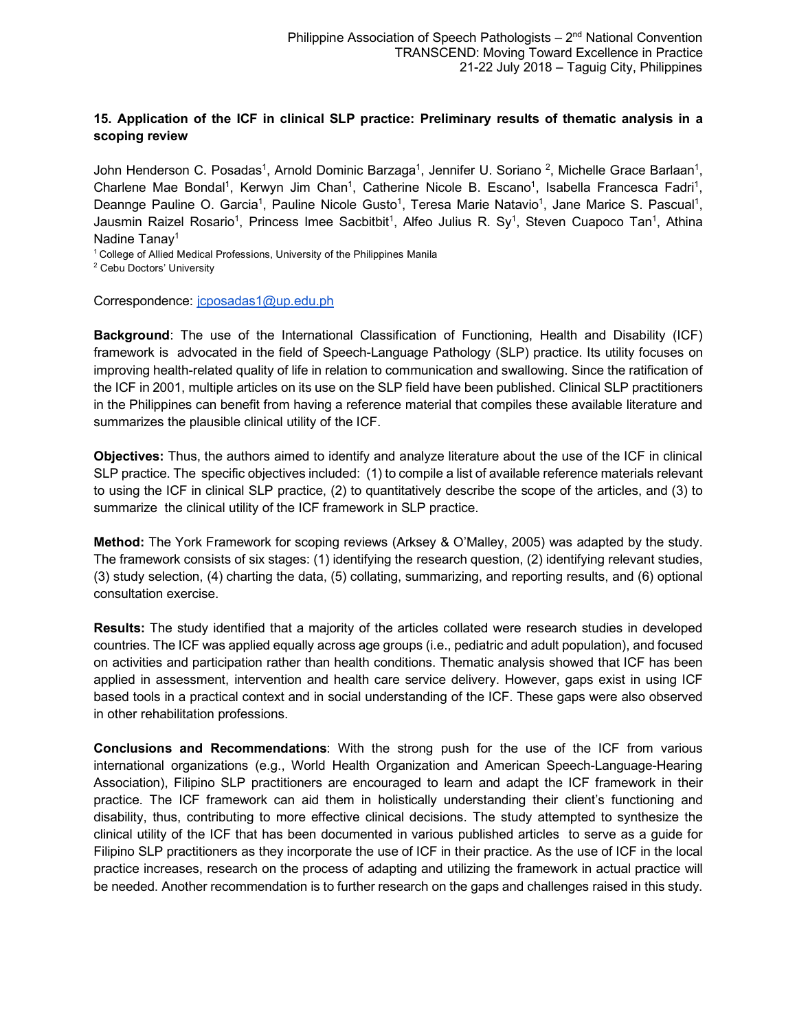**15. Application of the ICF in clinical SLP practice: Preliminary results of thematic analysis in a scoping review**

John Henderson C. Posadas[1], Arnold Dominic Barzaga[1], Jennifer U. Soriano [2], Michelle Grace Barlaan[1], Charlene Mae Bondal[1], Kerwyn Jim Chan[1], Catherine Nicole B. Escano[1], Isabella Francesca Fadri[1], Deannge Pauline O. Garcia[1], Pauline Nicole Gusto[1], Teresa Marie Natavio[1], Jane Marice S. Pascual[1], Jausmin Raizel Rosario[1], Princess Imee Sacbitbit[1], Alfeo Julius R. Sy[1], Steven Cuapoco Tan[1], Athina Nadine Tanay[1]

[1] College of Allied Medical Professions, University of the Philippines Manila
[2] Cebu Doctors' University

Correspondence: jcposadas1@up.edu.ph

**Background**: The use of the International Classification of Functioning, Health and Disability (ICF) framework is advocated in the field of Speech-Language Pathology (SLP) practice. Its utility focuses on improving health-related quality of life in relation to communication and swallowing. Since the ratification of the ICF in 2001, multiple articles on its use on the SLP field have been published. Clinical SLP practitioners in the Philippines can benefit from having a reference material that compiles these available literature and summarizes the plausible clinical utility of the ICF.

**Objectives:** Thus, the authors aimed to identify and analyze literature about the use of the ICF in clinical SLP practice. The specific objectives included: (1) to compile a list of available reference materials relevant to using the ICF in clinical SLP practice, (2) to quantitatively describe the scope of the articles, and (3) to summarize the clinical utility of the ICF framework in SLP practice.

**Method:** The York Framework for scoping reviews (Arksey & O'Malley, 2005) was adapted by the study. The framework consists of six stages: (1) identifying the research question, (2) identifying relevant studies, (3) study selection, (4) charting the data, (5) collating, summarizing, and reporting results, and (6) optional consultation exercise.

**Results:** The study identified that a majority of the articles collated were research studies in developed countries. The ICF was applied equally across age groups (i.e., pediatric and adult population), and focused on activities and participation rather than health conditions. Thematic analysis showed that ICF has been applied in assessment, intervention and health care service delivery. However, gaps exist in using ICF based tools in a practical context and in social understanding of the ICF. These gaps were also observed in other rehabilitation professions.

**Conclusions and Recommendations**: With the strong push for the use of the ICF from various international organizations (e.g., World Health Organization and American Speech-Language-Hearing Association), Filipino SLP practitioners are encouraged to learn and adapt the ICF framework in their practice. The ICF framework can aid them in holistically understanding their client's functioning and disability, thus, contributing to more effective clinical decisions. The study attempted to synthesize the clinical utility of the ICF that has been documented in various published articles to serve as a guide for Filipino SLP practitioners as they incorporate the use of ICF in their practice. As the use of ICF in the local practice increases, research on the process of adapting and utilizing the framework in actual practice will be needed. Another recommendation is to further research on the gaps and challenges raised in this study.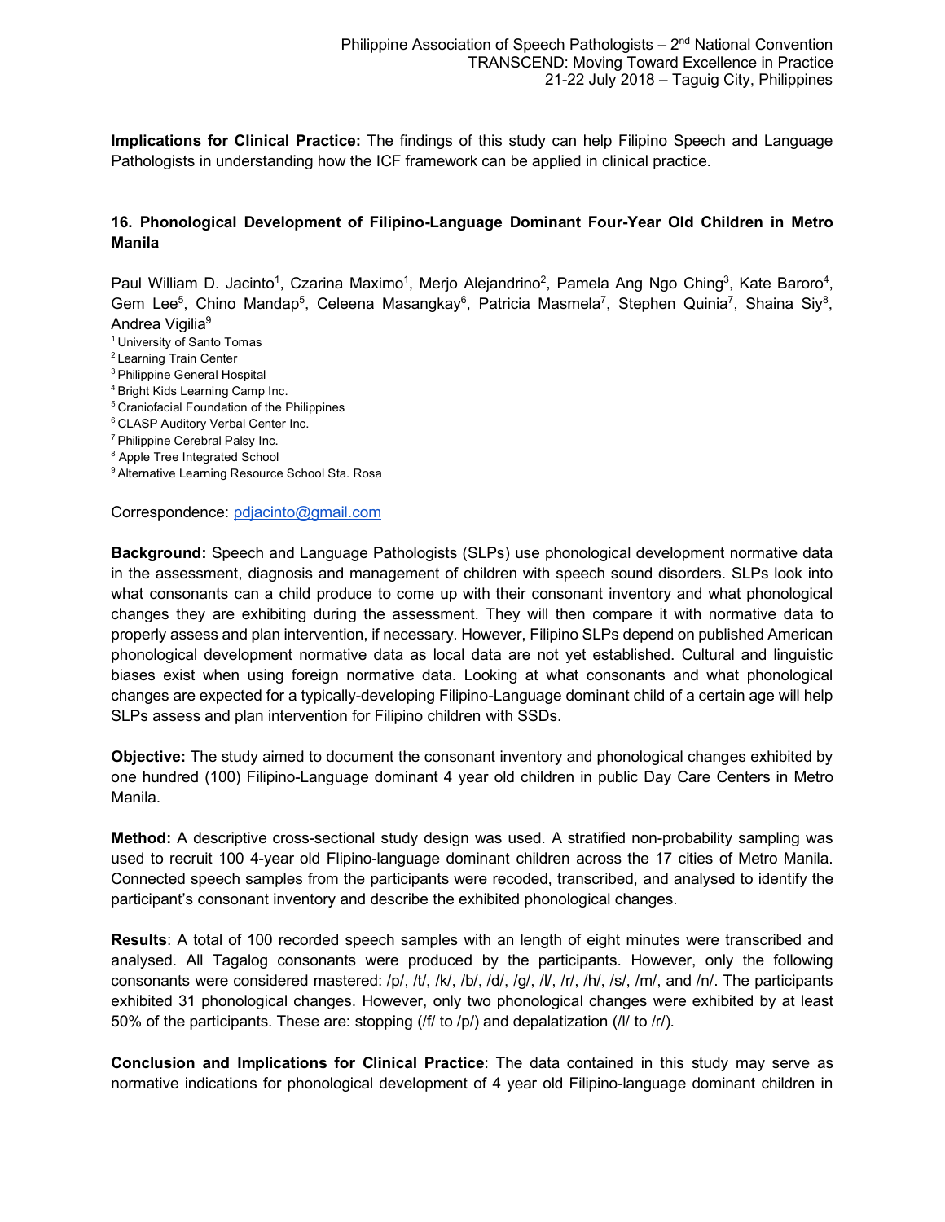**Implications for Clinical Practice:** The findings of this study can help Filipino Speech and Language Pathologists in understanding how the ICF framework can be applied in clinical practice.

### 16. Phonological Development of Filipino-Language Dominant Four-Year Old Children in Metro Manila

Paul William D. Jacinto[1], Czarina Maximo[1], Merjo Alejandrino[2], Pamela Ang Ngo Ching[3], Kate Baroro[4], Gem Lee[5], Chino Mandap[5], Celeena Masangkay[6], Patricia Masmela[7], Stephen Quinia[7], Shaina Siy[8], Andrea Vigilia[9]

[1] University of Santo Tomas
[2] Learning Train Center
[3] Philippine General Hospital
[4] Bright Kids Learning Camp Inc.
[5] Craniofacial Foundation of the Philippines
[6] CLASP Auditory Verbal Center Inc.
[7] Philippine Cerebral Palsy Inc.
[8] Apple Tree Integrated School
[9] Alternative Learning Resource School Sta. Rosa

Correspondence: pdjacinto@gmail.com

**Background:** Speech and Language Pathologists (SLPs) use phonological development normative data in the assessment, diagnosis and management of children with speech sound disorders. SLPs look into what consonants can a child produce to come up with their consonant inventory and what phonological changes they are exhibiting during the assessment. They will then compare it with normative data to properly assess and plan intervention, if necessary. However, Filipino SLPs depend on published American phonological development normative data as local data are not yet established. Cultural and linguistic biases exist when using foreign normative data. Looking at what consonants and what phonological changes are expected for a typically-developing Filipino-Language dominant child of a certain age will help SLPs assess and plan intervention for Filipino children with SSDs.

**Objective:** The study aimed to document the consonant inventory and phonological changes exhibited by one hundred (100) Filipino-Language dominant 4 year old children in public Day Care Centers in Metro Manila.

**Method:** A descriptive cross-sectional study design was used. A stratified non-probability sampling was used to recruit 100 4-year old Flipino-language dominant children across the 17 cities of Metro Manila. Connected speech samples from the participants were recoded, transcribed, and analysed to identify the participant's consonant inventory and describe the exhibited phonological changes.

**Results**: A total of 100 recorded speech samples with an length of eight minutes were transcribed and analysed. All Tagalog consonants were produced by the participants. However, only the following consonants were considered mastered: /p/, /t/, /k/, /b/, /d/, /g/, /l/, /r/, /h/, /s/, /m/, and /n/. The participants exhibited 31 phonological changes. However, only two phonological changes were exhibited by at least 50% of the participants. These are: stopping (/f/ to /p/) and depalatization (/l/ to /r/).

**Conclusion and Implications for Clinical Practice**: The data contained in this study may serve as normative indications for phonological development of 4 year old Filipino-language dominant children in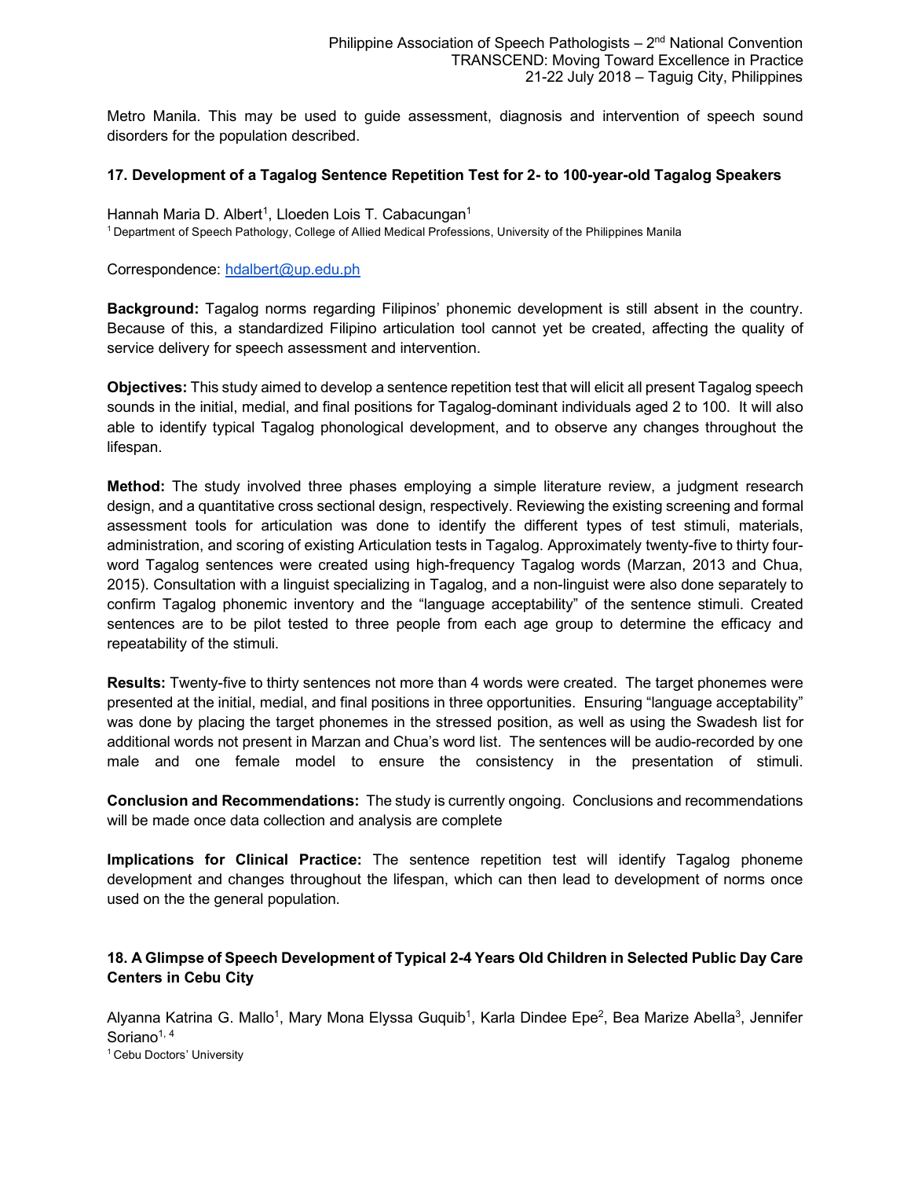Metro Manila. This may be used to guide assessment, diagnosis and intervention of speech sound disorders for the population described.

### 17. Development of a Tagalog Sentence Repetition Test for 2- to 100-year-old Tagalog Speakers

Hannah Maria D. Albert[1], Lloeden Lois T. Cabacungan[1]

[1] Department of Speech Pathology, College of Allied Medical Professions, University of the Philippines Manila

Correspondence: hdalbert@up.edu.ph

**Background:** Tagalog norms regarding Filipinos' phonemic development is still absent in the country. Because of this, a standardized Filipino articulation tool cannot yet be created, affecting the quality of service delivery for speech assessment and intervention.

**Objectives:** This study aimed to develop a sentence repetition test that will elicit all present Tagalog speech sounds in the initial, medial, and final positions for Tagalog-dominant individuals aged 2 to 100. It will also able to identify typical Tagalog phonological development, and to observe any changes throughout the lifespan.

**Method:** The study involved three phases employing a simple literature review, a judgment research design, and a quantitative cross sectional design, respectively. Reviewing the existing screening and formal assessment tools for articulation was done to identify the different types of test stimuli, materials, administration, and scoring of existing Articulation tests in Tagalog. Approximately twenty-five to thirty four-word Tagalog sentences were created using high-frequency Tagalog words (Marzan, 2013 and Chua, 2015). Consultation with a linguist specializing in Tagalog, and a non-linguist were also done separately to confirm Tagalog phonemic inventory and the "language acceptability" of the sentence stimuli. Created sentences are to be pilot tested to three people from each age group to determine the efficacy and repeatability of the stimuli.

**Results:** Twenty-five to thirty sentences not more than 4 words were created. The target phonemes were presented at the initial, medial, and final positions in three opportunities. Ensuring "language acceptability" was done by placing the target phonemes in the stressed position, as well as using the Swadesh list for additional words not present in Marzan and Chua's word list. The sentences will be audio-recorded by one male and one female model to ensure the consistency in the presentation of stimuli.

**Conclusion and Recommendations:** The study is currently ongoing. Conclusions and recommendations will be made once data collection and analysis are complete

**Implications for Clinical Practice:** The sentence repetition test will identify Tagalog phoneme development and changes throughout the lifespan, which can then lead to development of norms once used on the the general population.

### 18. A Glimpse of Speech Development of Typical 2-4 Years Old Children in Selected Public Day Care Centers in Cebu City

Alyanna Katrina G. Mallo[1], Mary Mona Elyssa Guquib[1], Karla Dindee Epe[2], Bea Marize Abella[3], Jennifer Soriano[1, 4]

[1] Cebu Doctors' University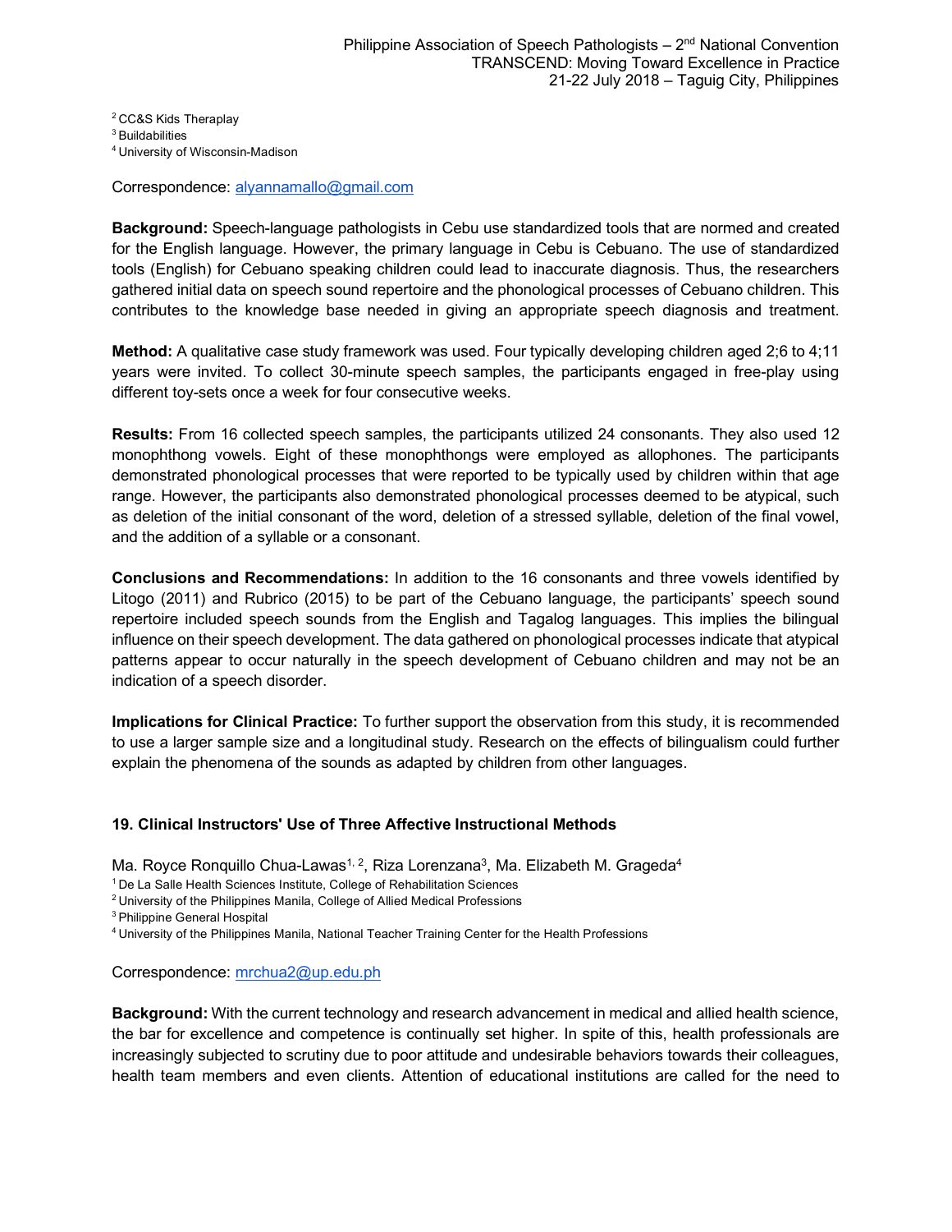[2] CC&S Kids Theraplay
[3] Buildabilities
[4] University of Wisconsin-Madison

Correspondence: alyannamallo@gmail.com

**Background:** Speech-language pathologists in Cebu use standardized tools that are normed and created for the English language. However, the primary language in Cebu is Cebuano. The use of standardized tools (English) for Cebuano speaking children could lead to inaccurate diagnosis. Thus, the researchers gathered initial data on speech sound repertoire and the phonological processes of Cebuano children. This contributes to the knowledge base needed in giving an appropriate speech diagnosis and treatment.

**Method:** A qualitative case study framework was used. Four typically developing children aged 2;6 to 4;11 years were invited. To collect 30-minute speech samples, the participants engaged in free-play using different toy-sets once a week for four consecutive weeks.

**Results:** From 16 collected speech samples, the participants utilized 24 consonants. They also used 12 monophthong vowels. Eight of these monophthongs were employed as allophones. The participants demonstrated phonological processes that were reported to be typically used by children within that age range. However, the participants also demonstrated phonological processes deemed to be atypical, such as deletion of the initial consonant of the word, deletion of a stressed syllable, deletion of the final vowel, and the addition of a syllable or a consonant.

**Conclusions and Recommendations:** In addition to the 16 consonants and three vowels identified by Litogo (2011) and Rubrico (2015) to be part of the Cebuano language, the participants' speech sound repertoire included speech sounds from the English and Tagalog languages. This implies the bilingual influence on their speech development. The data gathered on phonological processes indicate that atypical patterns appear to occur naturally in the speech development of Cebuano children and may not be an indication of a speech disorder.

**Implications for Clinical Practice:** To further support the observation from this study, it is recommended to use a larger sample size and a longitudinal study. Research on the effects of bilingualism could further explain the phenomena of the sounds as adapted by children from other languages.

### 19. Clinical Instructors' Use of Three Affective Instructional Methods

Ma. Royce Ronquillo Chua-Lawas[1, 2], Riza Lorenzana[3], Ma. Elizabeth M. Grageda[4]

[1] De La Salle Health Sciences Institute, College of Rehabilitation Sciences
[2] University of the Philippines Manila, College of Allied Medical Professions
[3] Philippine General Hospital
[4] University of the Philippines Manila, National Teacher Training Center for the Health Professions

Correspondence: mrchua2@up.edu.ph

**Background:** With the current technology and research advancement in medical and allied health science, the bar for excellence and competence is continually set higher. In spite of this, health professionals are increasingly subjected to scrutiny due to poor attitude and undesirable behaviors towards their colleagues, health team members and even clients. Attention of educational institutions are called for the need to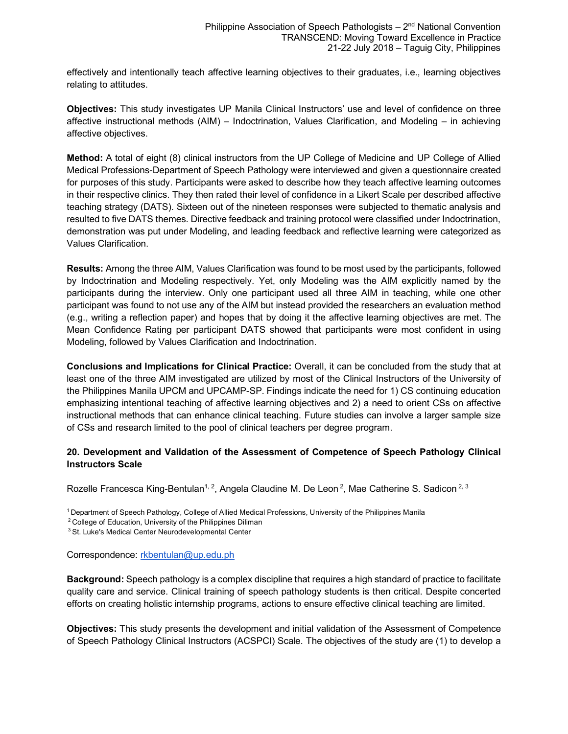effectively and intentionally teach affective learning objectives to their graduates, i.e., learning objectives relating to attitudes.

**Objectives:** This study investigates UP Manila Clinical Instructors' use and level of confidence on three affective instructional methods (AIM) – Indoctrination, Values Clarification, and Modeling – in achieving affective objectives.

**Method:** A total of eight (8) clinical instructors from the UP College of Medicine and UP College of Allied Medical Professions-Department of Speech Pathology were interviewed and given a questionnaire created for purposes of this study. Participants were asked to describe how they teach affective learning outcomes in their respective clinics. They then rated their level of confidence in a Likert Scale per described affective teaching strategy (DATS). Sixteen out of the nineteen responses were subjected to thematic analysis and resulted to five DATS themes. Directive feedback and training protocol were classified under Indoctrination, demonstration was put under Modeling, and leading feedback and reflective learning were categorized as Values Clarification.

**Results:** Among the three AIM, Values Clarification was found to be most used by the participants, followed by Indoctrination and Modeling respectively. Yet, only Modeling was the AIM explicitly named by the participants during the interview. Only one participant used all three AIM in teaching, while one other participant was found to not use any of the AIM but instead provided the researchers an evaluation method (e.g., writing a reflection paper) and hopes that by doing it the affective learning objectives are met. The Mean Confidence Rating per participant DATS showed that participants were most confident in using Modeling, followed by Values Clarification and Indoctrination.

**Conclusions and Implications for Clinical Practice:** Overall, it can be concluded from the study that at least one of the three AIM investigated are utilized by most of the Clinical Instructors of the University of the Philippines Manila UPCM and UPCAMP-SP. Findings indicate the need for 1) CS continuing education emphasizing intentional teaching of affective learning objectives and 2) a need to orient CSs on affective instructional methods that can enhance clinical teaching. Future studies can involve a larger sample size of CSs and research limited to the pool of clinical teachers per degree program.

### 20. Development and Validation of the Assessment of Competence of Speech Pathology Clinical Instructors Scale

Rozelle Francesca King-Bentulan[1, 2], Angela Claudine M. De Leon[2], Mae Catherine S. Sadicon[2, 3]

[1] Department of Speech Pathology, College of Allied Medical Professions, University of the Philippines Manila
[2] College of Education, University of the Philippines Diliman
[3] St. Luke's Medical Center Neurodevelopmental Center

Correspondence: rkbentulan@up.edu.ph

**Background:** Speech pathology is a complex discipline that requires a high standard of practice to facilitate quality care and service. Clinical training of speech pathology students is then critical. Despite concerted efforts on creating holistic internship programs, actions to ensure effective clinical teaching are limited.

**Objectives:** This study presents the development and initial validation of the Assessment of Competence of Speech Pathology Clinical Instructors (ACSPCI) Scale. The objectives of the study are (1) to develop a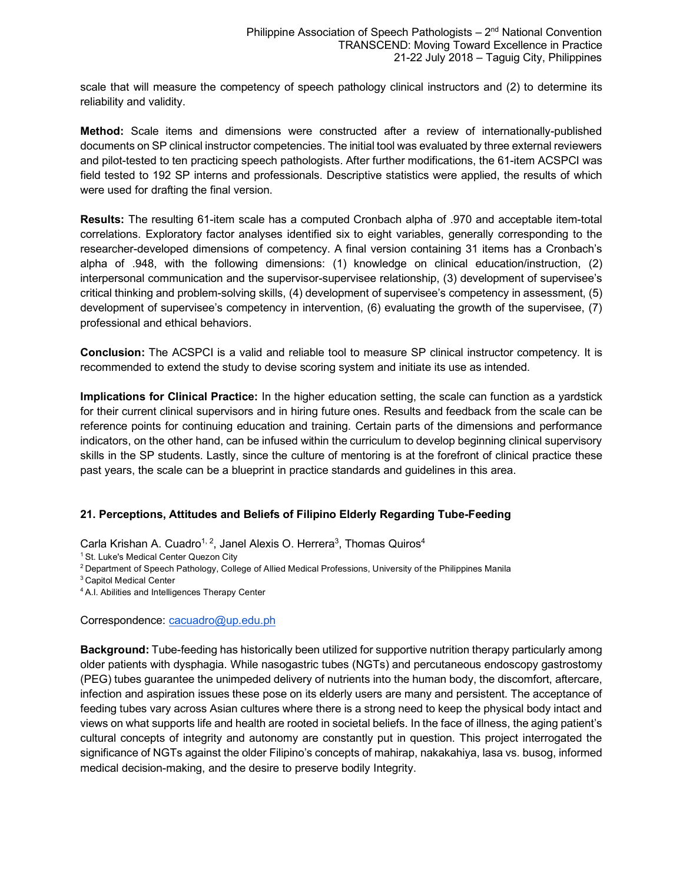scale that will measure the competency of speech pathology clinical instructors and (2) to determine its reliability and validity.

**Method:** Scale items and dimensions were constructed after a review of internationally-published documents on SP clinical instructor competencies. The initial tool was evaluated by three external reviewers and pilot-tested to ten practicing speech pathologists. After further modifications, the 61-item ACSPCI was field tested to 192 SP interns and professionals. Descriptive statistics were applied, the results of which were used for drafting the final version.

**Results:** The resulting 61-item scale has a computed Cronbach alpha of .970 and acceptable item-total correlations. Exploratory factor analyses identified six to eight variables, generally corresponding to the researcher-developed dimensions of competency. A final version containing 31 items has a Cronbach's alpha of .948, with the following dimensions: (1) knowledge on clinical education/instruction, (2) interpersonal communication and the supervisor-supervisee relationship, (3) development of supervisee's critical thinking and problem-solving skills, (4) development of supervisee's competency in assessment, (5) development of supervisee's competency in intervention, (6) evaluating the growth of the supervisee, (7) professional and ethical behaviors.

**Conclusion:** The ACSPCI is a valid and reliable tool to measure SP clinical instructor competency. It is recommended to extend the study to devise scoring system and initiate its use as intended.

**Implications for Clinical Practice:** In the higher education setting, the scale can function as a yardstick for their current clinical supervisors and in hiring future ones. Results and feedback from the scale can be reference points for continuing education and training. Certain parts of the dimensions and performance indicators, on the other hand, can be infused within the curriculum to develop beginning clinical supervisory skills in the SP students. Lastly, since the culture of mentoring is at the forefront of clinical practice these past years, the scale can be a blueprint in practice standards and guidelines in this area.

### 21. Perceptions, Attitudes and Beliefs of Filipino Elderly Regarding Tube-Feeding

Carla Krishan A. Cuadro[1, 2], Janel Alexis O. Herrera[3], Thomas Quiros[4]

[1] St. Luke's Medical Center Quezon City
[2] Department of Speech Pathology, College of Allied Medical Professions, University of the Philippines Manila
[3] Capitol Medical Center
[4] A.I. Abilities and Intelligences Therapy Center

Correspondence: cacuadro@up.edu.ph

**Background:** Tube-feeding has historically been utilized for supportive nutrition therapy particularly among older patients with dysphagia. While nasogastric tubes (NGTs) and percutaneous endoscopy gastrostomy (PEG) tubes guarantee the unimpeded delivery of nutrients into the human body, the discomfort, aftercare, infection and aspiration issues these pose on its elderly users are many and persistent. The acceptance of feeding tubes vary across Asian cultures where there is a strong need to keep the physical body intact and views on what supports life and health are rooted in societal beliefs. In the face of illness, the aging patient's cultural concepts of integrity and autonomy are constantly put in question. This project interrogated the significance of NGTs against the older Filipino's concepts of mahirap, nakakahiya, lasa vs. busog, informed medical decision-making, and the desire to preserve bodily Integrity.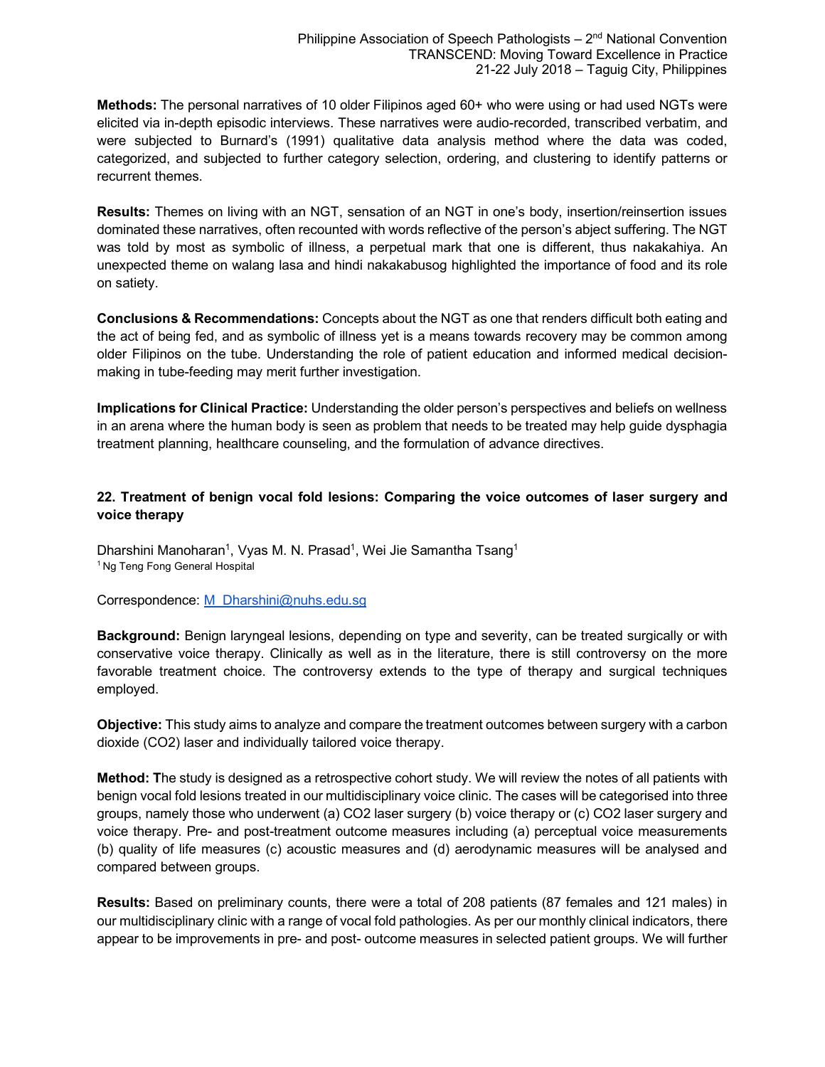**Methods:** The personal narratives of 10 older Filipinos aged 60+ who were using or had used NGTs were elicited via in-depth episodic interviews. These narratives were audio-recorded, transcribed verbatim, and were subjected to Burnard's (1991) qualitative data analysis method where the data was coded, categorized, and subjected to further category selection, ordering, and clustering to identify patterns or recurrent themes.

**Results:** Themes on living with an NGT, sensation of an NGT in one's body, insertion/reinsertion issues dominated these narratives, often recounted with words reflective of the person's abject suffering. The NGT was told by most as symbolic of illness, a perpetual mark that one is different, thus nakakahiya. An unexpected theme on walang lasa and hindi nakakabusog highlighted the importance of food and its role on satiety.

**Conclusions & Recommendations:** Concepts about the NGT as one that renders difficult both eating and the act of being fed, and as symbolic of illness yet is a means towards recovery may be common among older Filipinos on the tube. Understanding the role of patient education and informed medical decision-making in tube-feeding may merit further investigation.

**Implications for Clinical Practice:** Understanding the older person's perspectives and beliefs on wellness in an arena where the human body is seen as problem that needs to be treated may help guide dysphagia treatment planning, healthcare counseling, and the formulation of advance directives.

### 22. Treatment of benign vocal fold lesions: Comparing the voice outcomes of laser surgery and voice therapy

Dharshini Manoharan[1], Vyas M. N. Prasad[1], Wei Jie Samantha Tsang[1]
[1] Ng Teng Fong General Hospital

Correspondence: M_Dharshini@nuhs.edu.sg

**Background:** Benign laryngeal lesions, depending on type and severity, can be treated surgically or with conservative voice therapy. Clinically as well as in the literature, there is still controversy on the more favorable treatment choice. The controversy extends to the type of therapy and surgical techniques employed.

**Objective:** This study aims to analyze and compare the treatment outcomes between surgery with a carbon dioxide ($CO_2$) laser and individually tailored voice therapy.

**Method:** The study is designed as a retrospective cohort study. We will review the notes of all patients with benign vocal fold lesions treated in our multidisciplinary voice clinic. The cases will be categorised into three groups, namely those who underwent (a) $CO_2$ laser surgery (b) voice therapy or (c) $CO_2$ laser surgery and voice therapy. Pre- and post-treatment outcome measures including (a) perceptual voice measurements (b) quality of life measures (c) acoustic measures and (d) aerodynamic measures will be analysed and compared between groups.

**Results:** Based on preliminary counts, there were a total of 208 patients (87 females and 121 males) in our multidisciplinary clinic with a range of vocal fold pathologies. As per our monthly clinical indicators, there appear to be improvements in pre- and post- outcome measures in selected patient groups. We will further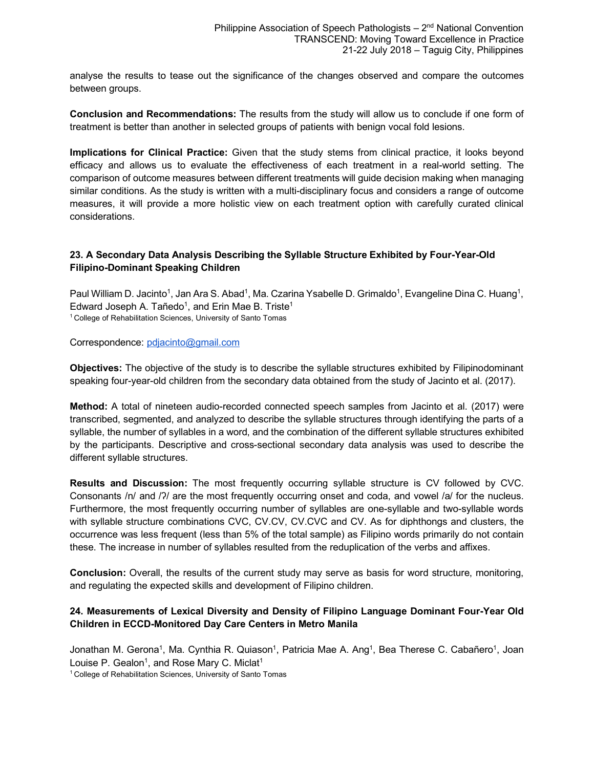analyse the results to tease out the significance of the changes observed and compare the outcomes between groups.

**Conclusion and Recommendations:** The results from the study will allow us to conclude if one form of treatment is better than another in selected groups of patients with benign vocal fold lesions.

**Implications for Clinical Practice:** Given that the study stems from clinical practice, it looks beyond efficacy and allows us to evaluate the effectiveness of each treatment in a real-world setting. The comparison of outcome measures between different treatments will guide decision making when managing similar conditions. As the study is written with a multi-disciplinary focus and considers a range of outcome measures, it will provide a more holistic view on each treatment option with carefully curated clinical considerations.

### 23. A Secondary Data Analysis Describing the Syllable Structure Exhibited by Four-Year-Old Filipino-Dominant Speaking Children

Paul William D. Jacinto[1], Jan Ara S. Abad[1], Ma. Czarina Ysabelle D. Grimaldo[1], Evangeline Dina C. Huang[1], Edward Joseph A. Tañedo[1], and Erin Mae B. Triste[1]

[1] College of Rehabilitation Sciences, University of Santo Tomas

Correspondence: pdjacinto@gmail.com

**Objectives:** The objective of the study is to describe the syllable structures exhibited by Filipinodominant speaking four-year-old children from the secondary data obtained from the study of Jacinto et al. (2017).

**Method:** A total of nineteen audio-recorded connected speech samples from Jacinto et al. (2017) were transcribed, segmented, and analyzed to describe the syllable structures through identifying the parts of a syllable, the number of syllables in a word, and the combination of the different syllable structures exhibited by the participants. Descriptive and cross-sectional secondary data analysis was used to describe the different syllable structures.

**Results and Discussion:** The most frequently occurring syllable structure is CV followed by CVC. Consonants /n/ and /ʔ/ are the most frequently occurring onset and coda, and vowel /a/ for the nucleus. Furthermore, the most frequently occurring number of syllables are one-syllable and two-syllable words with syllable structure combinations CVC, CV.CV, CV.CVC and CV. As for diphthongs and clusters, the occurrence was less frequent (less than 5% of the total sample) as Filipino words primarily do not contain these. The increase in number of syllables resulted from the reduplication of the verbs and affixes.

**Conclusion:** Overall, the results of the current study may serve as basis for word structure, monitoring, and regulating the expected skills and development of Filipino children.

### 24. Measurements of Lexical Diversity and Density of Filipino Language Dominant Four-Year Old Children in ECCD-Monitored Day Care Centers in Metro Manila

Jonathan M. Gerona[1], Ma. Cynthia R. Quiason[1], Patricia Mae A. Ang[1], Bea Therese C. Cabañero[1], Joan Louise P. Gealon[1], and Rose Mary C. Miclat[1]

[1] College of Rehabilitation Sciences, University of Santo Tomas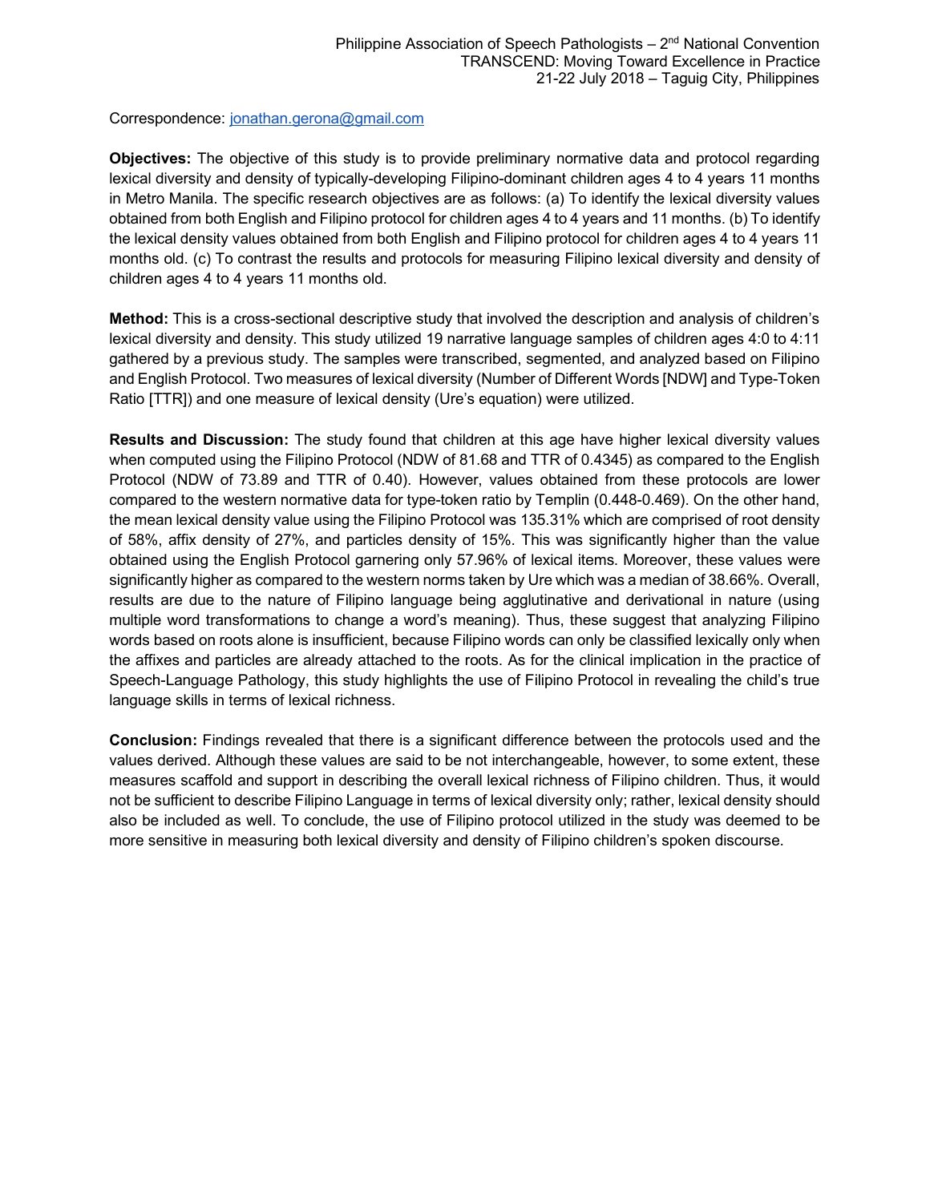Correspondence: jonathan.gerona@gmail.com

**Objectives:** The objective of this study is to provide preliminary normative data and protocol regarding lexical diversity and density of typically-developing Filipino-dominant children ages 4 to 4 years 11 months in Metro Manila. The specific research objectives are as follows: (a) To identify the lexical diversity values obtained from both English and Filipino protocol for children ages 4 to 4 years and 11 months. (b) To identify the lexical density values obtained from both English and Filipino protocol for children ages 4 to 4 years 11 months old. (c) To contrast the results and protocols for measuring Filipino lexical diversity and density of children ages 4 to 4 years 11 months old.

**Method:** This is a cross-sectional descriptive study that involved the description and analysis of children's lexical diversity and density. This study utilized 19 narrative language samples of children ages 4:0 to 4:11 gathered by a previous study. The samples were transcribed, segmented, and analyzed based on Filipino and English Protocol. Two measures of lexical diversity (Number of Different Words [NDW] and Type-Token Ratio [TTR]) and one measure of lexical density (Ure's equation) were utilized.

**Results and Discussion:** The study found that children at this age have higher lexical diversity values when computed using the Filipino Protocol (NDW of 81.68 and TTR of 0.4345) as compared to the English Protocol (NDW of 73.89 and TTR of 0.40). However, values obtained from these protocols are lower compared to the western normative data for type-token ratio by Templin (0.448-0.469). On the other hand, the mean lexical density value using the Filipino Protocol was 135.31% which are comprised of root density of 58%, affix density of 27%, and particles density of 15%. This was significantly higher than the value obtained using the English Protocol garnering only 57.96% of lexical items. Moreover, these values were significantly higher as compared to the western norms taken by Ure which was a median of 38.66%. Overall, results are due to the nature of Filipino language being agglutinative and derivational in nature (using multiple word transformations to change a word's meaning). Thus, these suggest that analyzing Filipino words based on roots alone is insufficient, because Filipino words can only be classified lexically only when the affixes and particles are already attached to the roots. As for the clinical implication in the practice of Speech-Language Pathology, this study highlights the use of Filipino Protocol in revealing the child's true language skills in terms of lexical richness.

**Conclusion:** Findings revealed that there is a significant difference between the protocols used and the values derived. Although these values are said to be not interchangeable, however, to some extent, these measures scaffold and support in describing the overall lexical richness of Filipino children. Thus, it would not be sufficient to describe Filipino Language in terms of lexical diversity only; rather, lexical density should also be included as well. To conclude, the use of Filipino protocol utilized in the study was deemed to be more sensitive in measuring both lexical diversity and density of Filipino children's spoken discourse.